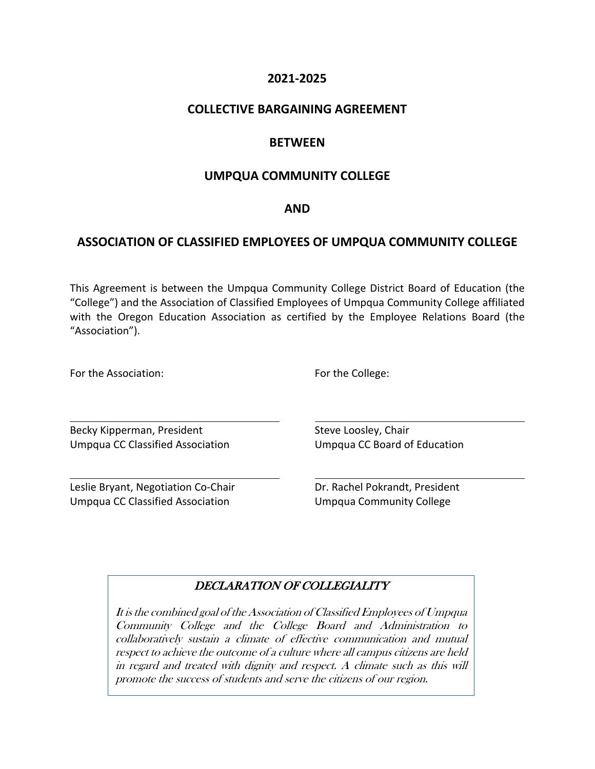# 2021-2025

# COLLECTIVE BARGAINING AGREEMENT

# BETWEEN

# UMPQUA COMMUNITY COLLEGE

# AND

# ASSOCIATION OF CLASSIFIED EMPLOYEES OF UMPQUA COMMUNITY COLLEGE

This Agreement is between the Umpqua Community College District Board of Education (the "College") and the Association of Classified Employees of Umpqua Community College affiliated with the Oregon Education Association as certified by the Employee Relations Board (the "Association").

| For the Association: | For the College: |
|---|---|
| Becky Kipperman, President<br>Umpqua CC Classified Association | Steve Loosley, Chair<br>Umpqua CC Board of Education |
| Leslie Bryant, Negotiation Co-Chair<br>Umpqua CC Classified Association | Dr. Rachel Pokrandt, President<br>Umpqua Community College |

## *DECLARATION OF COLLEGIALITY*

*It is the combined goal of the Association of Classified Employees of Umpqua Community College and the College Board and Administration to collaboratively sustain a climate of effective communication and mutual respect to achieve the outcome of a culture where all campus citizens are held in regard and treated with dignity and respect. A climate such as this will promote the success of students and serve the citizens of our region.*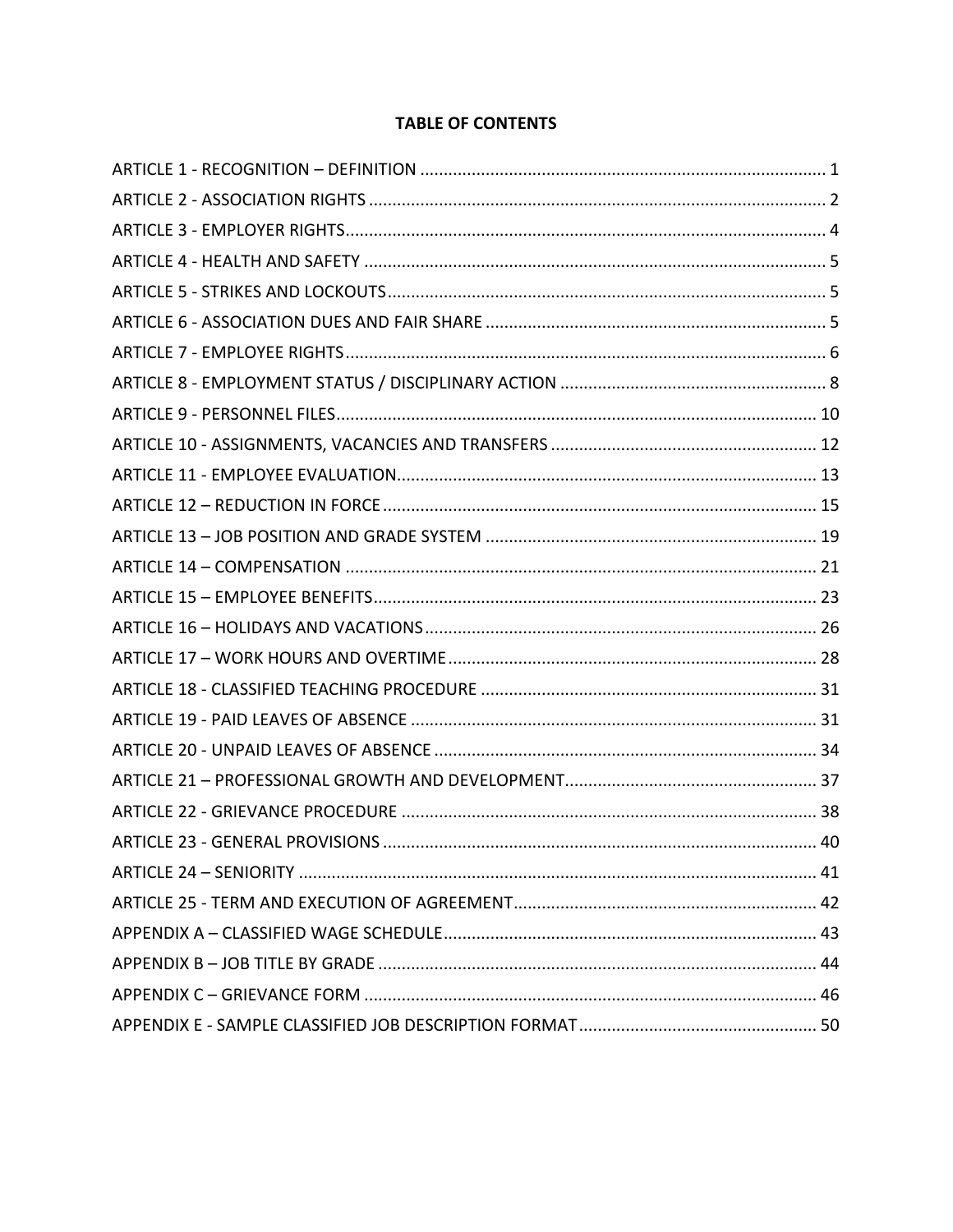## TABLE OF CONTENTS

ARTICLE 1 - RECOGNITION – DEFINITION ........................................................................................ 1
ARTICLE 2 - ASSOCIATION RIGHTS ................................................................................................. 2
ARTICLE 3 - EMPLOYER RIGHTS...................................................................................................... 4
ARTICLE 4 - HEALTH AND SAFETY .................................................................................................. 5
ARTICLE 5 - STRIKES AND LOCKOUTS............................................................................................. 5
ARTICLE 6 - ASSOCIATION DUES AND FAIR SHARE ........................................................................ 5
ARTICLE 7 - EMPLOYEE RIGHTS...................................................................................................... 6
ARTICLE 8 - EMPLOYMENT STATUS / DISCIPLINARY ACTION ......................................................... 8
ARTICLE 9 - PERSONNEL FILES...................................................................................................... 10
ARTICLE 10 - ASSIGNMENTS, VACANCIES AND TRANSFERS ......................................................... 12
ARTICLE 11 - EMPLOYEE EVALUATION......................................................................................... 13
ARTICLE 12 – REDUCTION IN FORCE ............................................................................................ 15
ARTICLE 13 – JOB POSITION AND GRADE SYSTEM ...................................................................... 19
ARTICLE 14 – COMPENSATION .................................................................................................... 21
ARTICLE 15 – EMPLOYEE BENEFITS.............................................................................................. 23
ARTICLE 16 – HOLIDAYS AND VACATIONS................................................................................... 26
ARTICLE 17 – WORK HOURS AND OVERTIME.............................................................................. 28
ARTICLE 18 - CLASSIFIED TEACHING PROCEDURE ....................................................................... 31
ARTICLE 19 - PAID LEAVES OF ABSENCE ....................................................................................... 31
ARTICLE 20 - UNPAID LEAVES OF ABSENCE .................................................................................. 34
ARTICLE 21 – PROFESSIONAL GROWTH AND DEVELOPMENT...................................................... 37
ARTICLE 22 - GRIEVANCE PROCEDURE ......................................................................................... 38
ARTICLE 23 - GENERAL PROVISIONS ............................................................................................ 40
ARTICLE 24 – SENIORITY .............................................................................................................. 41
ARTICLE 25 - TERM AND EXECUTION OF AGREEMENT................................................................. 42
APPENDIX A – CLASSIFIED WAGE SCHEDULE................................................................................ 43
APPENDIX B – JOB TITLE BY GRADE ............................................................................................. 44
APPENDIX C – GRIEVANCE FORM ................................................................................................. 46
APPENDIX E - SAMPLE CLASSIFIED JOB DESCRIPTION FORMAT................................................... 50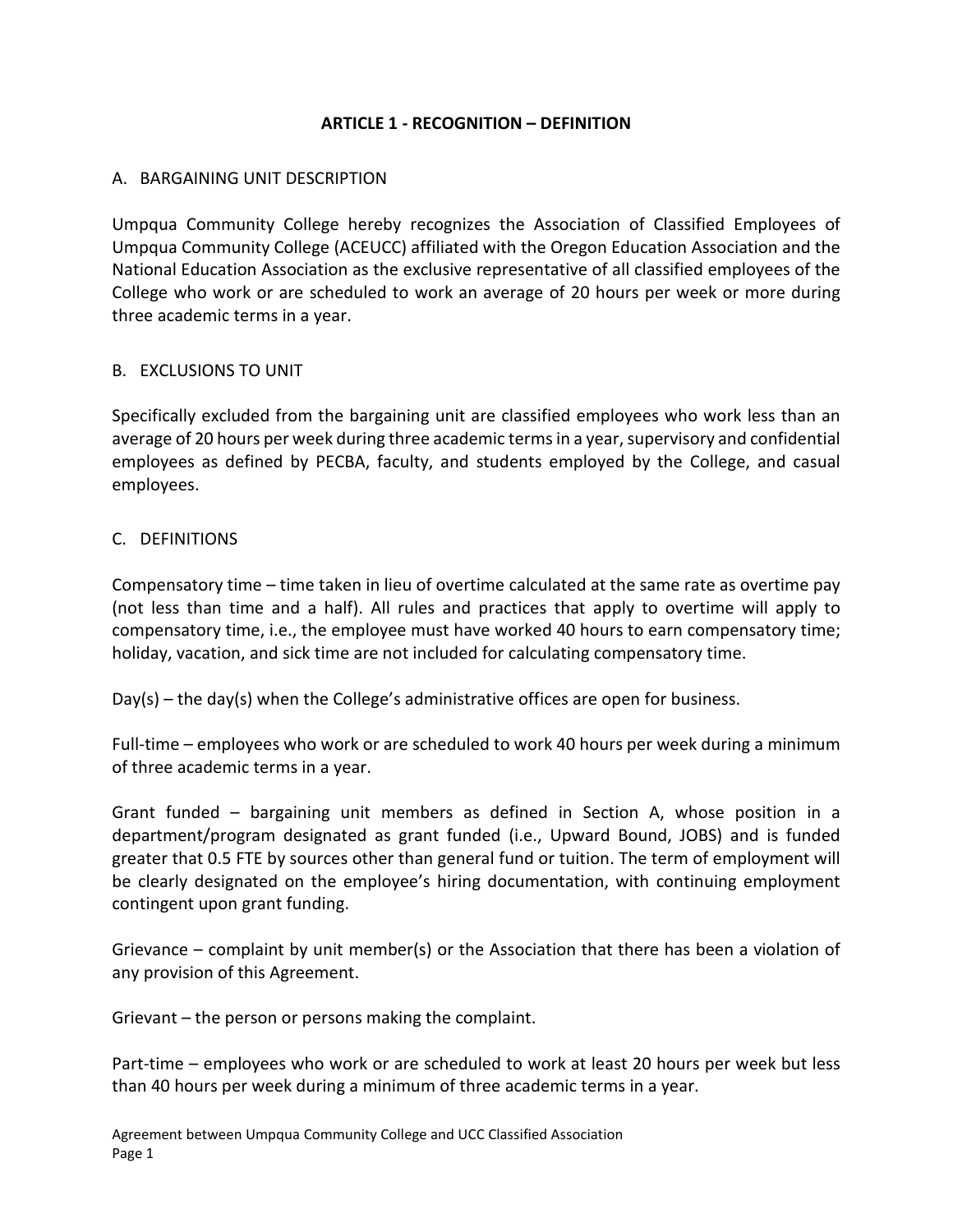## ARTICLE 1 - RECOGNITION – DEFINITION

### A. BARGAINING UNIT DESCRIPTION

Umpqua Community College hereby recognizes the Association of Classified Employees of Umpqua Community College (ACEUCC) affiliated with the Oregon Education Association and the National Education Association as the exclusive representative of all classified employees of the College who work or are scheduled to work an average of 20 hours per week or more during three academic terms in a year.

### B. EXCLUSIONS TO UNIT

Specifically excluded from the bargaining unit are classified employees who work less than an average of 20 hours per week during three academic terms in a year, supervisory and confidential employees as defined by PECBA, faculty, and students employed by the College, and casual employees.

### C. DEFINITIONS

Compensatory time – time taken in lieu of overtime calculated at the same rate as overtime pay (not less than time and a half). All rules and practices that apply to overtime will apply to compensatory time, i.e., the employee must have worked 40 hours to earn compensatory time; holiday, vacation, and sick time are not included for calculating compensatory time.

Day(s) – the day(s) when the College's administrative offices are open for business.

Full-time – employees who work or are scheduled to work 40 hours per week during a minimum of three academic terms in a year.

Grant funded – bargaining unit members as defined in Section A, whose position in a department/program designated as grant funded (i.e., Upward Bound, JOBS) and is funded greater that 0.5 FTE by sources other than general fund or tuition. The term of employment will be clearly designated on the employee's hiring documentation, with continuing employment contingent upon grant funding.

Grievance – complaint by unit member(s) or the Association that there has been a violation of any provision of this Agreement.

Grievant – the person or persons making the complaint.

Part-time – employees who work or are scheduled to work at least 20 hours per week but less than 40 hours per week during a minimum of three academic terms in a year.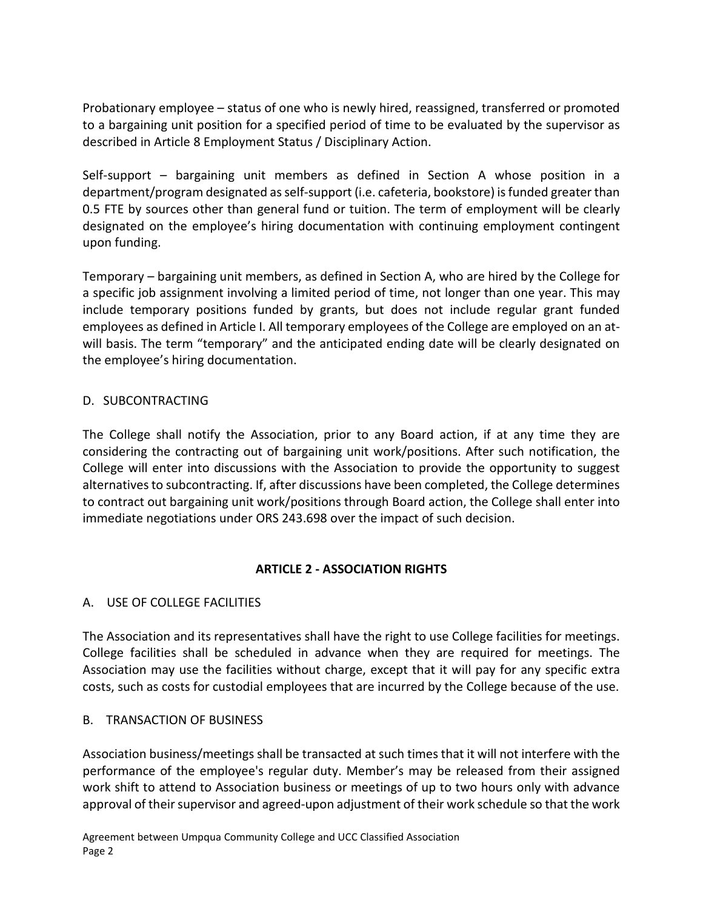Probationary employee – status of one who is newly hired, reassigned, transferred or promoted to a bargaining unit position for a specified period of time to be evaluated by the supervisor as described in Article 8 Employment Status / Disciplinary Action.

Self-support – bargaining unit members as defined in Section A whose position in a department/program designated as self-support (i.e. cafeteria, bookstore) is funded greater than 0.5 FTE by sources other than general fund or tuition. The term of employment will be clearly designated on the employee's hiring documentation with continuing employment contingent upon funding.

Temporary – bargaining unit members, as defined in Section A, who are hired by the College for a specific job assignment involving a limited period of time, not longer than one year. This may include temporary positions funded by grants, but does not include regular grant funded employees as defined in Article I. All temporary employees of the College are employed on an at-will basis. The term "temporary" and the anticipated ending date will be clearly designated on the employee's hiring documentation.

D. SUBCONTRACTING

The College shall notify the Association, prior to any Board action, if at any time they are considering the contracting out of bargaining unit work/positions. After such notification, the College will enter into discussions with the Association to provide the opportunity to suggest alternatives to subcontracting. If, after discussions have been completed, the College determines to contract out bargaining unit work/positions through Board action, the College shall enter into immediate negotiations under ORS 243.698 over the impact of such decision.

## ARTICLE 2 - ASSOCIATION RIGHTS

A. USE OF COLLEGE FACILITIES

The Association and its representatives shall have the right to use College facilities for meetings. College facilities shall be scheduled in advance when they are required for meetings. The Association may use the facilities without charge, except that it will pay for any specific extra costs, such as costs for custodial employees that are incurred by the College because of the use.

B. TRANSACTION OF BUSINESS

Association business/meetings shall be transacted at such times that it will not interfere with the performance of the employee's regular duty. Member's may be released from their assigned work shift to attend to Association business or meetings of up to two hours only with advance approval of their supervisor and agreed-upon adjustment of their work schedule so that the work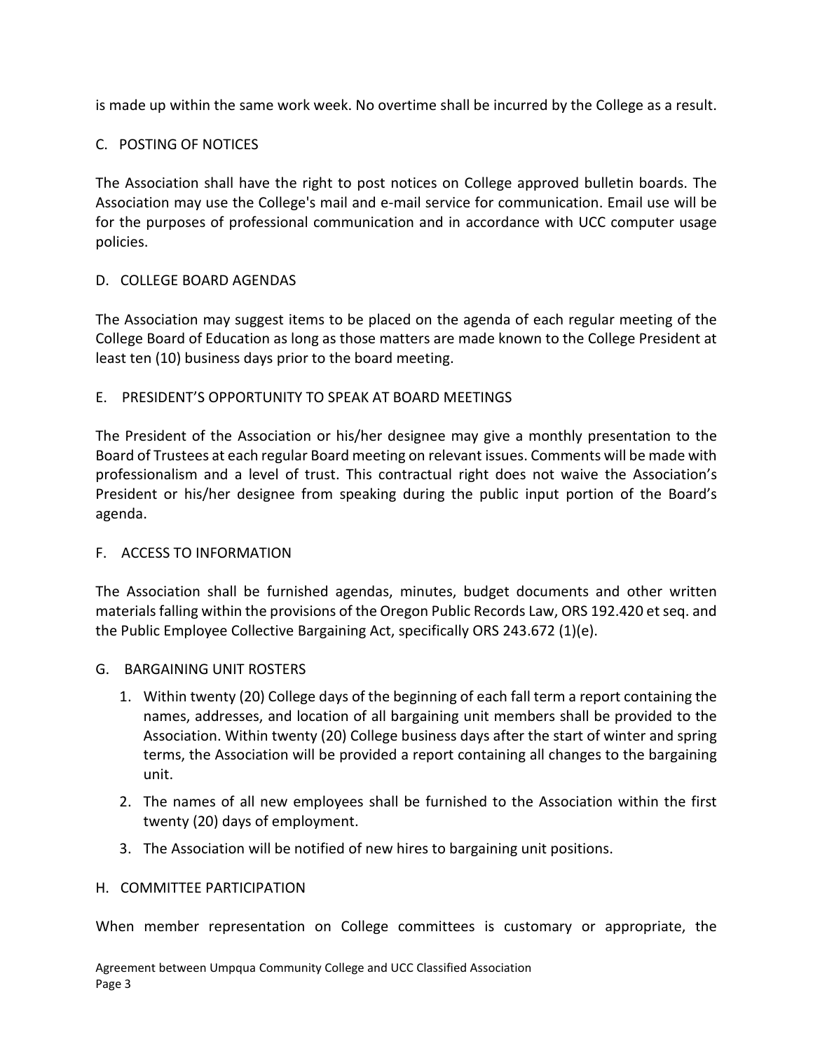is made up within the same work week. No overtime shall be incurred by the College as a result.

## C. POSTING OF NOTICES

The Association shall have the right to post notices on College approved bulletin boards. The Association may use the College's mail and e-mail service for communication. Email use will be for the purposes of professional communication and in accordance with UCC computer usage policies.

## D. COLLEGE BOARD AGENDAS

The Association may suggest items to be placed on the agenda of each regular meeting of the College Board of Education as long as those matters are made known to the College President at least ten (10) business days prior to the board meeting.

## E. PRESIDENT'S OPPORTUNITY TO SPEAK AT BOARD MEETINGS

The President of the Association or his/her designee may give a monthly presentation to the Board of Trustees at each regular Board meeting on relevant issues. Comments will be made with professionalism and a level of trust. This contractual right does not waive the Association's President or his/her designee from speaking during the public input portion of the Board's agenda.

## F. ACCESS TO INFORMATION

The Association shall be furnished agendas, minutes, budget documents and other written materials falling within the provisions of the Oregon Public Records Law, ORS 192.420 et seq. and the Public Employee Collective Bargaining Act, specifically ORS 243.672 (1)(e).

## G. BARGAINING UNIT ROSTERS

1. Within twenty (20) College days of the beginning of each fall term a report containing the names, addresses, and location of all bargaining unit members shall be provided to the Association. Within twenty (20) College business days after the start of winter and spring terms, the Association will be provided a report containing all changes to the bargaining unit.
2. The names of all new employees shall be furnished to the Association within the first twenty (20) days of employment.
3. The Association will be notified of new hires to bargaining unit positions.

## H. COMMITTEE PARTICIPATION

When member representation on College committees is customary or appropriate, the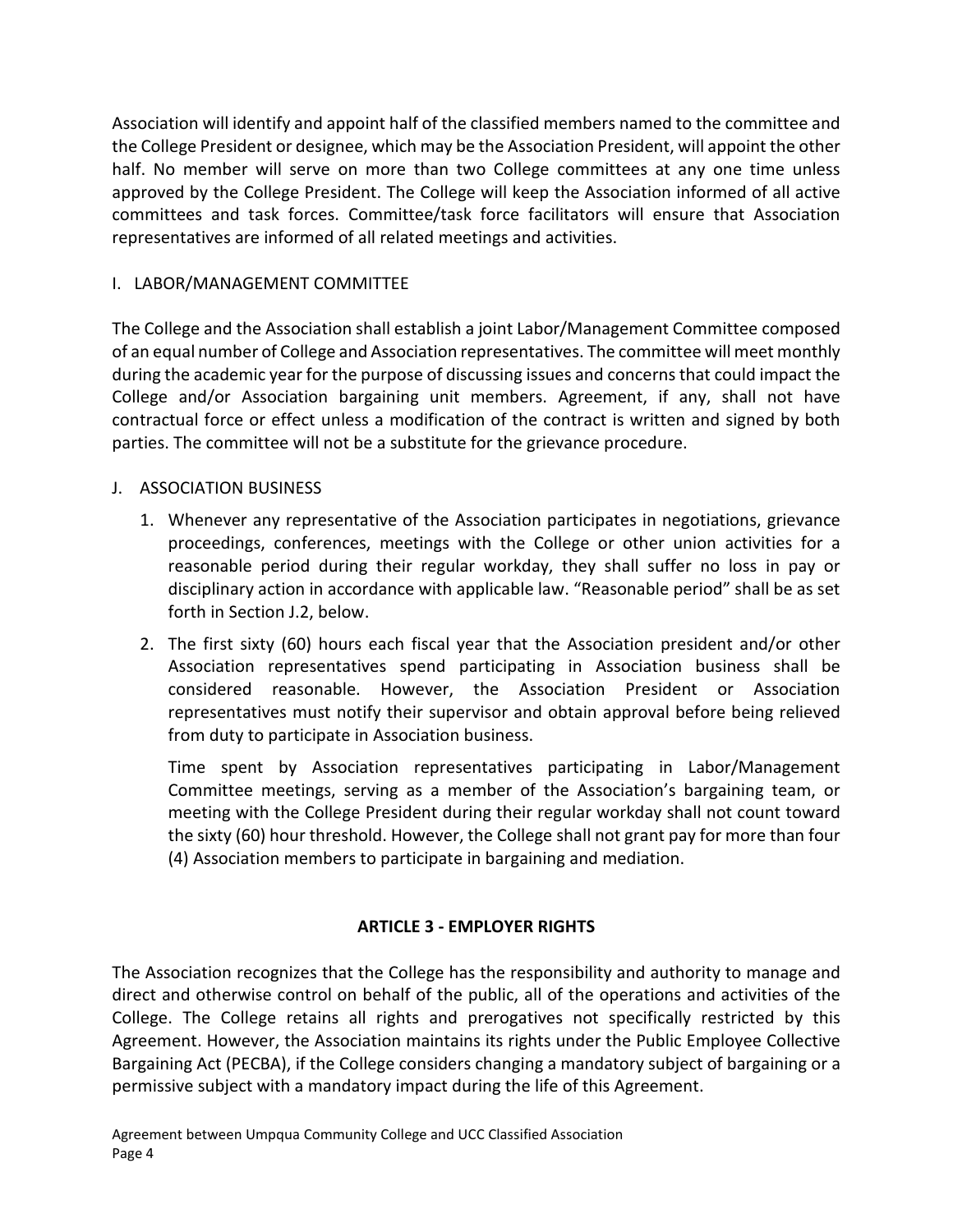Association will identify and appoint half of the classified members named to the committee and the College President or designee, which may be the Association President, will appoint the other half. No member will serve on more than two College committees at any one time unless approved by the College President. The College will keep the Association informed of all active committees and task forces. Committee/task force facilitators will ensure that Association representatives are informed of all related meetings and activities.

I. LABOR/MANAGEMENT COMMITTEE

The College and the Association shall establish a joint Labor/Management Committee composed of an equal number of College and Association representatives. The committee will meet monthly during the academic year for the purpose of discussing issues and concerns that could impact the College and/or Association bargaining unit members. Agreement, if any, shall not have contractual force or effect unless a modification of the contract is written and signed by both parties. The committee will not be a substitute for the grievance procedure.

J. ASSOCIATION BUSINESS

1. Whenever any representative of the Association participates in negotiations, grievance proceedings, conferences, meetings with the College or other union activities for a reasonable period during their regular workday, they shall suffer no loss in pay or disciplinary action in accordance with applicable law. "Reasonable period" shall be as set forth in Section J.2, below.
2. The first sixty (60) hours each fiscal year that the Association president and/or other Association representatives spend participating in Association business shall be considered reasonable. However, the Association President or Association representatives must notify their supervisor and obtain approval before being relieved from duty to participate in Association business.

   Time spent by Association representatives participating in Labor/Management Committee meetings, serving as a member of the Association's bargaining team, or meeting with the College President during their regular workday shall not count toward the sixty (60) hour threshold. However, the College shall not grant pay for more than four (4) Association members to participate in bargaining and mediation.

## ARTICLE 3 - EMPLOYER RIGHTS

The Association recognizes that the College has the responsibility and authority to manage and direct and otherwise control on behalf of the public, all of the operations and activities of the College. The College retains all rights and prerogatives not specifically restricted by this Agreement. However, the Association maintains its rights under the Public Employee Collective Bargaining Act (PECBA), if the College considers changing a mandatory subject of bargaining or a permissive subject with a mandatory impact during the life of this Agreement.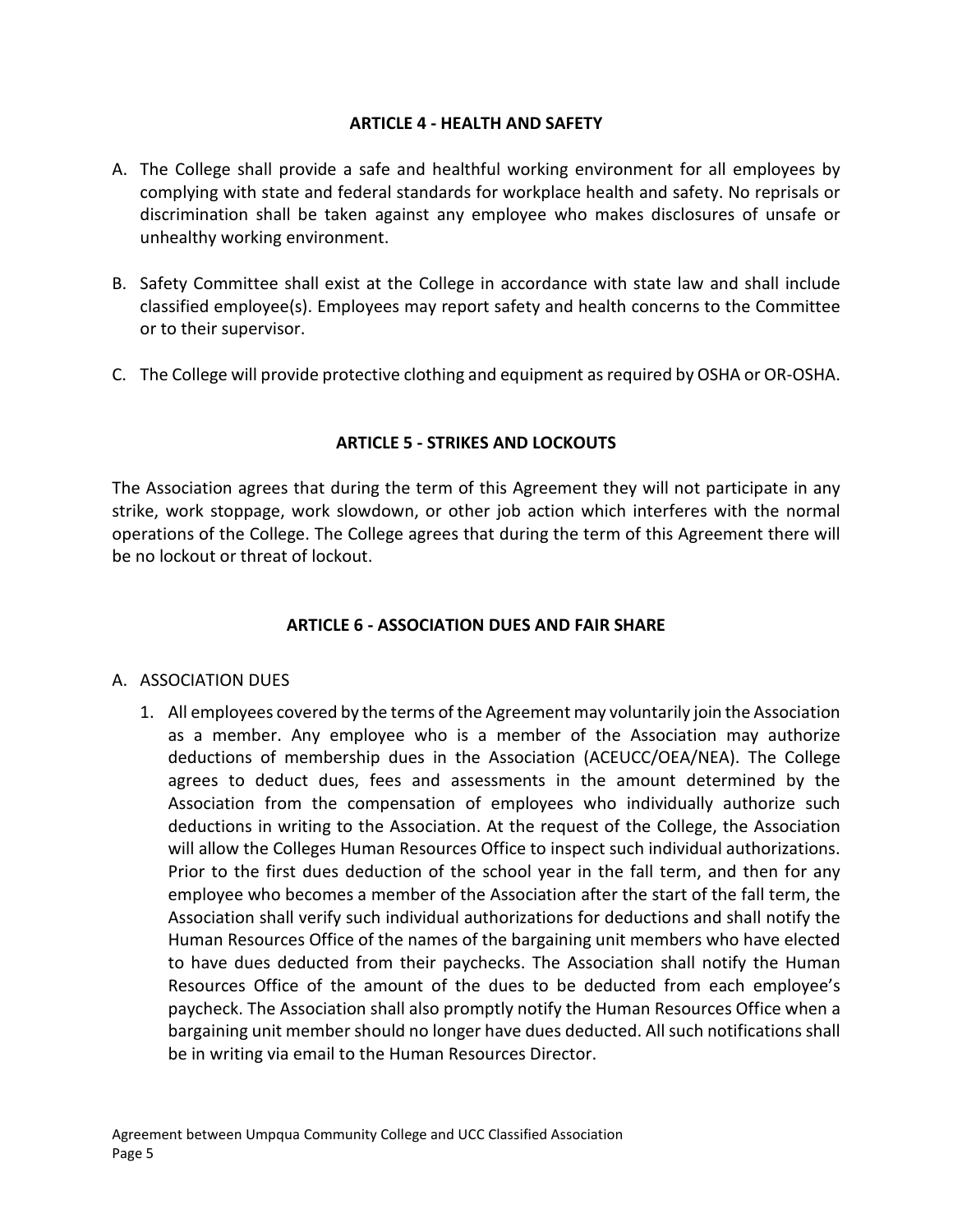## ARTICLE 4 - HEALTH AND SAFETY

A. The College shall provide a safe and healthful working environment for all employees by complying with state and federal standards for workplace health and safety. No reprisals or discrimination shall be taken against any employee who makes disclosures of unsafe or unhealthy working environment.

B. Safety Committee shall exist at the College in accordance with state law and shall include classified employee(s). Employees may report safety and health concerns to the Committee or to their supervisor.

C. The College will provide protective clothing and equipment as required by OSHA or OR-OSHA.

## ARTICLE 5 - STRIKES AND LOCKOUTS

The Association agrees that during the term of this Agreement they will not participate in any strike, work stoppage, work slowdown, or other job action which interferes with the normal operations of the College. The College agrees that during the term of this Agreement there will be no lockout or threat of lockout.

## ARTICLE 6 - ASSOCIATION DUES AND FAIR SHARE

A. ASSOCIATION DUES

1. All employees covered by the terms of the Agreement may voluntarily join the Association as a member. Any employee who is a member of the Association may authorize deductions of membership dues in the Association (ACEUCC/OEA/NEA). The College agrees to deduct dues, fees and assessments in the amount determined by the Association from the compensation of employees who individually authorize such deductions in writing to the Association. At the request of the College, the Association will allow the Colleges Human Resources Office to inspect such individual authorizations. Prior to the first dues deduction of the school year in the fall term, and then for any employee who becomes a member of the Association after the start of the fall term, the Association shall verify such individual authorizations for deductions and shall notify the Human Resources Office of the names of the bargaining unit members who have elected to have dues deducted from their paychecks. The Association shall notify the Human Resources Office of the amount of the dues to be deducted from each employee's paycheck. The Association shall also promptly notify the Human Resources Office when a bargaining unit member should no longer have dues deducted. All such notifications shall be in writing via email to the Human Resources Director.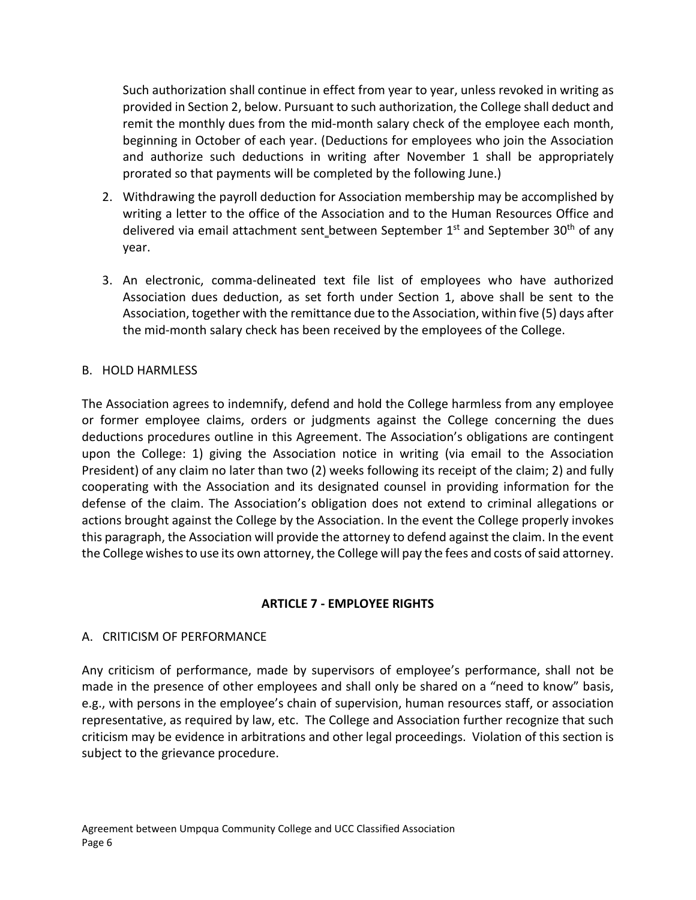Such authorization shall continue in effect from year to year, unless revoked in writing as provided in Section 2, below. Pursuant to such authorization, the College shall deduct and remit the monthly dues from the mid-month salary check of the employee each month, beginning in October of each year. (Deductions for employees who join the Association and authorize such deductions in writing after November 1 shall be appropriately prorated so that payments will be completed by the following June.)

2. Withdrawing the payroll deduction for Association membership may be accomplished by writing a letter to the office of the Association and to the Human Resources Office and delivered via email attachment sent between September 1st and September 30th of any year.

3. An electronic, comma-delineated text file list of employees who have authorized Association dues deduction, as set forth under Section 1, above shall be sent to the Association, together with the remittance due to the Association, within five (5) days after the mid-month salary check has been received by the employees of the College.

B. HOLD HARMLESS

The Association agrees to indemnify, defend and hold the College harmless from any employee or former employee claims, orders or judgments against the College concerning the dues deductions procedures outline in this Agreement. The Association's obligations are contingent upon the College: 1) giving the Association notice in writing (via email to the Association President) of any claim no later than two (2) weeks following its receipt of the claim; 2) and fully cooperating with the Association and its designated counsel in providing information for the defense of the claim. The Association's obligation does not extend to criminal allegations or actions brought against the College by the Association. In the event the College properly invokes this paragraph, the Association will provide the attorney to defend against the claim. In the event the College wishes to use its own attorney, the College will pay the fees and costs of said attorney.

## ARTICLE 7 - EMPLOYEE RIGHTS

A. CRITICISM OF PERFORMANCE

Any criticism of performance, made by supervisors of employee's performance, shall not be made in the presence of other employees and shall only be shared on a "need to know" basis, e.g., with persons in the employee's chain of supervision, human resources staff, or association representative, as required by law, etc. The College and Association further recognize that such criticism may be evidence in arbitrations and other legal proceedings. Violation of this section is subject to the grievance procedure.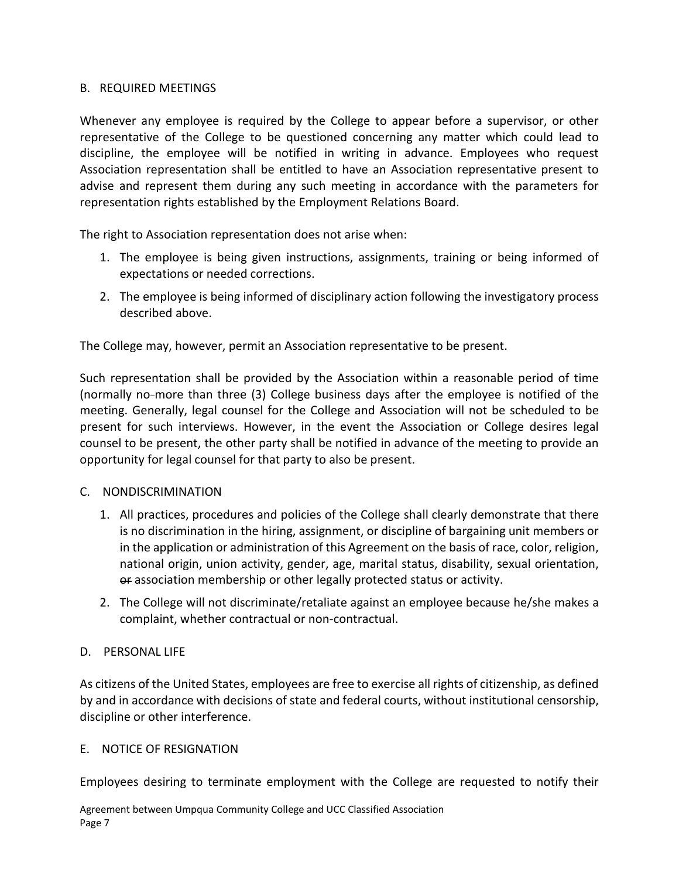## B. REQUIRED MEETINGS

Whenever any employee is required by the College to appear before a supervisor, or other representative of the College to be questioned concerning any matter which could lead to discipline, the employee will be notified in writing in advance. Employees who request Association representation shall be entitled to have an Association representative present to advise and represent them during any such meeting in accordance with the parameters for representation rights established by the Employment Relations Board.

The right to Association representation does not arise when:

1. The employee is being given instructions, assignments, training or being informed of expectations or needed corrections.
2. The employee is being informed of disciplinary action following the investigatory process described above.

The College may, however, permit an Association representative to be present.

Such representation shall be provided by the Association within a reasonable period of time (normally no more than three (3) College business days after the employee is notified of the meeting. Generally, legal counsel for the College and Association will not be scheduled to be present for such interviews. However, in the event the Association or College desires legal counsel to be present, the other party shall be notified in advance of the meeting to provide an opportunity for legal counsel for that party to also be present.

## C. NONDISCRIMINATION

1. All practices, procedures and policies of the College shall clearly demonstrate that there is no discrimination in the hiring, assignment, or discipline of bargaining unit members or in the application or administration of this Agreement on the basis of race, color, religion, national origin, union activity, gender, age, marital status, disability, sexual orientation, ~~or~~ association membership or other legally protected status or activity.
2. The College will not discriminate/retaliate against an employee because he/she makes a complaint, whether contractual or non-contractual.

## D. PERSONAL LIFE

As citizens of the United States, employees are free to exercise all rights of citizenship, as defined by and in accordance with decisions of state and federal courts, without institutional censorship, discipline or other interference.

## E. NOTICE OF RESIGNATION

Employees desiring to terminate employment with the College are requested to notify their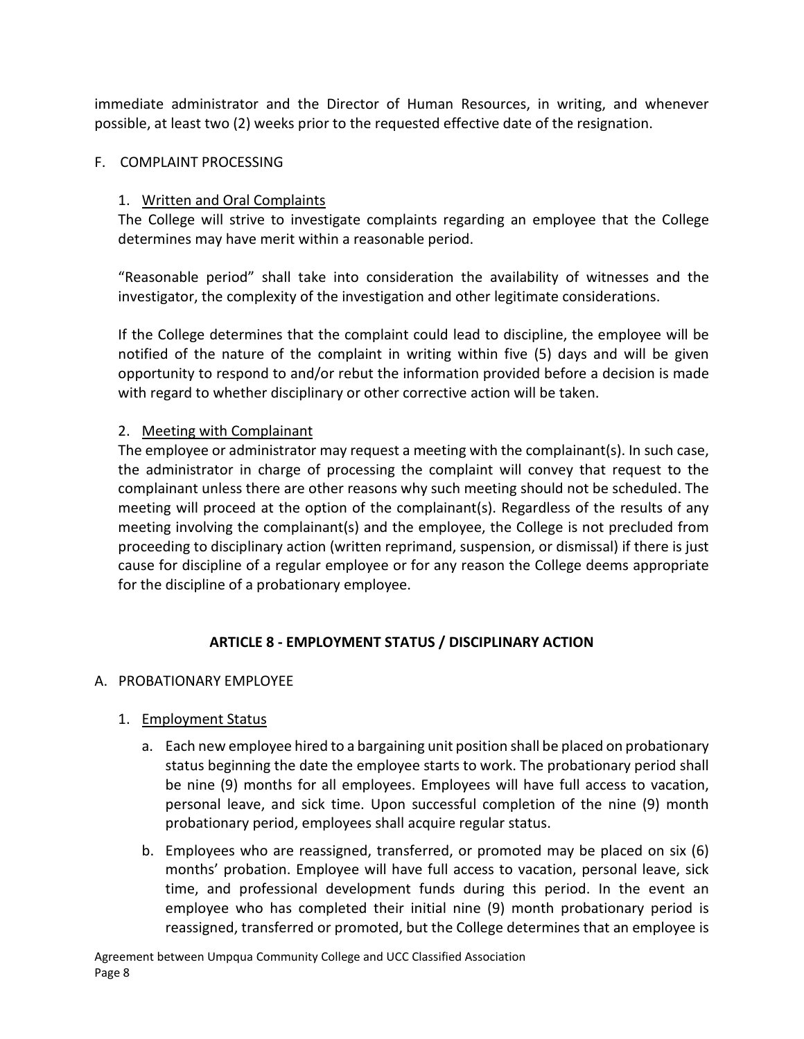immediate administrator and the Director of Human Resources, in writing, and whenever possible, at least two (2) weeks prior to the requested effective date of the resignation.

F. COMPLAINT PROCESSING

1. Written and Oral Complaints

The College will strive to investigate complaints regarding an employee that the College determines may have merit within a reasonable period.

"Reasonable period" shall take into consideration the availability of witnesses and the investigator, the complexity of the investigation and other legitimate considerations.

If the College determines that the complaint could lead to discipline, the employee will be notified of the nature of the complaint in writing within five (5) days and will be given opportunity to respond to and/or rebut the information provided before a decision is made with regard to whether disciplinary or other corrective action will be taken.

2. Meeting with Complainant

The employee or administrator may request a meeting with the complainant(s). In such case, the administrator in charge of processing the complaint will convey that request to the complainant unless there are other reasons why such meeting should not be scheduled. The meeting will proceed at the option of the complainant(s). Regardless of the results of any meeting involving the complainant(s) and the employee, the College is not precluded from proceeding to disciplinary action (written reprimand, suspension, or dismissal) if there is just cause for discipline of a regular employee or for any reason the College deems appropriate for the discipline of a probationary employee.

## ARTICLE 8 - EMPLOYMENT STATUS / DISCIPLINARY ACTION

A. PROBATIONARY EMPLOYEE

1. Employment Status

   a. Each new employee hired to a bargaining unit position shall be placed on probationary status beginning the date the employee starts to work. The probationary period shall be nine (9) months for all employees. Employees will have full access to vacation, personal leave, and sick time. Upon successful completion of the nine (9) month probationary period, employees shall acquire regular status.

   b. Employees who are reassigned, transferred, or promoted may be placed on six (6) months' probation. Employee will have full access to vacation, personal leave, sick time, and professional development funds during this period. In the event an employee who has completed their initial nine (9) month probationary period is reassigned, transferred or promoted, but the College determines that an employee is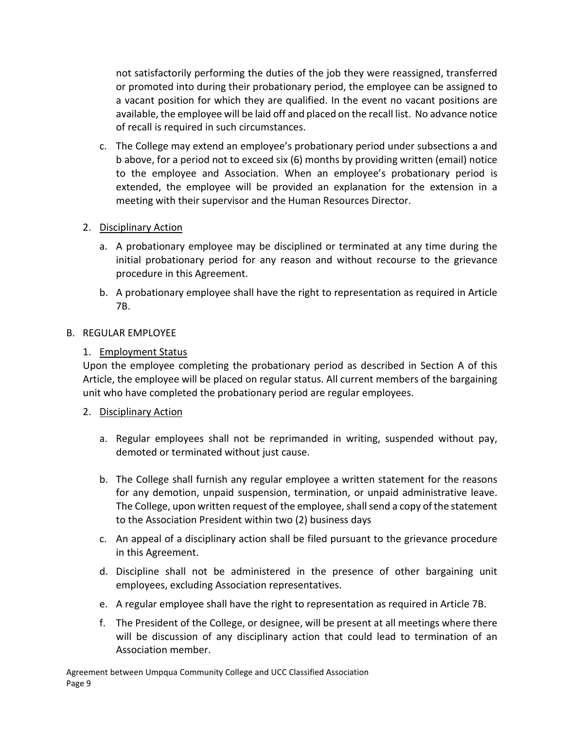not satisfactorily performing the duties of the job they were reassigned, transferred or promoted into during their probationary period, the employee can be assigned to a vacant position for which they are qualified. In the event no vacant positions are available, the employee will be laid off and placed on the recall list. No advance notice of recall is required in such circumstances.

c. The College may extend an employee's probationary period under subsections a and b above, for a period not to exceed six (6) months by providing written (email) notice to the employee and Association. When an employee's probationary period is extended, the employee will be provided an explanation for the extension in a meeting with their supervisor and the Human Resources Director.

2. Disciplinary Action

   a. A probationary employee may be disciplined or terminated at any time during the initial probationary period for any reason and without recourse to the grievance procedure in this Agreement.

   b. A probationary employee shall have the right to representation as required in Article 7B.

B. REGULAR EMPLOYEE

1. Employment Status

Upon the employee completing the probationary period as described in Section A of this Article, the employee will be placed on regular status. All current members of the bargaining unit who have completed the probationary period are regular employees.

2. Disciplinary Action

   a. Regular employees shall not be reprimanded in writing, suspended without pay, demoted or terminated without just cause.

   b. The College shall furnish any regular employee a written statement for the reasons for any demotion, unpaid suspension, termination, or unpaid administrative leave. The College, upon written request of the employee, shall send a copy of the statement to the Association President within two (2) business days

   c. An appeal of a disciplinary action shall be filed pursuant to the grievance procedure in this Agreement.

   d. Discipline shall not be administered in the presence of other bargaining unit employees, excluding Association representatives.

   e. A regular employee shall have the right to representation as required in Article 7B.

   f. The President of the College, or designee, will be present at all meetings where there will be discussion of any disciplinary action that could lead to termination of an Association member.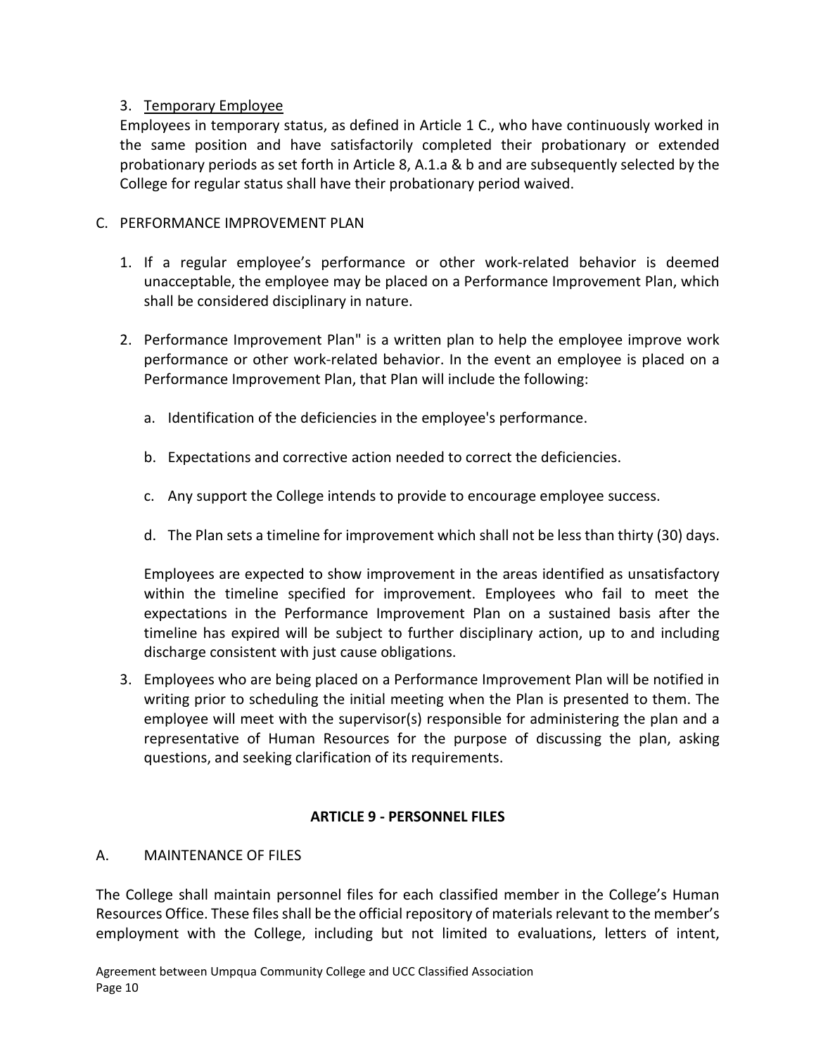3. <u>Temporary Employee</u>
   Employees in temporary status, as defined in Article 1 C., who have continuously worked in the same position and have satisfactorily completed their probationary or extended probationary periods as set forth in Article 8, A.1.a & b and are subsequently selected by the College for regular status shall have their probationary period waived.

C. PERFORMANCE IMPROVEMENT PLAN

1. If a regular employee's performance or other work-related behavior is deemed unacceptable, the employee may be placed on a Performance Improvement Plan, which shall be considered disciplinary in nature.

2. Performance Improvement Plan" is a written plan to help the employee improve work performance or other work-related behavior. In the event an employee is placed on a Performance Improvement Plan, that Plan will include the following:

   a. Identification of the deficiencies in the employee's performance.

   b. Expectations and corrective action needed to correct the deficiencies.

   c. Any support the College intends to provide to encourage employee success.

   d. The Plan sets a timeline for improvement which shall not be less than thirty (30) days.

   Employees are expected to show improvement in the areas identified as unsatisfactory within the timeline specified for improvement. Employees who fail to meet the expectations in the Performance Improvement Plan on a sustained basis after the timeline has expired will be subject to further disciplinary action, up to and including discharge consistent with just cause obligations.

3. Employees who are being placed on a Performance Improvement Plan will be notified in writing prior to scheduling the initial meeting when the Plan is presented to them. The employee will meet with the supervisor(s) responsible for administering the plan and a representative of Human Resources for the purpose of discussing the plan, asking questions, and seeking clarification of its requirements.

## ARTICLE 9 - PERSONNEL FILES

A. MAINTENANCE OF FILES

The College shall maintain personnel files for each classified member in the College's Human Resources Office. These files shall be the official repository of materials relevant to the member's employment with the College, including but not limited to evaluations, letters of intent,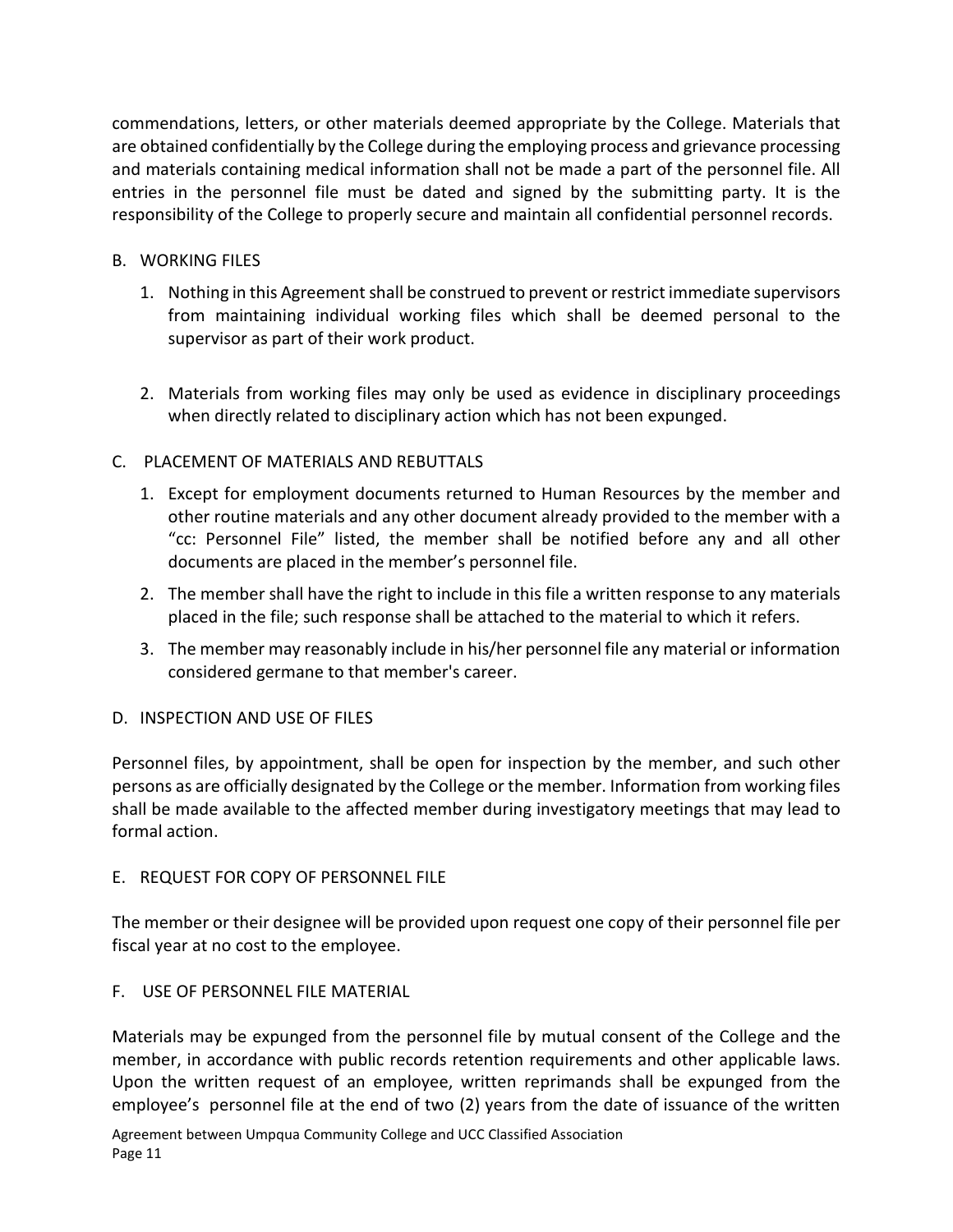commendations, letters, or other materials deemed appropriate by the College. Materials that are obtained confidentially by the College during the employing process and grievance processing and materials containing medical information shall not be made a part of the personnel file. All entries in the personnel file must be dated and signed by the submitting party. It is the responsibility of the College to properly secure and maintain all confidential personnel records.

B. WORKING FILES

1. Nothing in this Agreement shall be construed to prevent or restrict immediate supervisors from maintaining individual working files which shall be deemed personal to the supervisor as part of their work product.

2. Materials from working files may only be used as evidence in disciplinary proceedings when directly related to disciplinary action which has not been expunged.

C. PLACEMENT OF MATERIALS AND REBUTTALS

1. Except for employment documents returned to Human Resources by the member and other routine materials and any other document already provided to the member with a "cc: Personnel File" listed, the member shall be notified before any and all other documents are placed in the member's personnel file.
2. The member shall have the right to include in this file a written response to any materials placed in the file; such response shall be attached to the material to which it refers.
3. The member may reasonably include in his/her personnel file any material or information considered germane to that member's career.

D. INSPECTION AND USE OF FILES

Personnel files, by appointment, shall be open for inspection by the member, and such other persons as are officially designated by the College or the member. Information from working files shall be made available to the affected member during investigatory meetings that may lead to formal action.

E. REQUEST FOR COPY OF PERSONNEL FILE

The member or their designee will be provided upon request one copy of their personnel file per fiscal year at no cost to the employee.

F. USE OF PERSONNEL FILE MATERIAL

Materials may be expunged from the personnel file by mutual consent of the College and the member, in accordance with public records retention requirements and other applicable laws. Upon the written request of an employee, written reprimands shall be expunged from the employee's personnel file at the end of two (2) years from the date of issuance of the written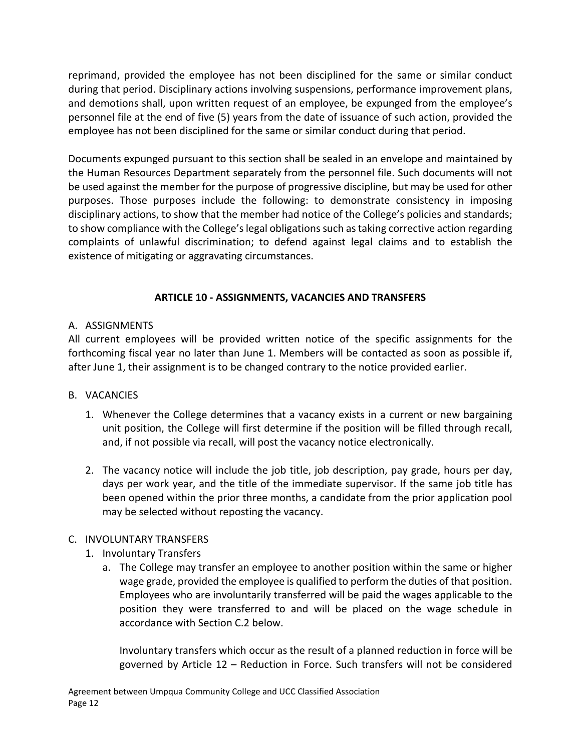reprimand, provided the employee has not been disciplined for the same or similar conduct during that period. Disciplinary actions involving suspensions, performance improvement plans, and demotions shall, upon written request of an employee, be expunged from the employee's personnel file at the end of five (5) years from the date of issuance of such action, provided the employee has not been disciplined for the same or similar conduct during that period.

Documents expunged pursuant to this section shall be sealed in an envelope and maintained by the Human Resources Department separately from the personnel file. Such documents will not be used against the member for the purpose of progressive discipline, but may be used for other purposes. Those purposes include the following: to demonstrate consistency in imposing disciplinary actions, to show that the member had notice of the College's policies and standards; to show compliance with the College's legal obligations such as taking corrective action regarding complaints of unlawful discrimination; to defend against legal claims and to establish the existence of mitigating or aggravating circumstances.

## ARTICLE 10 - ASSIGNMENTS, VACANCIES AND TRANSFERS

A. ASSIGNMENTS

All current employees will be provided written notice of the specific assignments for the forthcoming fiscal year no later than June 1. Members will be contacted as soon as possible if, after June 1, their assignment is to be changed contrary to the notice provided earlier.

B. VACANCIES

1. Whenever the College determines that a vacancy exists in a current or new bargaining unit position, the College will first determine if the position will be filled through recall, and, if not possible via recall, will post the vacancy notice electronically.

2. The vacancy notice will include the job title, job description, pay grade, hours per day, days per work year, and the title of the immediate supervisor. If the same job title has been opened within the prior three months, a candidate from the prior application pool may be selected without reposting the vacancy.

C. INVOLUNTARY TRANSFERS

1. Involuntary Transfers
   a. The College may transfer an employee to another position within the same or higher wage grade, provided the employee is qualified to perform the duties of that position. Employees who are involuntarily transferred will be paid the wages applicable to the position they were transferred to and will be placed on the wage schedule in accordance with Section C.2 below.

      Involuntary transfers which occur as the result of a planned reduction in force will be governed by Article 12 – Reduction in Force. Such transfers will not be considered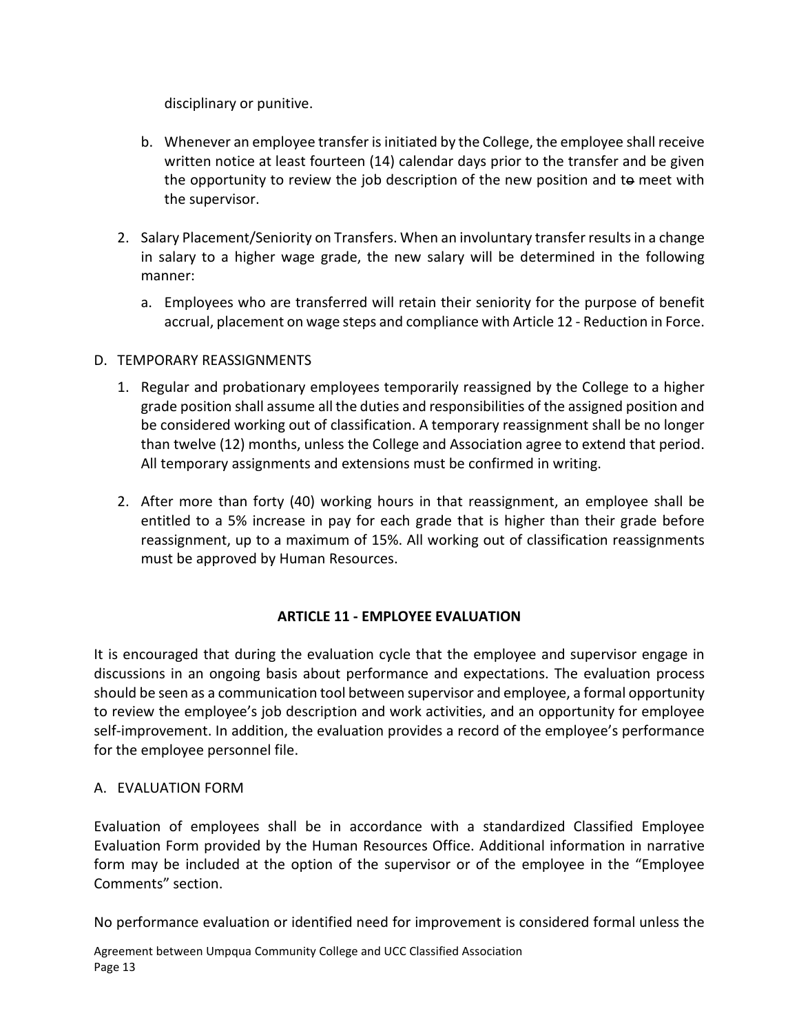disciplinary or punitive.

b. Whenever an employee transfer is initiated by the College, the employee shall receive written notice at least fourteen (14) calendar days prior to the transfer and be given the opportunity to review the job description of the new position and to meet with the supervisor.

2. Salary Placement/Seniority on Transfers. When an involuntary transfer results in a change in salary to a higher wage grade, the new salary will be determined in the following manner:

   a. Employees who are transferred will retain their seniority for the purpose of benefit accrual, placement on wage steps and compliance with Article 12 - Reduction in Force.

D. TEMPORARY REASSIGNMENTS

1. Regular and probationary employees temporarily reassigned by the College to a higher grade position shall assume all the duties and responsibilities of the assigned position and be considered working out of classification. A temporary reassignment shall be no longer than twelve (12) months, unless the College and Association agree to extend that period. All temporary assignments and extensions must be confirmed in writing.

2. After more than forty (40) working hours in that reassignment, an employee shall be entitled to a 5% increase in pay for each grade that is higher than their grade before reassignment, up to a maximum of 15%. All working out of classification reassignments must be approved by Human Resources.

## ARTICLE 11 - EMPLOYEE EVALUATION

It is encouraged that during the evaluation cycle that the employee and supervisor engage in discussions in an ongoing basis about performance and expectations. The evaluation process should be seen as a communication tool between supervisor and employee, a formal opportunity to review the employee's job description and work activities, and an opportunity for employee self-improvement. In addition, the evaluation provides a record of the employee's performance for the employee personnel file.

A. EVALUATION FORM

Evaluation of employees shall be in accordance with a standardized Classified Employee Evaluation Form provided by the Human Resources Office. Additional information in narrative form may be included at the option of the supervisor or of the employee in the "Employee Comments" section.

No performance evaluation or identified need for improvement is considered formal unless the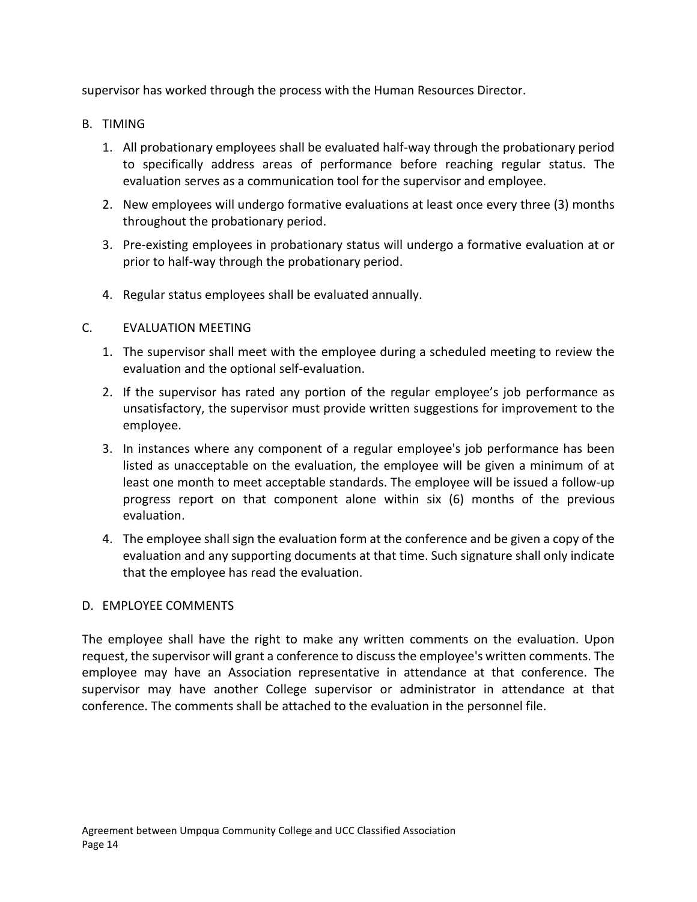supervisor has worked through the process with the Human Resources Director.

B. TIMING

1. All probationary employees shall be evaluated half-way through the probationary period to specifically address areas of performance before reaching regular status. The evaluation serves as a communication tool for the supervisor and employee.
2. New employees will undergo formative evaluations at least once every three (3) months throughout the probationary period.
3. Pre-existing employees in probationary status will undergo a formative evaluation at or prior to half-way through the probationary period.
4. Regular status employees shall be evaluated annually.

C. EVALUATION MEETING

1. The supervisor shall meet with the employee during a scheduled meeting to review the evaluation and the optional self-evaluation.
2. If the supervisor has rated any portion of the regular employee's job performance as unsatisfactory, the supervisor must provide written suggestions for improvement to the employee.
3. In instances where any component of a regular employee's job performance has been listed as unacceptable on the evaluation, the employee will be given a minimum of at least one month to meet acceptable standards. The employee will be issued a follow-up progress report on that component alone within six (6) months of the previous evaluation.
4. The employee shall sign the evaluation form at the conference and be given a copy of the evaluation and any supporting documents at that time. Such signature shall only indicate that the employee has read the evaluation.

D. EMPLOYEE COMMENTS

The employee shall have the right to make any written comments on the evaluation. Upon request, the supervisor will grant a conference to discuss the employee's written comments. The employee may have an Association representative in attendance at that conference. The supervisor may have another College supervisor or administrator in attendance at that conference. The comments shall be attached to the evaluation in the personnel file.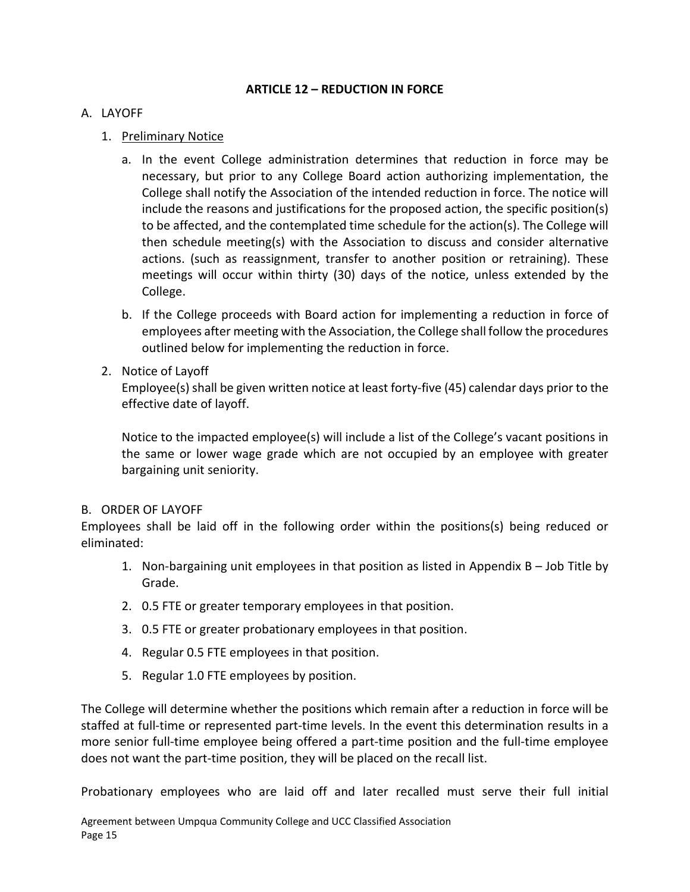## ARTICLE 12 – REDUCTION IN FORCE

A. LAYOFF

1. Preliminary Notice

    a. In the event College administration determines that reduction in force may be necessary, but prior to any College Board action authorizing implementation, the College shall notify the Association of the intended reduction in force. The notice will include the reasons and justifications for the proposed action, the specific position(s) to be affected, and the contemplated time schedule for the action(s). The College will then schedule meeting(s) with the Association to discuss and consider alternative actions. (such as reassignment, transfer to another position or retraining). These meetings will occur within thirty (30) days of the notice, unless extended by the College.

    b. If the College proceeds with Board action for implementing a reduction in force of employees after meeting with the Association, the College shall follow the procedures outlined below for implementing the reduction in force.

2. Notice of Layoff

    Employee(s) shall be given written notice at least forty-five (45) calendar days prior to the effective date of layoff.

    Notice to the impacted employee(s) will include a list of the College's vacant positions in the same or lower wage grade which are not occupied by an employee with greater bargaining unit seniority.

B. ORDER OF LAYOFF

Employees shall be laid off in the following order within the positions(s) being reduced or eliminated:

1. Non-bargaining unit employees in that position as listed in Appendix B – Job Title by Grade.
2. 0.5 FTE or greater temporary employees in that position.
3. 0.5 FTE or greater probationary employees in that position.
4. Regular 0.5 FTE employees in that position.
5. Regular 1.0 FTE employees by position.

The College will determine whether the positions which remain after a reduction in force will be staffed at full-time or represented part-time levels. In the event this determination results in a more senior full-time employee being offered a part-time position and the full-time employee does not want the part-time position, they will be placed on the recall list.

Probationary employees who are laid off and later recalled must serve their full initial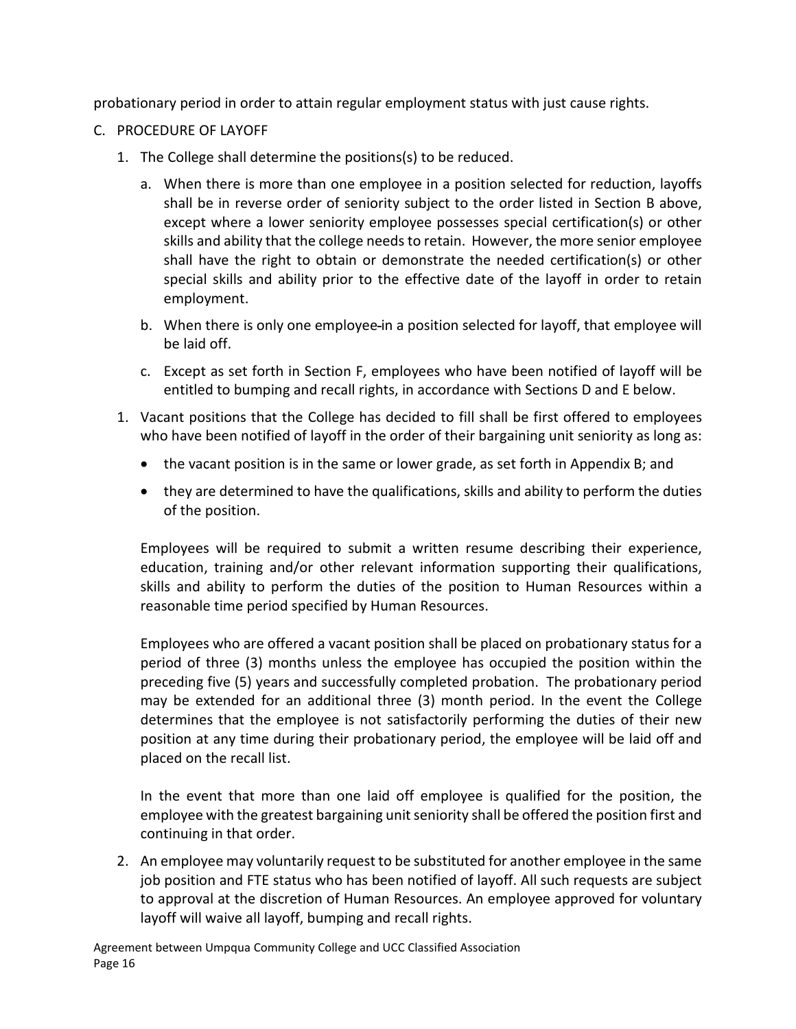probationary period in order to attain regular employment status with just cause rights.

C. PROCEDURE OF LAYOFF

1. The College shall determine the positions(s) to be reduced.

   a. When there is more than one employee in a position selected for reduction, layoffs shall be in reverse order of seniority subject to the order listed in Section B above, except where a lower seniority employee possesses special certification(s) or other skills and ability that the college needs to retain. However, the more senior employee shall have the right to obtain or demonstrate the needed certification(s) or other special skills and ability prior to the effective date of the layoff in order to retain employment.

   b. When there is only one employee in a position selected for layoff, that employee will be laid off.

   c. Except as set forth in Section F, employees who have been notified of layoff will be entitled to bumping and recall rights, in accordance with Sections D and E below.

1. Vacant positions that the College has decided to fill shall be first offered to employees who have been notified of layoff in the order of their bargaining unit seniority as long as:

   - the vacant position is in the same or lower grade, as set forth in Appendix B; and
   - they are determined to have the qualifications, skills and ability to perform the duties of the position.

   Employees will be required to submit a written resume describing their experience, education, training and/or other relevant information supporting their qualifications, skills and ability to perform the duties of the position to Human Resources within a reasonable time period specified by Human Resources.

   Employees who are offered a vacant position shall be placed on probationary status for a period of three (3) months unless the employee has occupied the position within the preceding five (5) years and successfully completed probation. The probationary period may be extended for an additional three (3) month period. In the event the College determines that the employee is not satisfactorily performing the duties of their new position at any time during their probationary period, the employee will be laid off and placed on the recall list.

   In the event that more than one laid off employee is qualified for the position, the employee with the greatest bargaining unit seniority shall be offered the position first and continuing in that order.

2. An employee may voluntarily request to be substituted for another employee in the same job position and FTE status who has been notified of layoff. All such requests are subject to approval at the discretion of Human Resources. An employee approved for voluntary layoff will waive all layoff, bumping and recall rights.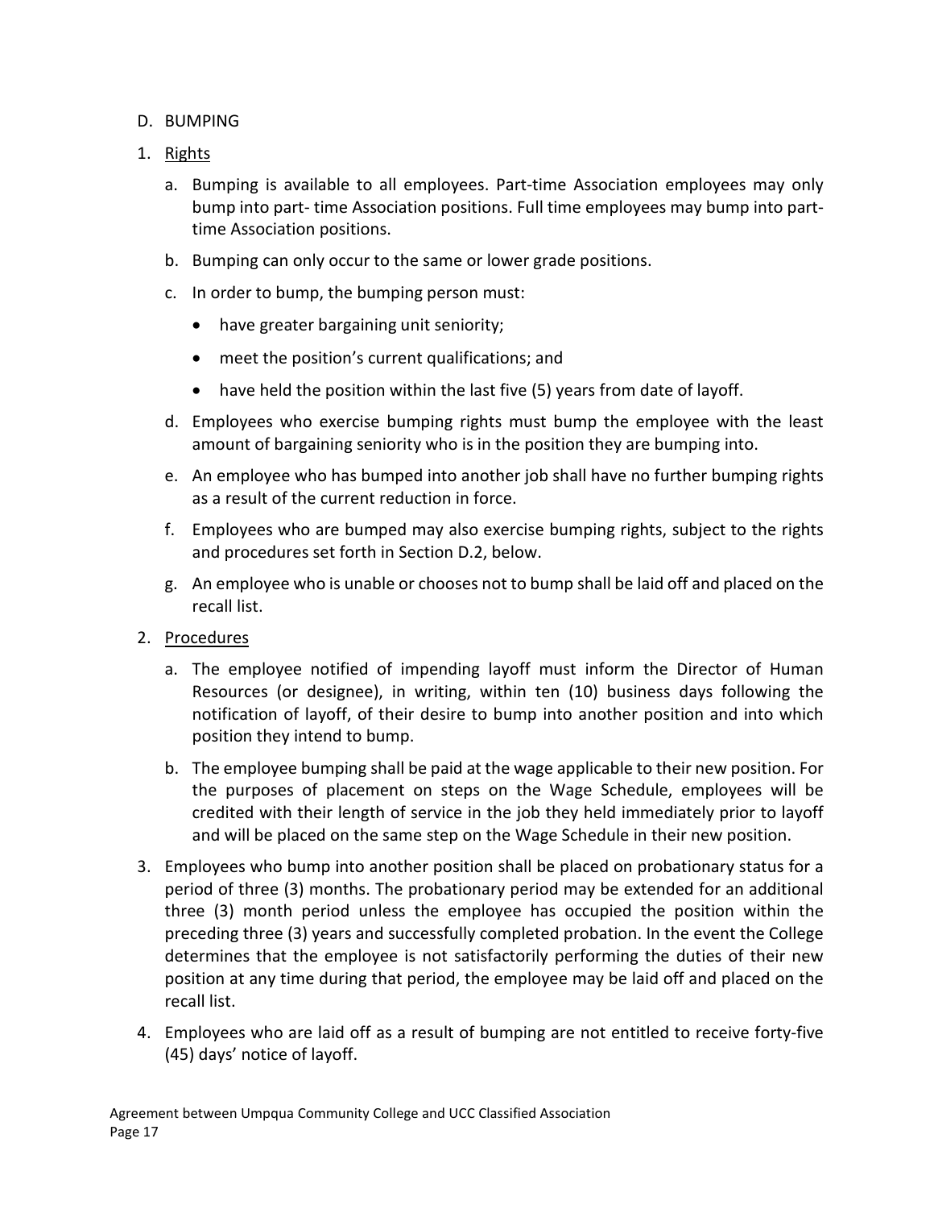D. BUMPING

1. Rights

   a. Bumping is available to all employees. Part-time Association employees may only bump into part- time Association positions. Full time employees may bump into part-time Association positions.

   b. Bumping can only occur to the same or lower grade positions.

   c. In order to bump, the bumping person must:

      - have greater bargaining unit seniority;
      - meet the position's current qualifications; and
      - have held the position within the last five (5) years from date of layoff.

   d. Employees who exercise bumping rights must bump the employee with the least amount of bargaining seniority who is in the position they are bumping into.

   e. An employee who has bumped into another job shall have no further bumping rights as a result of the current reduction in force.

   f. Employees who are bumped may also exercise bumping rights, subject to the rights and procedures set forth in Section D.2, below.

   g. An employee who is unable or chooses not to bump shall be laid off and placed on the recall list.

2. Procedures

   a. The employee notified of impending layoff must inform the Director of Human Resources (or designee), in writing, within ten (10) business days following the notification of layoff, of their desire to bump into another position and into which position they intend to bump.

   b. The employee bumping shall be paid at the wage applicable to their new position. For the purposes of placement on steps on the Wage Schedule, employees will be credited with their length of service in the job they held immediately prior to layoff and will be placed on the same step on the Wage Schedule in their new position.

3. Employees who bump into another position shall be placed on probationary status for a period of three (3) months. The probationary period may be extended for an additional three (3) month period unless the employee has occupied the position within the preceding three (3) years and successfully completed probation. In the event the College determines that the employee is not satisfactorily performing the duties of their new position at any time during that period, the employee may be laid off and placed on the recall list.

4. Employees who are laid off as a result of bumping are not entitled to receive forty-five (45) days' notice of layoff.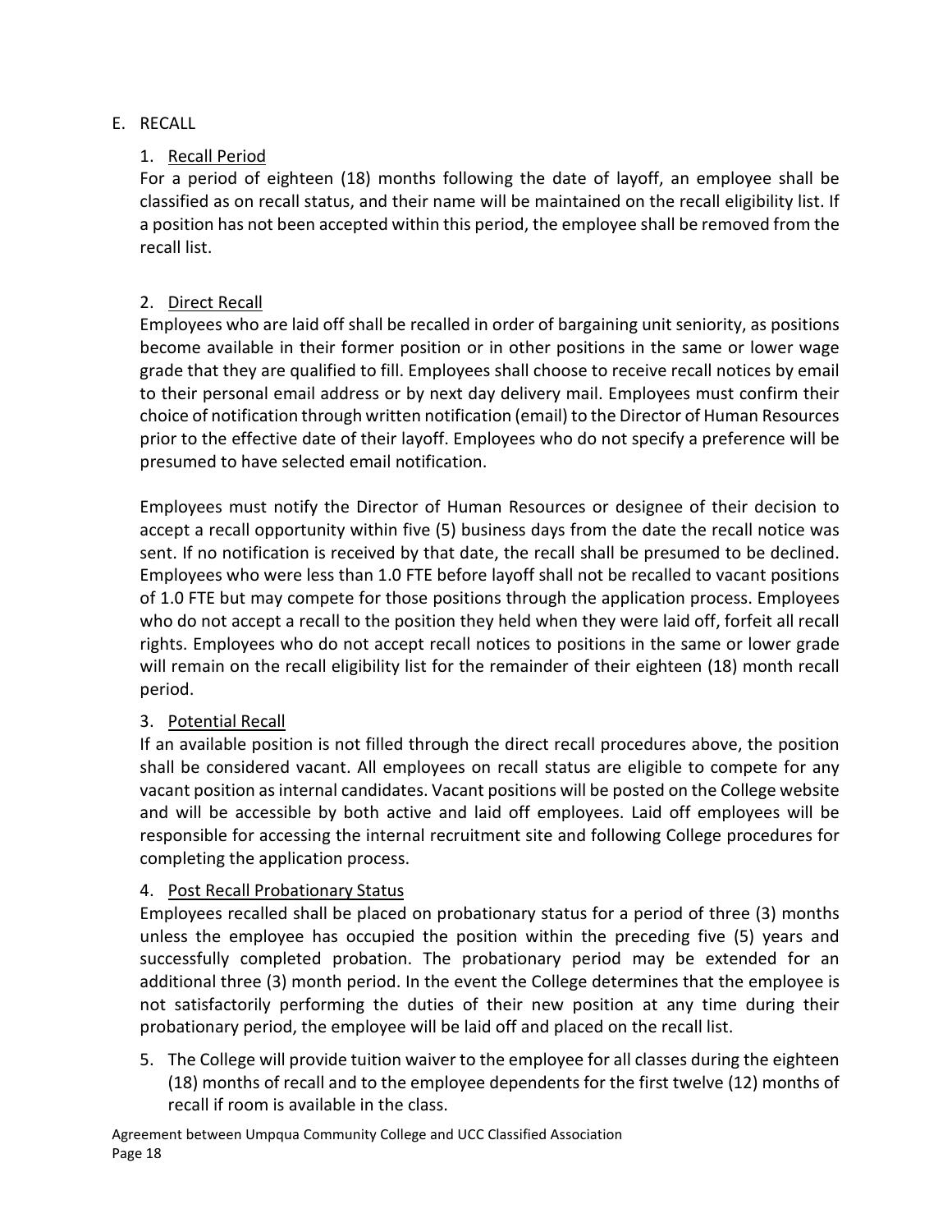E. RECALL

1. Recall Period

For a period of eighteen (18) months following the date of layoff, an employee shall be classified as on recall status, and their name will be maintained on the recall eligibility list. If a position has not been accepted within this period, the employee shall be removed from the recall list.

2. Direct Recall

Employees who are laid off shall be recalled in order of bargaining unit seniority, as positions become available in their former position or in other positions in the same or lower wage grade that they are qualified to fill. Employees shall choose to receive recall notices by email to their personal email address or by next day delivery mail. Employees must confirm their choice of notification through written notification (email) to the Director of Human Resources prior to the effective date of their layoff. Employees who do not specify a preference will be presumed to have selected email notification.

Employees must notify the Director of Human Resources or designee of their decision to accept a recall opportunity within five (5) business days from the date the recall notice was sent. If no notification is received by that date, the recall shall be presumed to be declined. Employees who were less than 1.0 FTE before layoff shall not be recalled to vacant positions of 1.0 FTE but may compete for those positions through the application process. Employees who do not accept a recall to the position they held when they were laid off, forfeit all recall rights. Employees who do not accept recall notices to positions in the same or lower grade will remain on the recall eligibility list for the remainder of their eighteen (18) month recall period.

3. Potential Recall

If an available position is not filled through the direct recall procedures above, the position shall be considered vacant. All employees on recall status are eligible to compete for any vacant position as internal candidates. Vacant positions will be posted on the College website and will be accessible by both active and laid off employees. Laid off employees will be responsible for accessing the internal recruitment site and following College procedures for completing the application process.

4. Post Recall Probationary Status

Employees recalled shall be placed on probationary status for a period of three (3) months unless the employee has occupied the position within the preceding five (5) years and successfully completed probation. The probationary period may be extended for an additional three (3) month period. In the event the College determines that the employee is not satisfactorily performing the duties of their new position at any time during their probationary period, the employee will be laid off and placed on the recall list.

5. The College will provide tuition waiver to the employee for all classes during the eighteen (18) months of recall and to the employee dependents for the first twelve (12) months of recall if room is available in the class.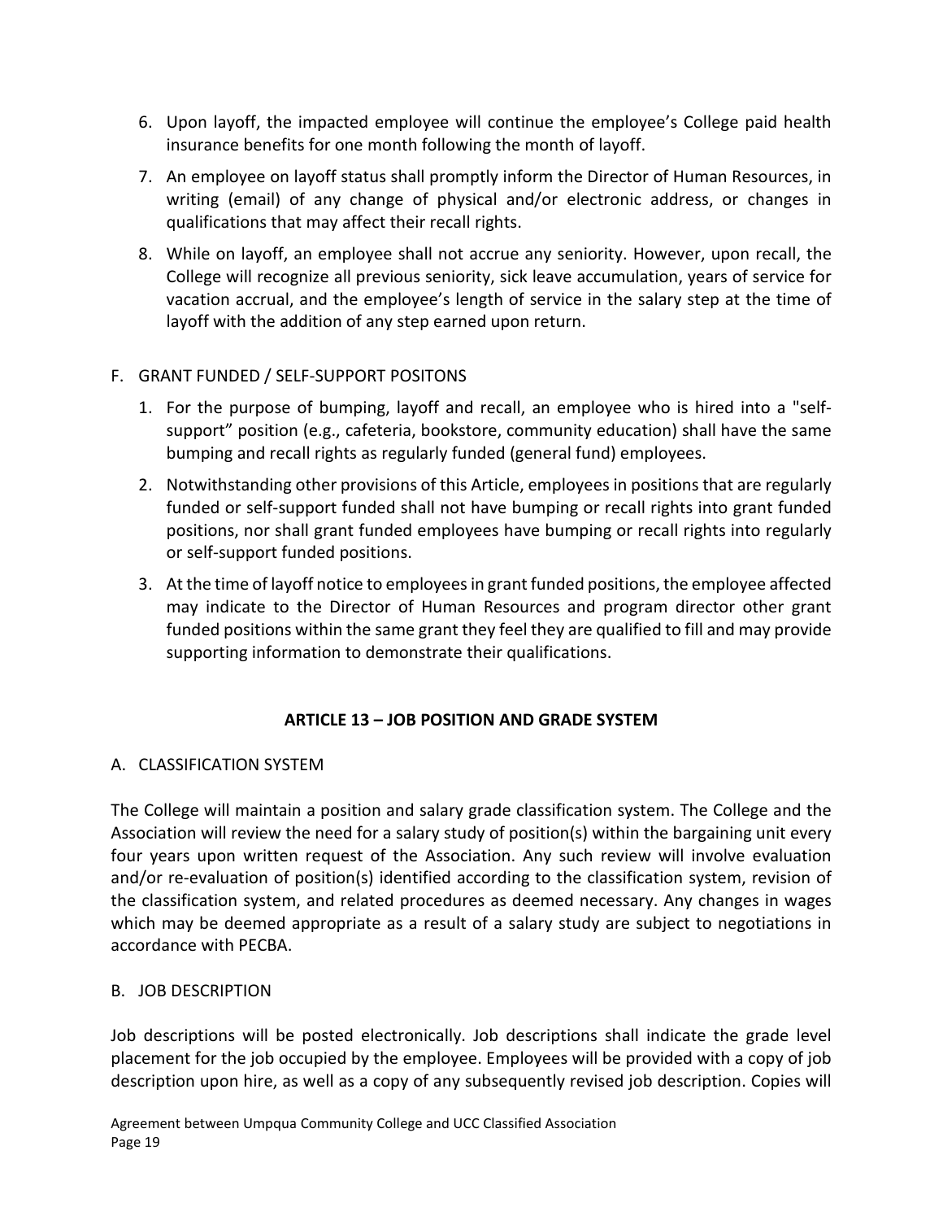6. Upon layoff, the impacted employee will continue the employee's College paid health insurance benefits for one month following the month of layoff.
7. An employee on layoff status shall promptly inform the Director of Human Resources, in writing (email) of any change of physical and/or electronic address, or changes in qualifications that may affect their recall rights.
8. While on layoff, an employee shall not accrue any seniority. However, upon recall, the College will recognize all previous seniority, sick leave accumulation, years of service for vacation accrual, and the employee's length of service in the salary step at the time of layoff with the addition of any step earned upon return.

F. GRANT FUNDED / SELF-SUPPORT POSITONS

1. For the purpose of bumping, layoff and recall, an employee who is hired into a "self-support" position (e.g., cafeteria, bookstore, community education) shall have the same bumping and recall rights as regularly funded (general fund) employees.
2. Notwithstanding other provisions of this Article, employees in positions that are regularly funded or self-support funded shall not have bumping or recall rights into grant funded positions, nor shall grant funded employees have bumping or recall rights into regularly or self-support funded positions.
3. At the time of layoff notice to employees in grant funded positions, the employee affected may indicate to the Director of Human Resources and program director other grant funded positions within the same grant they feel they are qualified to fill and may provide supporting information to demonstrate their qualifications.

## ARTICLE 13 – JOB POSITION AND GRADE SYSTEM

A. CLASSIFICATION SYSTEM

The College will maintain a position and salary grade classification system. The College and the Association will review the need for a salary study of position(s) within the bargaining unit every four years upon written request of the Association. Any such review will involve evaluation and/or re-evaluation of position(s) identified according to the classification system, revision of the classification system, and related procedures as deemed necessary. Any changes in wages which may be deemed appropriate as a result of a salary study are subject to negotiations in accordance with PECBA.

B. JOB DESCRIPTION

Job descriptions will be posted electronically. Job descriptions shall indicate the grade level placement for the job occupied by the employee. Employees will be provided with a copy of job description upon hire, as well as a copy of any subsequently revised job description. Copies will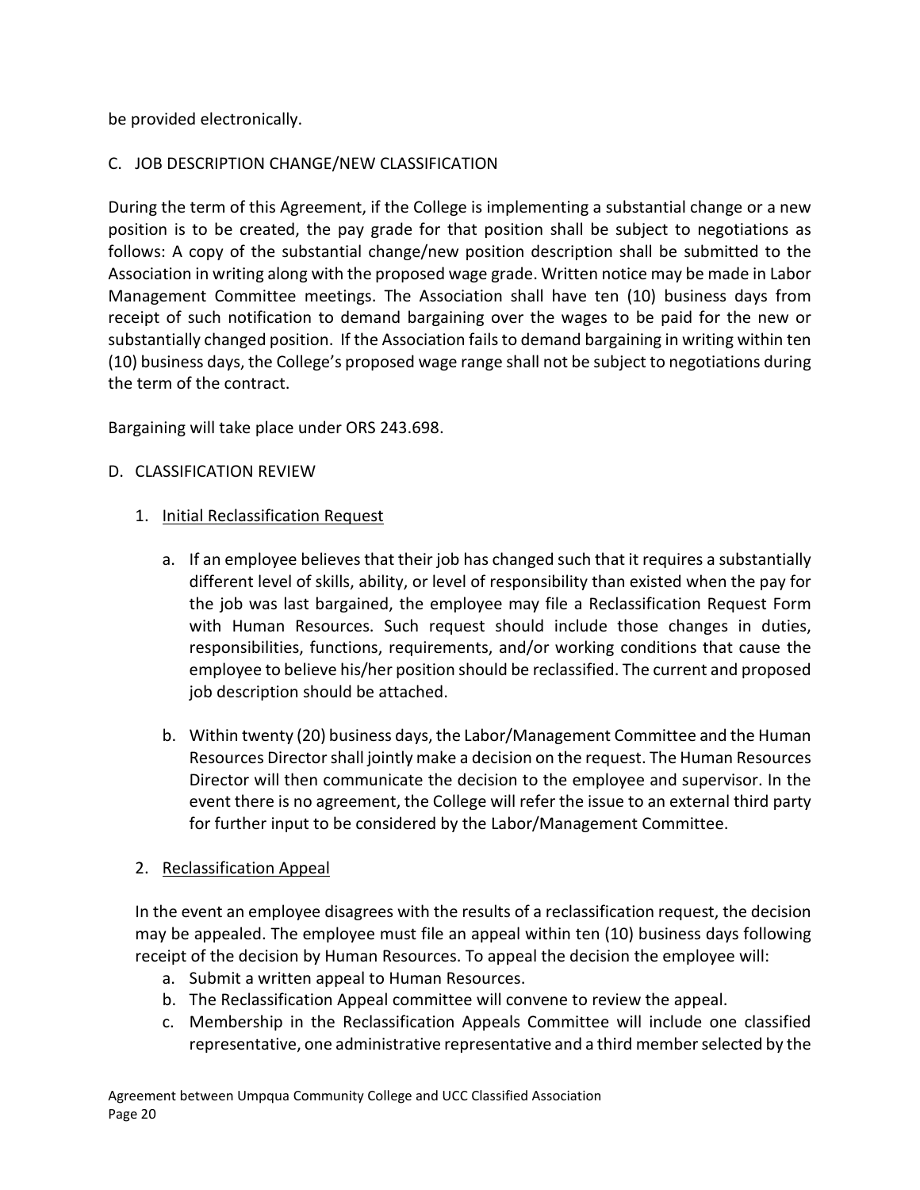be provided electronically.

C. JOB DESCRIPTION CHANGE/NEW CLASSIFICATION

During the term of this Agreement, if the College is implementing a substantial change or a new position is to be created, the pay grade for that position shall be subject to negotiations as follows: A copy of the substantial change/new position description shall be submitted to the Association in writing along with the proposed wage grade. Written notice may be made in Labor Management Committee meetings. The Association shall have ten (10) business days from receipt of such notification to demand bargaining over the wages to be paid for the new or substantially changed position. If the Association fails to demand bargaining in writing within ten (10) business days, the College's proposed wage range shall not be subject to negotiations during the term of the contract.

Bargaining will take place under ORS 243.698.

D. CLASSIFICATION REVIEW

1. Initial Reclassification Request

   a. If an employee believes that their job has changed such that it requires a substantially different level of skills, ability, or level of responsibility than existed when the pay for the job was last bargained, the employee may file a Reclassification Request Form with Human Resources. Such request should include those changes in duties, responsibilities, functions, requirements, and/or working conditions that cause the employee to believe his/her position should be reclassified. The current and proposed job description should be attached.

   b. Within twenty (20) business days, the Labor/Management Committee and the Human Resources Director shall jointly make a decision on the request. The Human Resources Director will then communicate the decision to the employee and supervisor. In the event there is no agreement, the College will refer the issue to an external third party for further input to be considered by the Labor/Management Committee.

2. Reclassification Appeal

   In the event an employee disagrees with the results of a reclassification request, the decision may be appealed. The employee must file an appeal within ten (10) business days following receipt of the decision by Human Resources. To appeal the decision the employee will:

   a. Submit a written appeal to Human Resources.
   b. The Reclassification Appeal committee will convene to review the appeal.
   c. Membership in the Reclassification Appeals Committee will include one classified representative, one administrative representative and a third member selected by the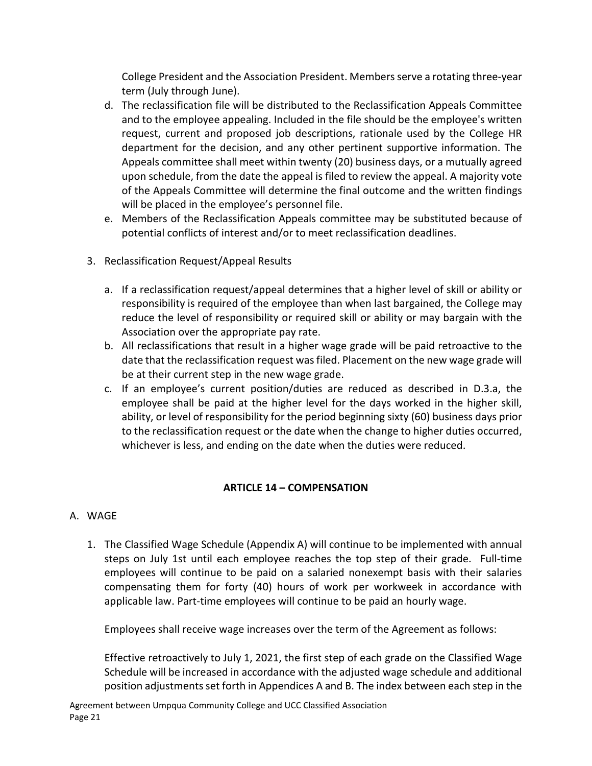College President and the Association President. Members serve a rotating three-year term (July through June).

d. The reclassification file will be distributed to the Reclassification Appeals Committee and to the employee appealing. Included in the file should be the employee's written request, current and proposed job descriptions, rationale used by the College HR department for the decision, and any other pertinent supportive information. The Appeals committee shall meet within twenty (20) business days, or a mutually agreed upon schedule, from the date the appeal is filed to review the appeal. A majority vote of the Appeals Committee will determine the final outcome and the written findings will be placed in the employee's personnel file.

e. Members of the Reclassification Appeals committee may be substituted because of potential conflicts of interest and/or to meet reclassification deadlines.

3. Reclassification Request/Appeal Results

   a. If a reclassification request/appeal determines that a higher level of skill or ability or responsibility is required of the employee than when last bargained, the College may reduce the level of responsibility or required skill or ability or may bargain with the Association over the appropriate pay rate.

   b. All reclassifications that result in a higher wage grade will be paid retroactive to the date that the reclassification request was filed. Placement on the new wage grade will be at their current step in the new wage grade.

   c. If an employee's current position/duties are reduced as described in D.3.a, the employee shall be paid at the higher level for the days worked in the higher skill, ability, or level of responsibility for the period beginning sixty (60) business days prior to the reclassification request or the date when the change to higher duties occurred, whichever is less, and ending on the date when the duties were reduced.

## ARTICLE 14 – COMPENSATION

A. WAGE

1. The Classified Wage Schedule (Appendix A) will continue to be implemented with annual steps on July 1st until each employee reaches the top step of their grade. Full-time employees will continue to be paid on a salaried nonexempt basis with their salaries compensating them for forty (40) hours of work per workweek in accordance with applicable law. Part-time employees will continue to be paid an hourly wage.

   Employees shall receive wage increases over the term of the Agreement as follows:

   Effective retroactively to July 1, 2021, the first step of each grade on the Classified Wage Schedule will be increased in accordance with the adjusted wage schedule and additional position adjustments set forth in Appendices A and B. The index between each step in the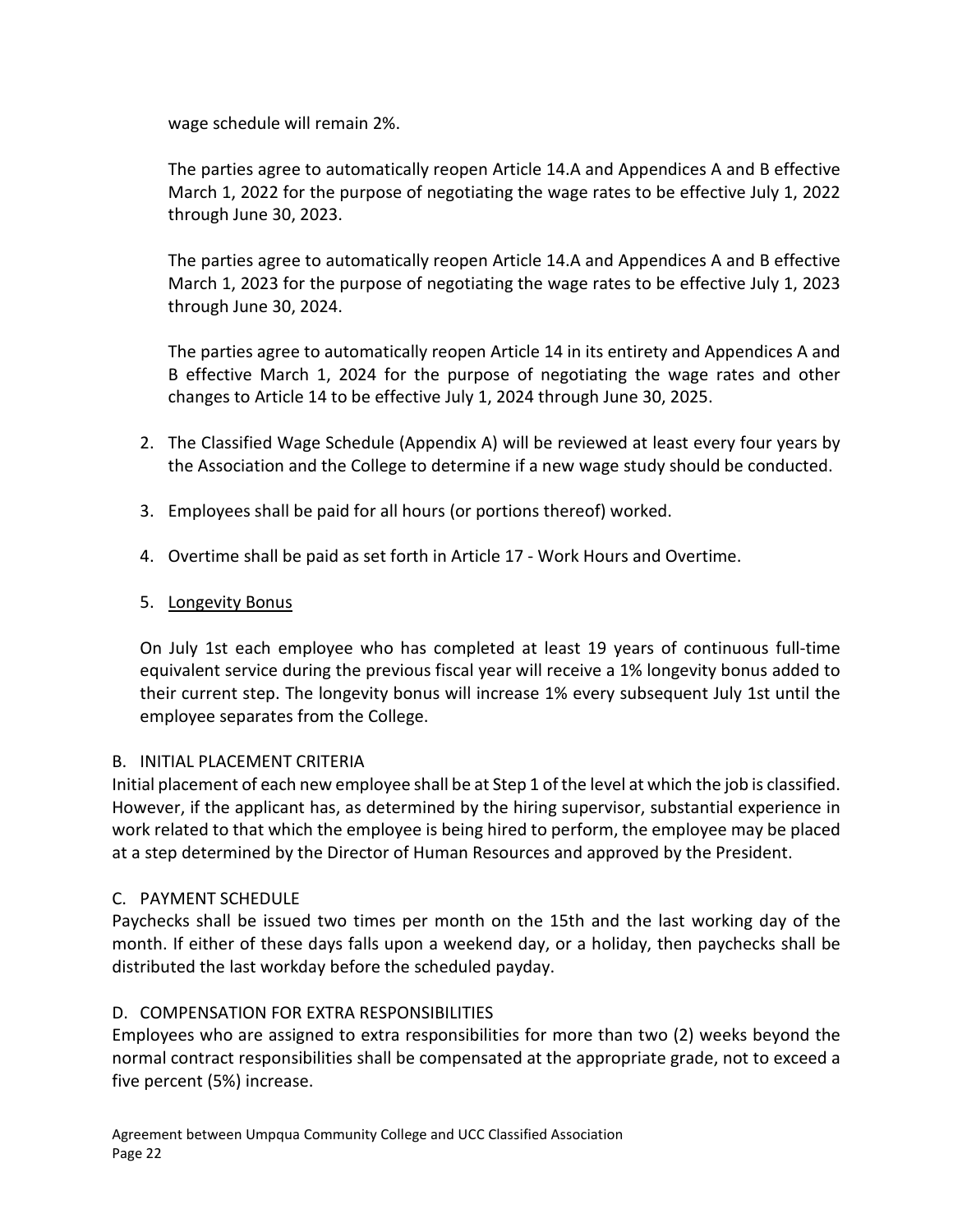wage schedule will remain 2%.

The parties agree to automatically reopen Article 14.A and Appendices A and B effective March 1, 2022 for the purpose of negotiating the wage rates to be effective July 1, 2022 through June 30, 2023.

The parties agree to automatically reopen Article 14.A and Appendices A and B effective March 1, 2023 for the purpose of negotiating the wage rates to be effective July 1, 2023 through June 30, 2024.

The parties agree to automatically reopen Article 14 in its entirety and Appendices A and B effective March 1, 2024 for the purpose of negotiating the wage rates and other changes to Article 14 to be effective July 1, 2024 through June 30, 2025.

2. The Classified Wage Schedule (Appendix A) will be reviewed at least every four years by the Association and the College to determine if a new wage study should be conducted.

3. Employees shall be paid for all hours (or portions thereof) worked.

4. Overtime shall be paid as set forth in Article 17 - Work Hours and Overtime.

5. Longevity Bonus

On July 1st each employee who has completed at least 19 years of continuous full-time equivalent service during the previous fiscal year will receive a 1% longevity bonus added to their current step. The longevity bonus will increase 1% every subsequent July 1st until the employee separates from the College.

B. INITIAL PLACEMENT CRITERIA

Initial placement of each new employee shall be at Step 1 of the level at which the job is classified. However, if the applicant has, as determined by the hiring supervisor, substantial experience in work related to that which the employee is being hired to perform, the employee may be placed at a step determined by the Director of Human Resources and approved by the President.

C. PAYMENT SCHEDULE

Paychecks shall be issued two times per month on the 15th and the last working day of the month. If either of these days falls upon a weekend day, or a holiday, then paychecks shall be distributed the last workday before the scheduled payday.

D. COMPENSATION FOR EXTRA RESPONSIBILITIES

Employees who are assigned to extra responsibilities for more than two (2) weeks beyond the normal contract responsibilities shall be compensated at the appropriate grade, not to exceed a five percent (5%) increase.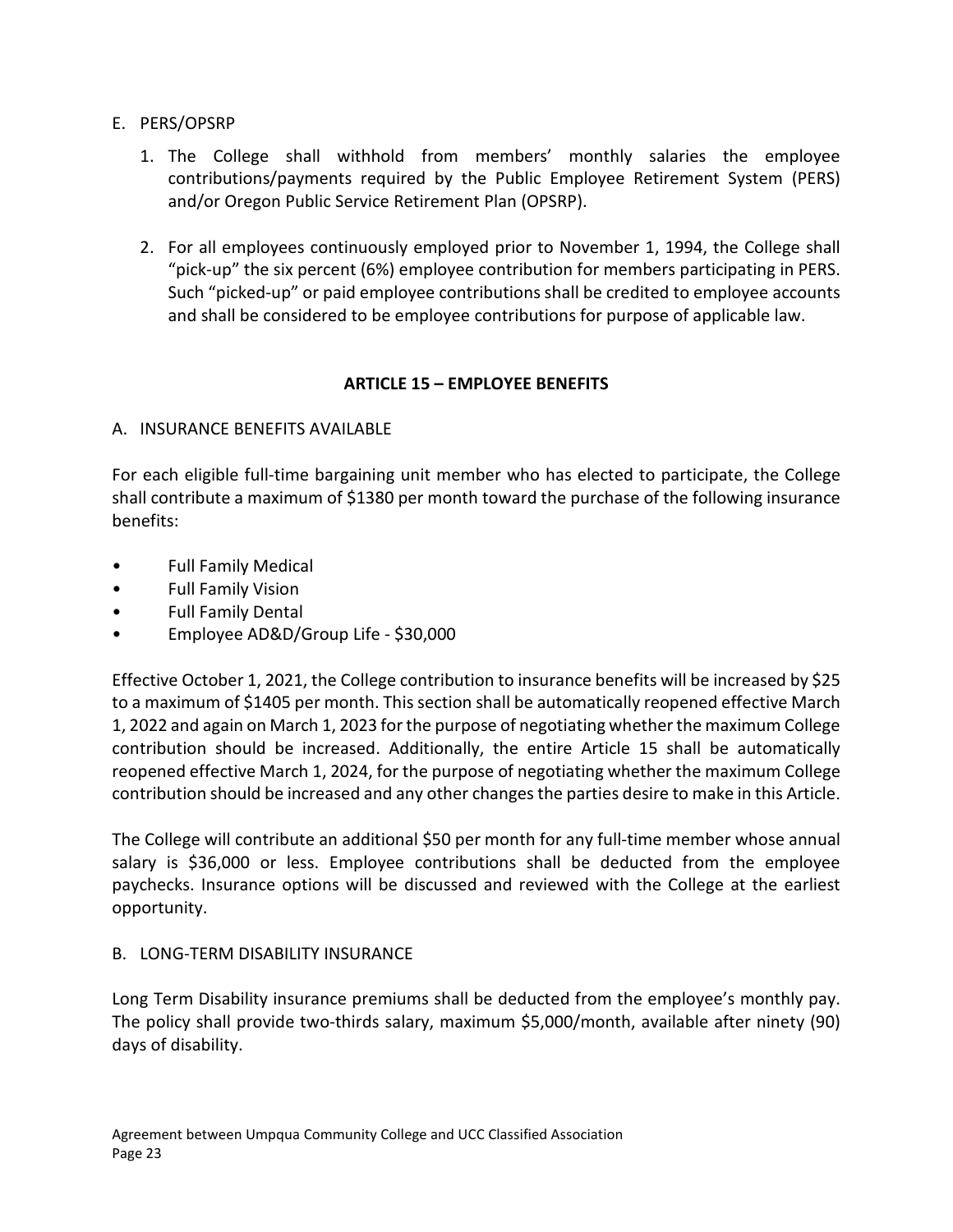E. PERS/OPSRP

1. The College shall withhold from members' monthly salaries the employee contributions/payments required by the Public Employee Retirement System (PERS) and/or Oregon Public Service Retirement Plan (OPSRP).

2. For all employees continuously employed prior to November 1, 1994, the College shall "pick-up" the six percent (6%) employee contribution for members participating in PERS. Such "picked-up" or paid employee contributions shall be credited to employee accounts and shall be considered to be employee contributions for purpose of applicable law.

## ARTICLE 15 – EMPLOYEE BENEFITS

A. INSURANCE BENEFITS AVAILABLE

For each eligible full-time bargaining unit member who has elected to participate, the College shall contribute a maximum of $1380 per month toward the purchase of the following insurance benefits:

- Full Family Medical
- Full Family Vision
- Full Family Dental
- Employee AD&D/Group Life - $30,000

Effective October 1, 2021, the College contribution to insurance benefits will be increased by $25 to a maximum of $1405 per month. This section shall be automatically reopened effective March 1, 2022 and again on March 1, 2023 for the purpose of negotiating whether the maximum College contribution should be increased. Additionally, the entire Article 15 shall be automatically reopened effective March 1, 2024, for the purpose of negotiating whether the maximum College contribution should be increased and any other changes the parties desire to make in this Article.

The College will contribute an additional $50 per month for any full-time member whose annual salary is $36,000 or less. Employee contributions shall be deducted from the employee paychecks. Insurance options will be discussed and reviewed with the College at the earliest opportunity.

B. LONG-TERM DISABILITY INSURANCE

Long Term Disability insurance premiums shall be deducted from the employee's monthly pay. The policy shall provide two-thirds salary, maximum $5,000/month, available after ninety (90) days of disability.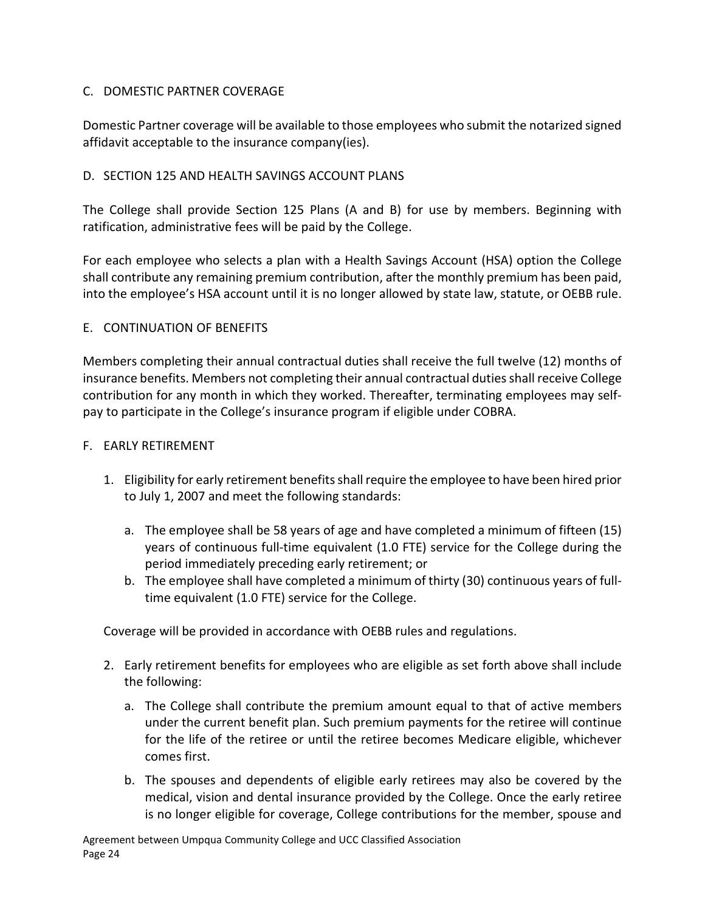## C. DOMESTIC PARTNER COVERAGE

Domestic Partner coverage will be available to those employees who submit the notarized signed affidavit acceptable to the insurance company(ies).

## D. SECTION 125 AND HEALTH SAVINGS ACCOUNT PLANS

The College shall provide Section 125 Plans (A and B) for use by members. Beginning with ratification, administrative fees will be paid by the College.

For each employee who selects a plan with a Health Savings Account (HSA) option the College shall contribute any remaining premium contribution, after the monthly premium has been paid, into the employee's HSA account until it is no longer allowed by state law, statute, or OEBB rule.

## E. CONTINUATION OF BENEFITS

Members completing their annual contractual duties shall receive the full twelve (12) months of insurance benefits. Members not completing their annual contractual duties shall receive College contribution for any month in which they worked. Thereafter, terminating employees may self-pay to participate in the College's insurance program if eligible under COBRA.

## F. EARLY RETIREMENT

1. Eligibility for early retirement benefits shall require the employee to have been hired prior to July 1, 2007 and meet the following standards:

   a. The employee shall be 58 years of age and have completed a minimum of fifteen (15) years of continuous full-time equivalent (1.0 FTE) service for the College during the period immediately preceding early retirement; or

   b. The employee shall have completed a minimum of thirty (30) continuous years of full-time equivalent (1.0 FTE) service for the College.

   Coverage will be provided in accordance with OEBB rules and regulations.

2. Early retirement benefits for employees who are eligible as set forth above shall include the following:

   a. The College shall contribute the premium amount equal to that of active members under the current benefit plan. Such premium payments for the retiree will continue for the life of the retiree or until the retiree becomes Medicare eligible, whichever comes first.

   b. The spouses and dependents of eligible early retirees may also be covered by the medical, vision and dental insurance provided by the College. Once the early retiree is no longer eligible for coverage, College contributions for the member, spouse and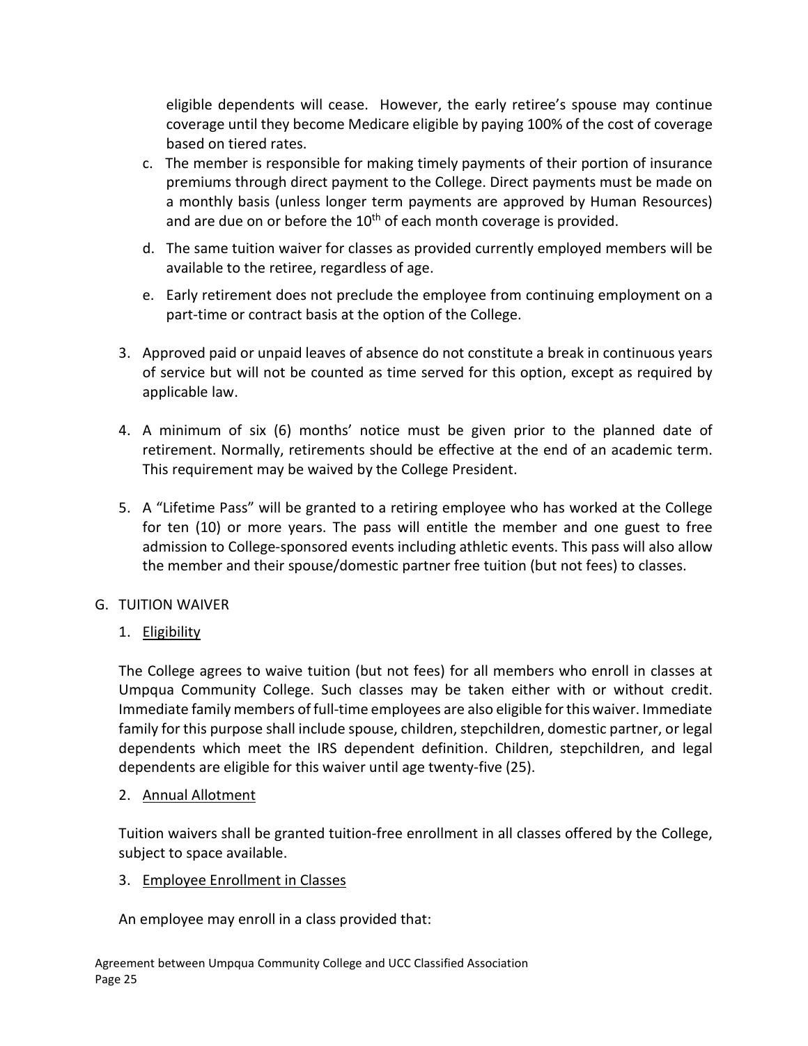eligible dependents will cease. However, the early retiree's spouse may continue coverage until they become Medicare eligible by paying 100% of the cost of coverage based on tiered rates.

c. The member is responsible for making timely payments of their portion of insurance premiums through direct payment to the College. Direct payments must be made on a monthly basis (unless longer term payments are approved by Human Resources) and are due on or before the 10th of each month coverage is provided.

d. The same tuition waiver for classes as provided currently employed members will be available to the retiree, regardless of age.

e. Early retirement does not preclude the employee from continuing employment on a part-time or contract basis at the option of the College.

3. Approved paid or unpaid leaves of absence do not constitute a break in continuous years of service but will not be counted as time served for this option, except as required by applicable law.

4. A minimum of six (6) months' notice must be given prior to the planned date of retirement. Normally, retirements should be effective at the end of an academic term. This requirement may be waived by the College President.

5. A "Lifetime Pass" will be granted to a retiring employee who has worked at the College for ten (10) or more years. The pass will entitle the member and one guest to free admission to College-sponsored events including athletic events. This pass will also allow the member and their spouse/domestic partner free tuition (but not fees) to classes.

G. TUITION WAIVER

1. <u>Eligibility</u>

The College agrees to waive tuition (but not fees) for all members who enroll in classes at Umpqua Community College. Such classes may be taken either with or without credit. Immediate family members of full-time employees are also eligible for this waiver. Immediate family for this purpose shall include spouse, children, stepchildren, domestic partner, or legal dependents which meet the IRS dependent definition. Children, stepchildren, and legal dependents are eligible for this waiver until age twenty-five (25).

2. <u>Annual Allotment</u>

Tuition waivers shall be granted tuition-free enrollment in all classes offered by the College, subject to space available.

3. <u>Employee Enrollment in Classes</u>

An employee may enroll in a class provided that: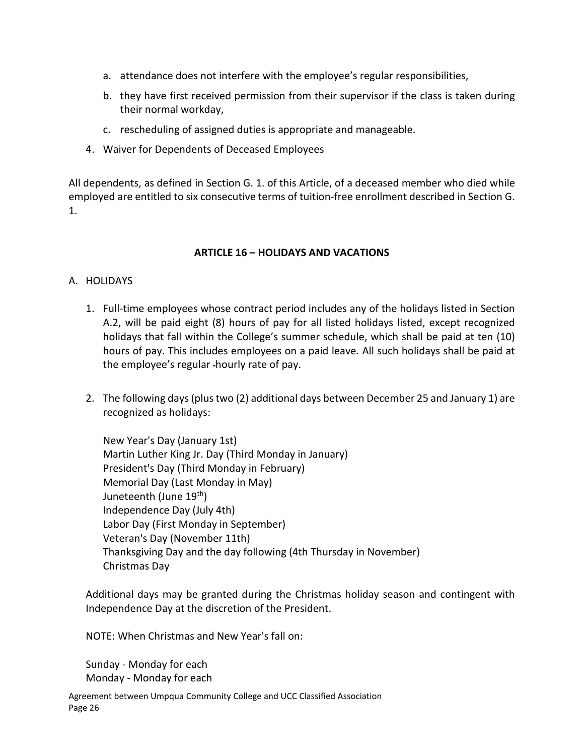a. attendance does not interfere with the employee's regular responsibilities,

b. they have first received permission from their supervisor if the class is taken during their normal workday,

c. rescheduling of assigned duties is appropriate and manageable.

4. Waiver for Dependents of Deceased Employees

All dependents, as defined in Section G. 1. of this Article, of a deceased member who died while employed are entitled to six consecutive terms of tuition-free enrollment described in Section G. 1.

## ARTICLE 16 – HOLIDAYS AND VACATIONS

A. HOLIDAYS

1. Full-time employees whose contract period includes any of the holidays listed in Section A.2, will be paid eight (8) hours of pay for all listed holidays listed, except recognized holidays that fall within the College's summer schedule, which shall be paid at ten (10) hours of pay. This includes employees on a paid leave. All such holidays shall be paid at the employee's regular hourly rate of pay.

2. The following days (plus two (2) additional days between December 25 and January 1) are recognized as holidays:

   New Year's Day (January 1st)
   Martin Luther King Jr. Day (Third Monday in January)
   President's Day (Third Monday in February)
   Memorial Day (Last Monday in May)
   Juneteenth (June 19th)
   Independence Day (July 4th)
   Labor Day (First Monday in September)
   Veteran's Day (November 11th)
   Thanksgiving Day and the day following (4th Thursday in November)
   Christmas Day

Additional days may be granted during the Christmas holiday season and contingent with Independence Day at the discretion of the President.

NOTE: When Christmas and New Year's fall on:

Sunday - Monday for each
Monday - Monday for each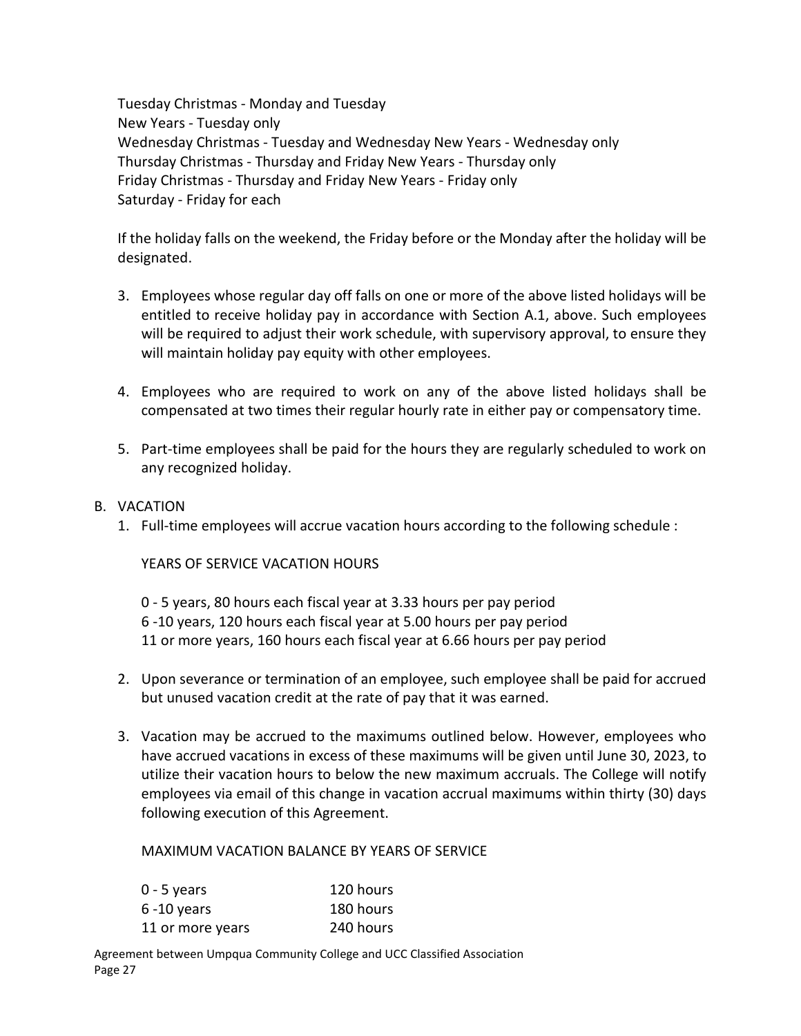Tuesday Christmas - Monday and Tuesday
New Years - Tuesday only
Wednesday Christmas - Tuesday and Wednesday New Years - Wednesday only
Thursday Christmas - Thursday and Friday New Years - Thursday only
Friday Christmas - Thursday and Friday New Years - Friday only
Saturday - Friday for each

If the holiday falls on the weekend, the Friday before or the Monday after the holiday will be designated.

3. Employees whose regular day off falls on one or more of the above listed holidays will be entitled to receive holiday pay in accordance with Section A.1, above. Such employees will be required to adjust their work schedule, with supervisory approval, to ensure they will maintain holiday pay equity with other employees.

4. Employees who are required to work on any of the above listed holidays shall be compensated at two times their regular hourly rate in either pay or compensatory time.

5. Part-time employees shall be paid for the hours they are regularly scheduled to work on any recognized holiday.

B. VACATION

1. Full-time employees will accrue vacation hours according to the following schedule :

   YEARS OF SERVICE VACATION HOURS

   0 - 5 years, 80 hours each fiscal year at 3.33 hours per pay period
   6 -10 years, 120 hours each fiscal year at 5.00 hours per pay period
   11 or more years, 160 hours each fiscal year at 6.66 hours per pay period

2. Upon severance or termination of an employee, such employee shall be paid for accrued but unused vacation credit at the rate of pay that it was earned.

3. Vacation may be accrued to the maximums outlined below. However, employees who have accrued vacations in excess of these maximums will be given until June 30, 2023, to utilize their vacation hours to below the new maximum accruals. The College will notify employees via email of this change in vacation accrual maximums within thirty (30) days following execution of this Agreement.

   MAXIMUM VACATION BALANCE BY YEARS OF SERVICE

   | | |
   |---|---|
   | 0 - 5 years | 120 hours |
   | 6 -10 years | 180 hours |
   | 11 or more years | 240 hours |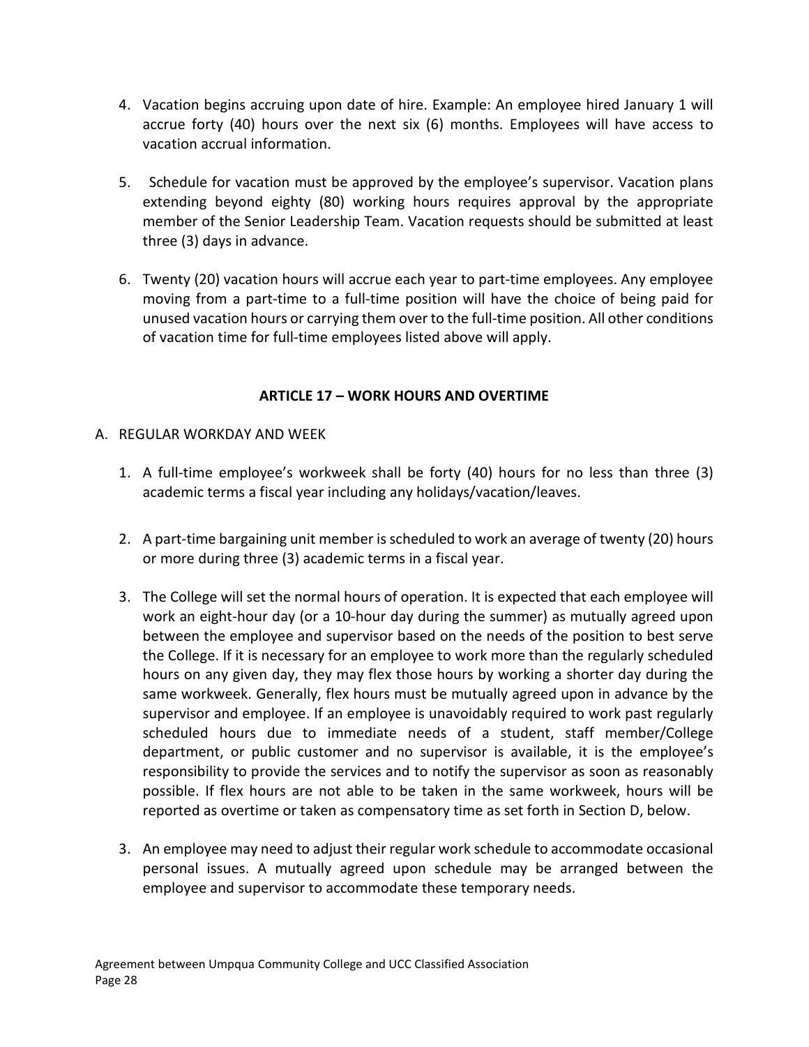4. Vacation begins accruing upon date of hire. Example: An employee hired January 1 will accrue forty (40) hours over the next six (6) months. Employees will have access to vacation accrual information.

5. Schedule for vacation must be approved by the employee's supervisor. Vacation plans extending beyond eighty (80) working hours requires approval by the appropriate member of the Senior Leadership Team. Vacation requests should be submitted at least three (3) days in advance.

6. Twenty (20) vacation hours will accrue each year to part-time employees. Any employee moving from a part-time to a full-time position will have the choice of being paid for unused vacation hours or carrying them over to the full-time position. All other conditions of vacation time for full-time employees listed above will apply.

## ARTICLE 17 – WORK HOURS AND OVERTIME

A. REGULAR WORKDAY AND WEEK

1. A full-time employee's workweek shall be forty (40) hours for no less than three (3) academic terms a fiscal year including any holidays/vacation/leaves.

2. A part-time bargaining unit member is scheduled to work an average of twenty (20) hours or more during three (3) academic terms in a fiscal year.

3. The College will set the normal hours of operation. It is expected that each employee will work an eight-hour day (or a 10-hour day during the summer) as mutually agreed upon between the employee and supervisor based on the needs of the position to best serve the College. If it is necessary for an employee to work more than the regularly scheduled hours on any given day, they may flex those hours by working a shorter day during the same workweek. Generally, flex hours must be mutually agreed upon in advance by the supervisor and employee. If an employee is unavoidably required to work past regularly scheduled hours due to immediate needs of a student, staff member/College department, or public customer and no supervisor is available, it is the employee's responsibility to provide the services and to notify the supervisor as soon as reasonably possible. If flex hours are not able to be taken in the same workweek, hours will be reported as overtime or taken as compensatory time as set forth in Section D, below.

3. An employee may need to adjust their regular work schedule to accommodate occasional personal issues. A mutually agreed upon schedule may be arranged between the employee and supervisor to accommodate these temporary needs.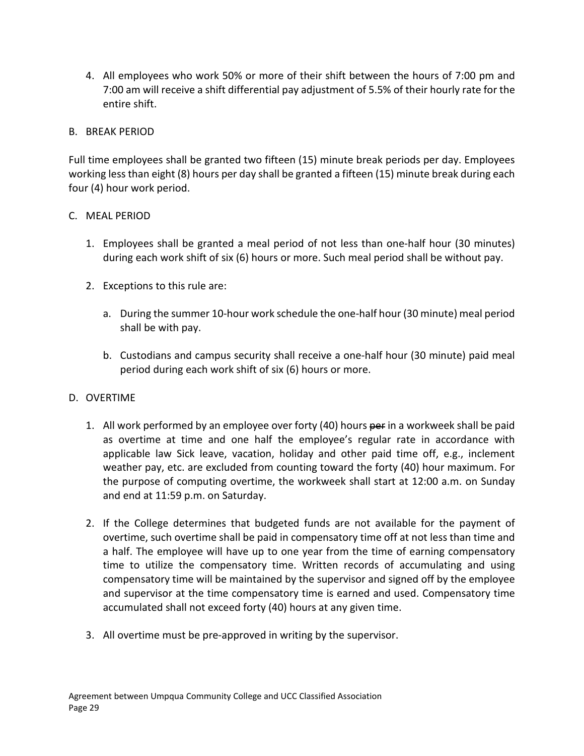4. All employees who work 50% or more of their shift between the hours of 7:00 pm and 7:00 am will receive a shift differential pay adjustment of 5.5% of their hourly rate for the entire shift.

B. BREAK PERIOD

Full time employees shall be granted two fifteen (15) minute break periods per day. Employees working less than eight (8) hours per day shall be granted a fifteen (15) minute break during each four (4) hour work period.

C. MEAL PERIOD

1. Employees shall be granted a meal period of not less than one-half hour (30 minutes) during each work shift of six (6) hours or more. Such meal period shall be without pay.

2. Exceptions to this rule are:

   a. During the summer 10-hour work schedule the one-half hour (30 minute) meal period shall be with pay.

   b. Custodians and campus security shall receive a one-half hour (30 minute) paid meal period during each work shift of six (6) hours or more.

D. OVERTIME

1. All work performed by an employee over forty (40) hours ~~per~~ in a workweek shall be paid as overtime at time and one half the employee's regular rate in accordance with applicable law Sick leave, vacation, holiday and other paid time off, e.g., inclement weather pay, etc. are excluded from counting toward the forty (40) hour maximum. For the purpose of computing overtime, the workweek shall start at 12:00 a.m. on Sunday and end at 11:59 p.m. on Saturday.

2. If the College determines that budgeted funds are not available for the payment of overtime, such overtime shall be paid in compensatory time off at not less than time and a half. The employee will have up to one year from the time of earning compensatory time to utilize the compensatory time. Written records of accumulating and using compensatory time will be maintained by the supervisor and signed off by the employee and supervisor at the time compensatory time is earned and used. Compensatory time accumulated shall not exceed forty (40) hours at any given time.

3. All overtime must be pre-approved in writing by the supervisor.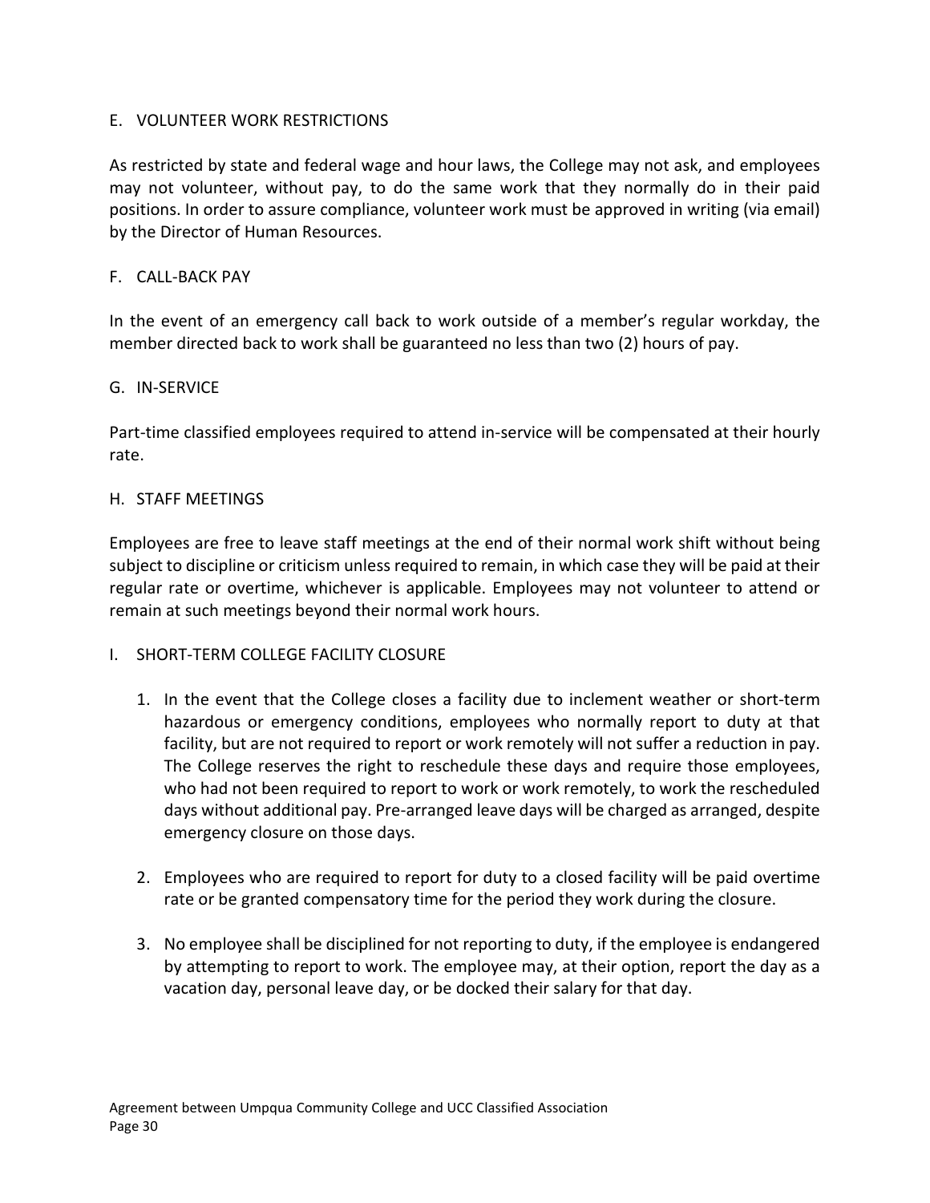### E. VOLUNTEER WORK RESTRICTIONS

As restricted by state and federal wage and hour laws, the College may not ask, and employees may not volunteer, without pay, to do the same work that they normally do in their paid positions. In order to assure compliance, volunteer work must be approved in writing (via email) by the Director of Human Resources.

### F. CALL-BACK PAY

In the event of an emergency call back to work outside of a member's regular workday, the member directed back to work shall be guaranteed no less than two (2) hours of pay.

### G. IN-SERVICE

Part-time classified employees required to attend in-service will be compensated at their hourly rate.

### H. STAFF MEETINGS

Employees are free to leave staff meetings at the end of their normal work shift without being subject to discipline or criticism unless required to remain, in which case they will be paid at their regular rate or overtime, whichever is applicable. Employees may not volunteer to attend or remain at such meetings beyond their normal work hours.

### I. SHORT-TERM COLLEGE FACILITY CLOSURE

1. In the event that the College closes a facility due to inclement weather or short-term hazardous or emergency conditions, employees who normally report to duty at that facility, but are not required to report or work remotely will not suffer a reduction in pay. The College reserves the right to reschedule these days and require those employees, who had not been required to report to work or work remotely, to work the rescheduled days without additional pay. Pre-arranged leave days will be charged as arranged, despite emergency closure on those days.

2. Employees who are required to report for duty to a closed facility will be paid overtime rate or be granted compensatory time for the period they work during the closure.

3. No employee shall be disciplined for not reporting to duty, if the employee is endangered by attempting to report to work. The employee may, at their option, report the day as a vacation day, personal leave day, or be docked their salary for that day.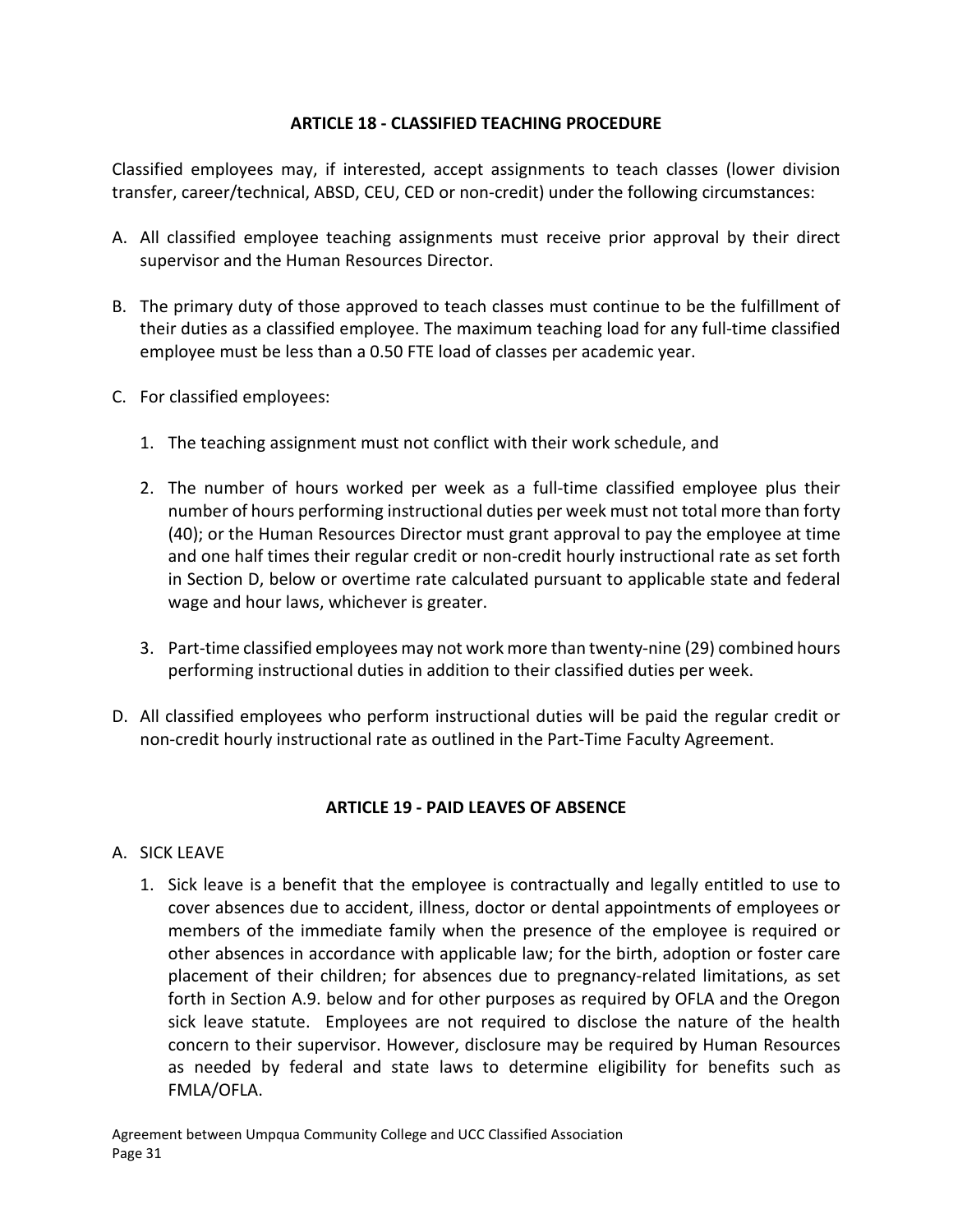## ARTICLE 18 - CLASSIFIED TEACHING PROCEDURE

Classified employees may, if interested, accept assignments to teach classes (lower division transfer, career/technical, ABSD, CEU, CED or non-credit) under the following circumstances:

A. All classified employee teaching assignments must receive prior approval by their direct supervisor and the Human Resources Director.

B. The primary duty of those approved to teach classes must continue to be the fulfillment of their duties as a classified employee. The maximum teaching load for any full-time classified employee must be less than a 0.50 FTE load of classes per academic year.

C. For classified employees:

    1. The teaching assignment must not conflict with their work schedule, and

    2. The number of hours worked per week as a full-time classified employee plus their number of hours performing instructional duties per week must not total more than forty (40); or the Human Resources Director must grant approval to pay the employee at time and one half times their regular credit or non-credit hourly instructional rate as set forth in Section D, below or overtime rate calculated pursuant to applicable state and federal wage and hour laws, whichever is greater.

    3. Part-time classified employees may not work more than twenty-nine (29) combined hours performing instructional duties in addition to their classified duties per week.

D. All classified employees who perform instructional duties will be paid the regular credit or non-credit hourly instructional rate as outlined in the Part-Time Faculty Agreement.

## ARTICLE 19 - PAID LEAVES OF ABSENCE

A. SICK LEAVE

    1. Sick leave is a benefit that the employee is contractually and legally entitled to use to cover absences due to accident, illness, doctor or dental appointments of employees or members of the immediate family when the presence of the employee is required or other absences in accordance with applicable law; for the birth, adoption or foster care placement of their children; for absences due to pregnancy-related limitations, as set forth in Section A.9. below and for other purposes as required by OFLA and the Oregon sick leave statute. Employees are not required to disclose the nature of the health concern to their supervisor. However, disclosure may be required by Human Resources as needed by federal and state laws to determine eligibility for benefits such as FMLA/OFLA.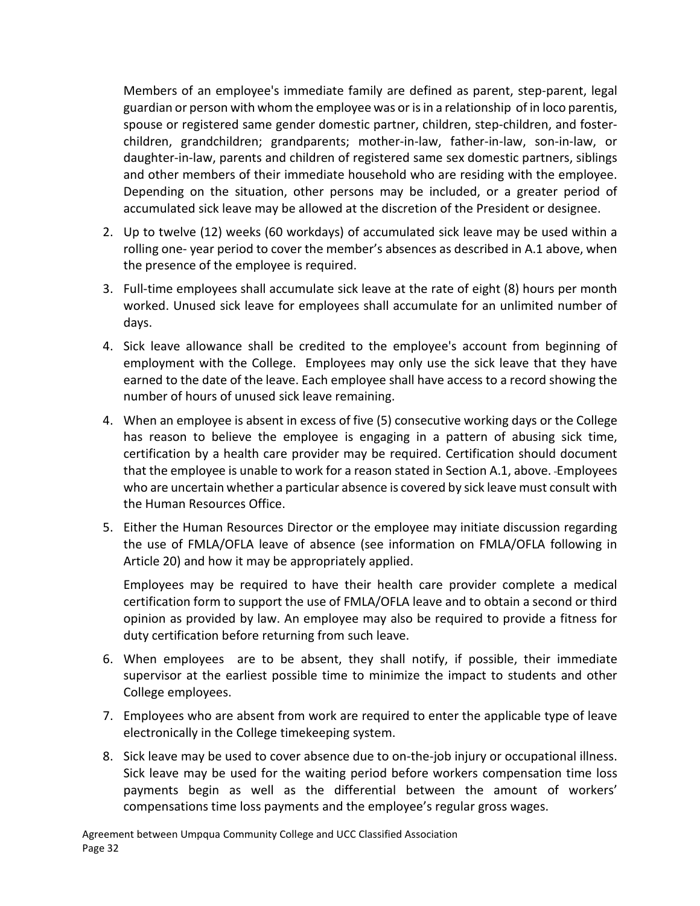Members of an employee's immediate family are defined as parent, step-parent, legal guardian or person with whom the employee was or is in a relationship of in loco parentis, spouse or registered same gender domestic partner, children, step-children, and foster-children, grandchildren; grandparents; mother-in-law, father-in-law, son-in-law, or daughter-in-law, parents and children of registered same sex domestic partners, siblings and other members of their immediate household who are residing with the employee. Depending on the situation, other persons may be included, or a greater period of accumulated sick leave may be allowed at the discretion of the President or designee.

2. Up to twelve (12) weeks (60 workdays) of accumulated sick leave may be used within a rolling one- year period to cover the member's absences as described in A.1 above, when the presence of the employee is required.

3. Full-time employees shall accumulate sick leave at the rate of eight (8) hours per month worked. Unused sick leave for employees shall accumulate for an unlimited number of days.

4. Sick leave allowance shall be credited to the employee's account from beginning of employment with the College. Employees may only use the sick leave that they have earned to the date of the leave. Each employee shall have access to a record showing the number of hours of unused sick leave remaining.

4. When an employee is absent in excess of five (5) consecutive working days or the College has reason to believe the employee is engaging in a pattern of abusing sick time, certification by a health care provider may be required. Certification should document that the employee is unable to work for a reason stated in Section A.1, above. Employees who are uncertain whether a particular absence is covered by sick leave must consult with the Human Resources Office.

5. Either the Human Resources Director or the employee may initiate discussion regarding the use of FMLA/OFLA leave of absence (see information on FMLA/OFLA following in Article 20) and how it may be appropriately applied.

   Employees may be required to have their health care provider complete a medical certification form to support the use of FMLA/OFLA leave and to obtain a second or third opinion as provided by law. An employee may also be required to provide a fitness for duty certification before returning from such leave.

6. When employees are to be absent, they shall notify, if possible, their immediate supervisor at the earliest possible time to minimize the impact to students and other College employees.

7. Employees who are absent from work are required to enter the applicable type of leave electronically in the College timekeeping system.

8. Sick leave may be used to cover absence due to on-the-job injury or occupational illness. Sick leave may be used for the waiting period before workers compensation time loss payments begin as well as the differential between the amount of workers' compensations time loss payments and the employee's regular gross wages.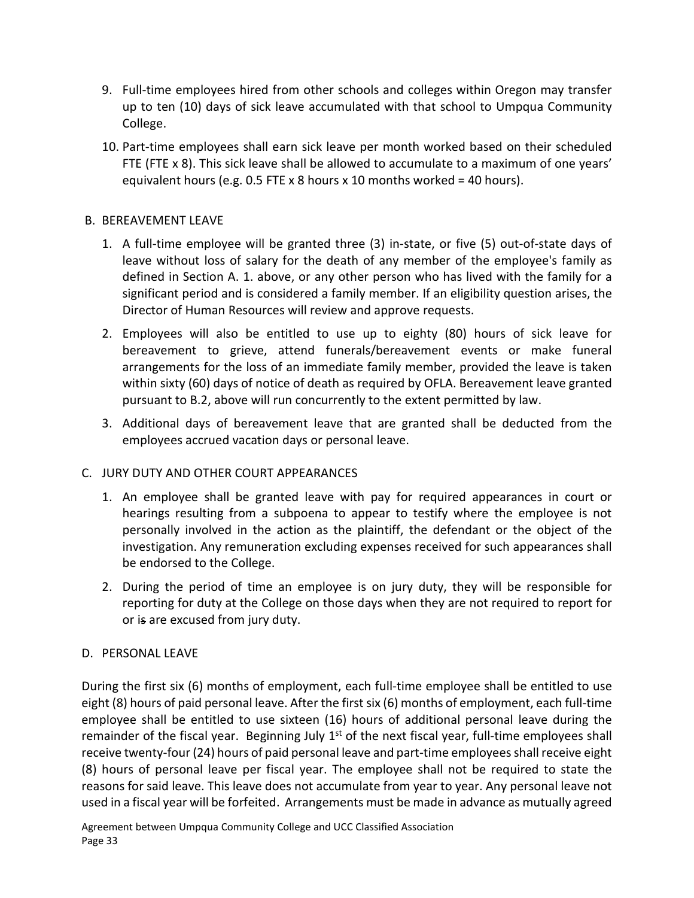9. Full-time employees hired from other schools and colleges within Oregon may transfer up to ten (10) days of sick leave accumulated with that school to Umpqua Community College.

10. Part-time employees shall earn sick leave per month worked based on their scheduled FTE (FTE x 8). This sick leave shall be allowed to accumulate to a maximum of one years' equivalent hours (e.g. 0.5 FTE x 8 hours x 10 months worked = 40 hours).

## B. BEREAVEMENT LEAVE

1. A full-time employee will be granted three (3) in-state, or five (5) out-of-state days of leave without loss of salary for the death of any member of the employee's family as defined in Section A. 1. above, or any other person who has lived with the family for a significant period and is considered a family member. If an eligibility question arises, the Director of Human Resources will review and approve requests.

2. Employees will also be entitled to use up to eighty (80) hours of sick leave for bereavement to grieve, attend funerals/bereavement events or make funeral arrangements for the loss of an immediate family member, provided the leave is taken within sixty (60) days of notice of death as required by OFLA. Bereavement leave granted pursuant to B.2, above will run concurrently to the extent permitted by law.

3. Additional days of bereavement leave that are granted shall be deducted from the employees accrued vacation days or personal leave.

## C. JURY DUTY AND OTHER COURT APPEARANCES

1. An employee shall be granted leave with pay for required appearances in court or hearings resulting from a subpoena to appear to testify where the employee is not personally involved in the action as the plaintiff, the defendant or the object of the investigation. Any remuneration excluding expenses received for such appearances shall be endorsed to the College.

2. During the period of time an employee is on jury duty, they will be responsible for reporting for duty at the College on those days when they are not required to report for or ~~is~~ are excused from jury duty.

## D. PERSONAL LEAVE

During the first six (6) months of employment, each full-time employee shall be entitled to use eight (8) hours of paid personal leave. After the first six (6) months of employment, each full-time employee shall be entitled to use sixteen (16) hours of additional personal leave during the remainder of the fiscal year. Beginning July 1st of the next fiscal year, full-time employees shall receive twenty-four (24) hours of paid personal leave and part-time employees shall receive eight (8) hours of personal leave per fiscal year. The employee shall not be required to state the reasons for said leave. This leave does not accumulate from year to year. Any personal leave not used in a fiscal year will be forfeited. Arrangements must be made in advance as mutually agreed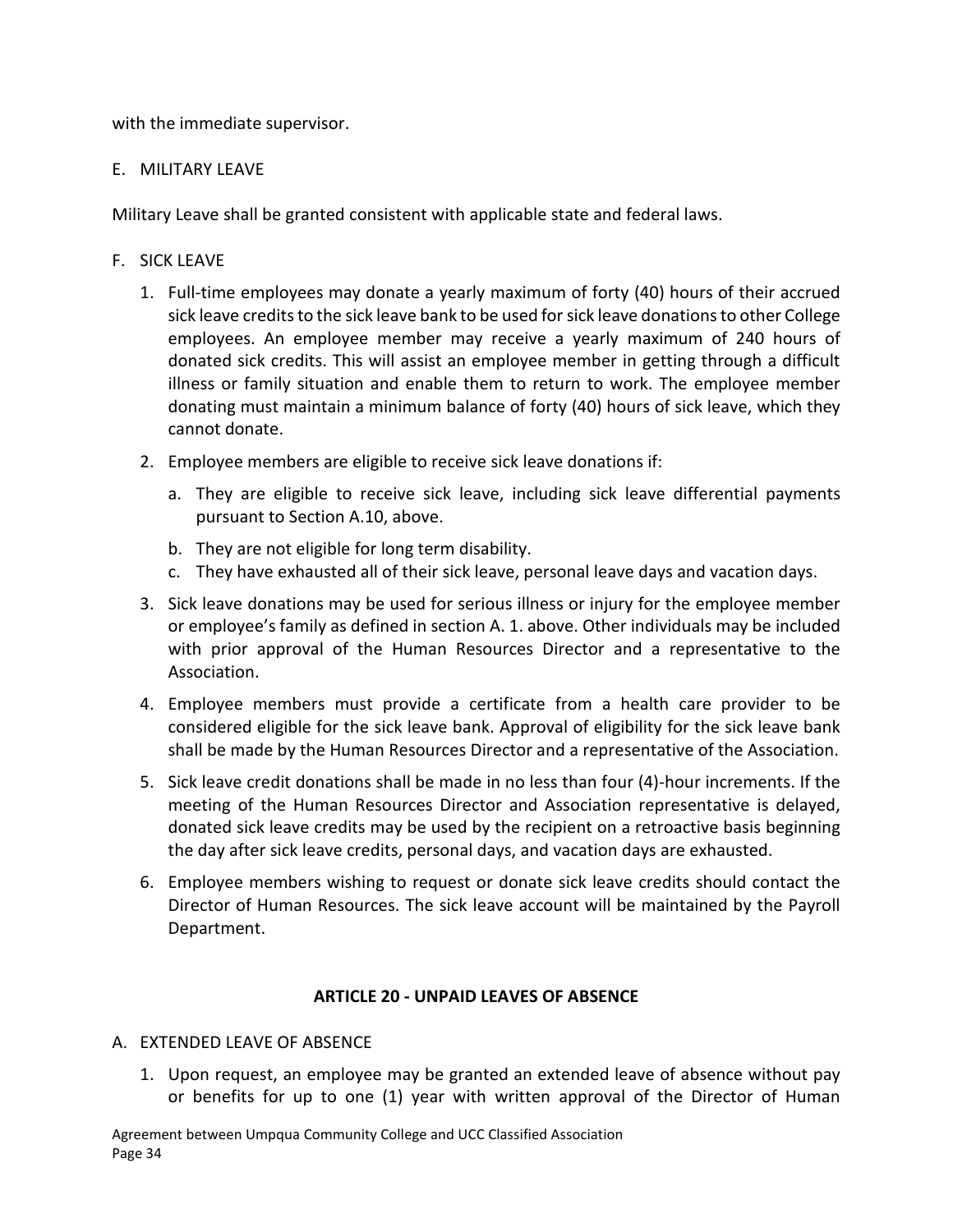with the immediate supervisor.

E. MILITARY LEAVE

Military Leave shall be granted consistent with applicable state and federal laws.

F. SICK LEAVE

1. Full-time employees may donate a yearly maximum of forty (40) hours of their accrued sick leave credits to the sick leave bank to be used for sick leave donations to other College employees. An employee member may receive a yearly maximum of 240 hours of donated sick credits. This will assist an employee member in getting through a difficult illness or family situation and enable them to return to work. The employee member donating must maintain a minimum balance of forty (40) hours of sick leave, which they cannot donate.

2. Employee members are eligible to receive sick leave donations if:

   a. They are eligible to receive sick leave, including sick leave differential payments pursuant to Section A.10, above.
   b. They are not eligible for long term disability.
   c. They have exhausted all of their sick leave, personal leave days and vacation days.

3. Sick leave donations may be used for serious illness or injury for the employee member or employee's family as defined in section A. 1. above. Other individuals may be included with prior approval of the Human Resources Director and a representative to the Association.

4. Employee members must provide a certificate from a health care provider to be considered eligible for the sick leave bank. Approval of eligibility for the sick leave bank shall be made by the Human Resources Director and a representative of the Association.

5. Sick leave credit donations shall be made in no less than four (4)-hour increments. If the meeting of the Human Resources Director and Association representative is delayed, donated sick leave credits may be used by the recipient on a retroactive basis beginning the day after sick leave credits, personal days, and vacation days are exhausted.

6. Employee members wishing to request or donate sick leave credits should contact the Director of Human Resources. The sick leave account will be maintained by the Payroll Department.

## ARTICLE 20 - UNPAID LEAVES OF ABSENCE

A. EXTENDED LEAVE OF ABSENCE

1. Upon request, an employee may be granted an extended leave of absence without pay or benefits for up to one (1) year with written approval of the Director of Human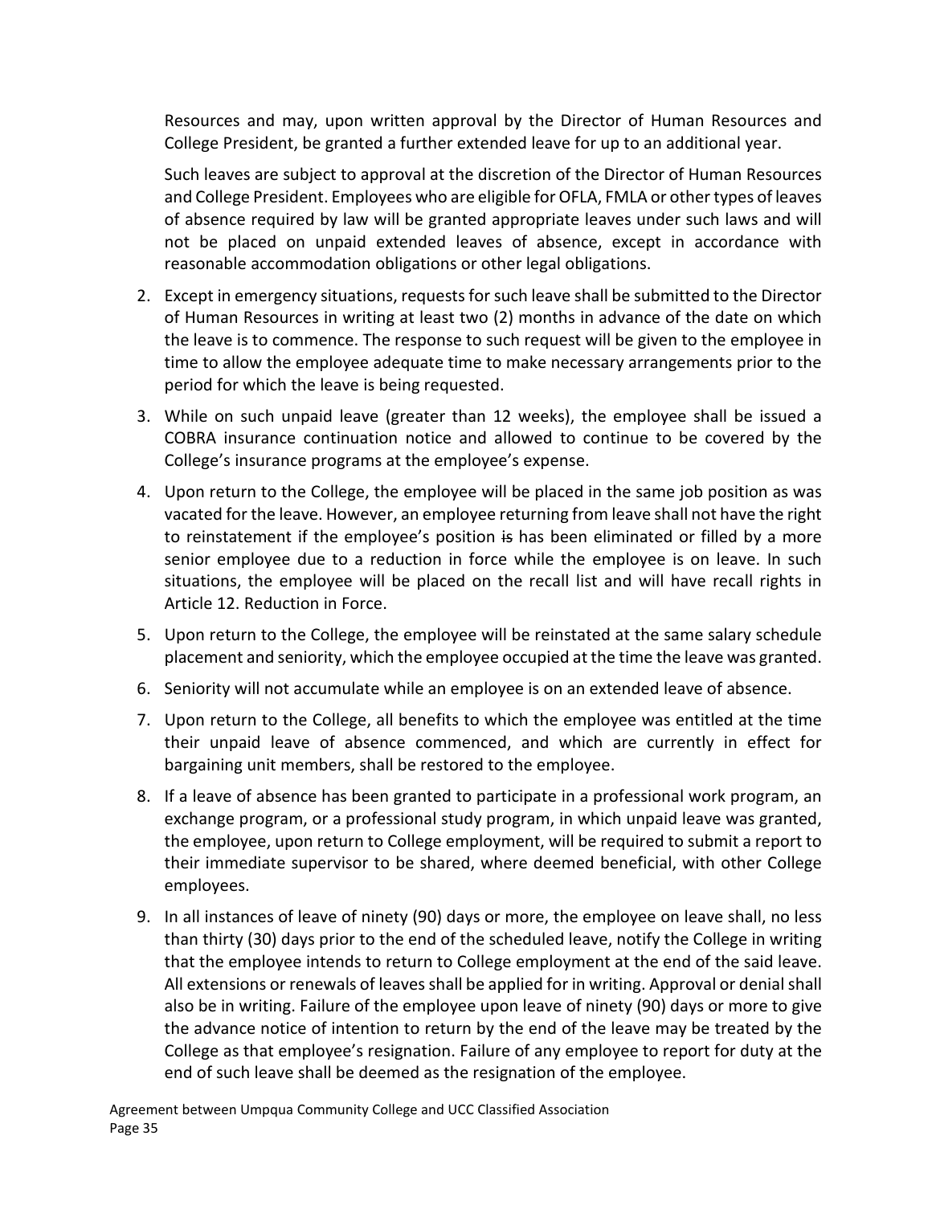Resources and may, upon written approval by the Director of Human Resources and College President, be granted a further extended leave for up to an additional year.

Such leaves are subject to approval at the discretion of the Director of Human Resources and College President. Employees who are eligible for OFLA, FMLA or other types of leaves of absence required by law will be granted appropriate leaves under such laws and will not be placed on unpaid extended leaves of absence, except in accordance with reasonable accommodation obligations or other legal obligations.

2. Except in emergency situations, requests for such leave shall be submitted to the Director of Human Resources in writing at least two (2) months in advance of the date on which the leave is to commence. The response to such request will be given to the employee in time to allow the employee adequate time to make necessary arrangements prior to the period for which the leave is being requested.

3. While on such unpaid leave (greater than 12 weeks), the employee shall be issued a COBRA insurance continuation notice and allowed to continue to be covered by the College's insurance programs at the employee's expense.

4. Upon return to the College, the employee will be placed in the same job position as was vacated for the leave. However, an employee returning from leave shall not have the right to reinstatement if the employee's position ~~is~~ has been eliminated or filled by a more senior employee due to a reduction in force while the employee is on leave. In such situations, the employee will be placed on the recall list and will have recall rights in Article 12. Reduction in Force.

5. Upon return to the College, the employee will be reinstated at the same salary schedule placement and seniority, which the employee occupied at the time the leave was granted.

6. Seniority will not accumulate while an employee is on an extended leave of absence.

7. Upon return to the College, all benefits to which the employee was entitled at the time their unpaid leave of absence commenced, and which are currently in effect for bargaining unit members, shall be restored to the employee.

8. If a leave of absence has been granted to participate in a professional work program, an exchange program, or a professional study program, in which unpaid leave was granted, the employee, upon return to College employment, will be required to submit a report to their immediate supervisor to be shared, where deemed beneficial, with other College employees.

9. In all instances of leave of ninety (90) days or more, the employee on leave shall, no less than thirty (30) days prior to the end of the scheduled leave, notify the College in writing that the employee intends to return to College employment at the end of the said leave. All extensions or renewals of leaves shall be applied for in writing. Approval or denial shall also be in writing. Failure of the employee upon leave of ninety (90) days or more to give the advance notice of intention to return by the end of the leave may be treated by the College as that employee's resignation. Failure of any employee to report for duty at the end of such leave shall be deemed as the resignation of the employee.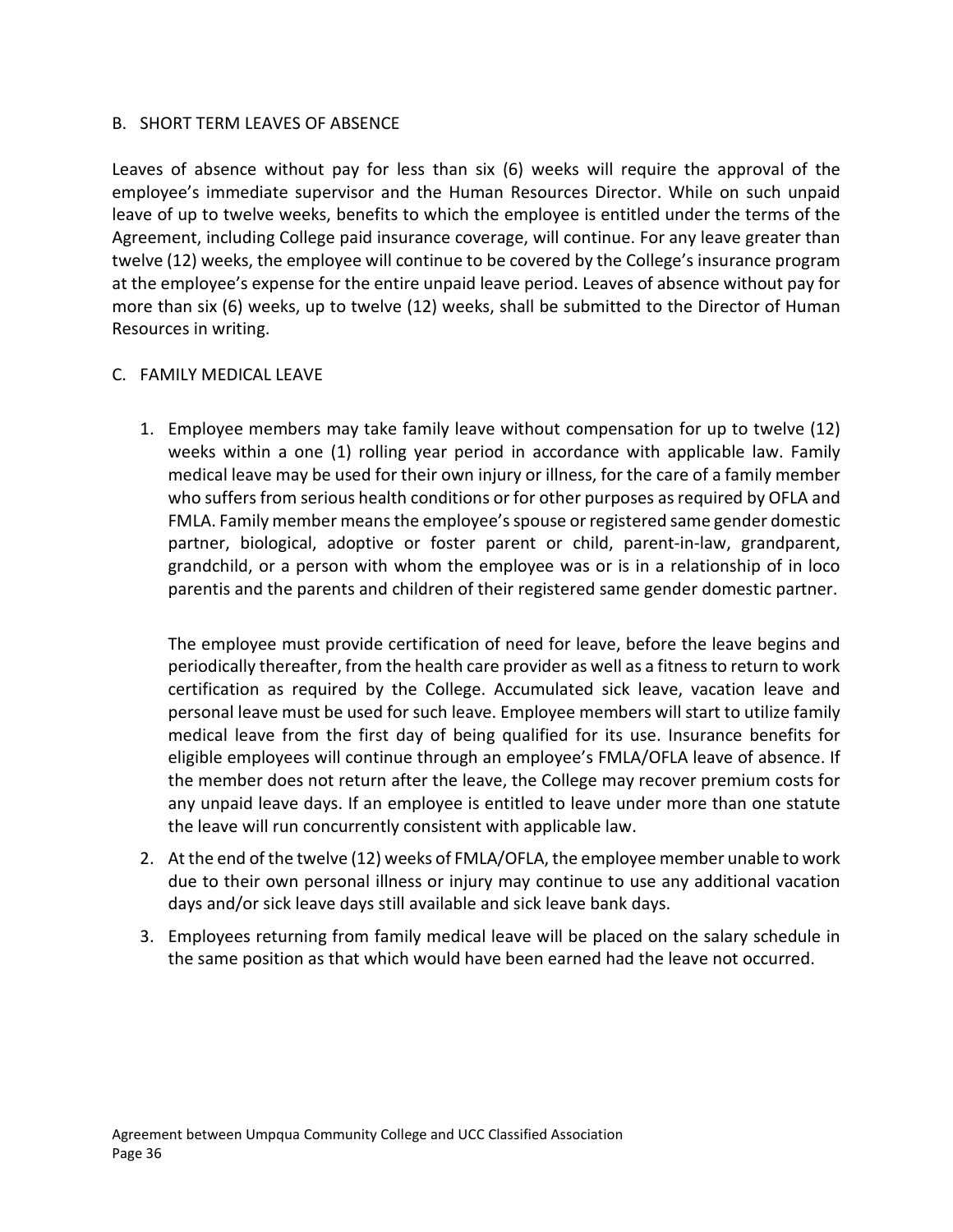## B. SHORT TERM LEAVES OF ABSENCE

Leaves of absence without pay for less than six (6) weeks will require the approval of the employee's immediate supervisor and the Human Resources Director. While on such unpaid leave of up to twelve weeks, benefits to which the employee is entitled under the terms of the Agreement, including College paid insurance coverage, will continue. For any leave greater than twelve (12) weeks, the employee will continue to be covered by the College's insurance program at the employee's expense for the entire unpaid leave period. Leaves of absence without pay for more than six (6) weeks, up to twelve (12) weeks, shall be submitted to the Director of Human Resources in writing.

## C. FAMILY MEDICAL LEAVE

1. Employee members may take family leave without compensation for up to twelve (12) weeks within a one (1) rolling year period in accordance with applicable law. Family medical leave may be used for their own injury or illness, for the care of a family member who suffers from serious health conditions or for other purposes as required by OFLA and FMLA. Family member means the employee's spouse or registered same gender domestic partner, biological, adoptive or foster parent or child, parent-in-law, grandparent, grandchild, or a person with whom the employee was or is in a relationship of in loco parentis and the parents and children of their registered same gender domestic partner.

   The employee must provide certification of need for leave, before the leave begins and periodically thereafter, from the health care provider as well as a fitness to return to work certification as required by the College. Accumulated sick leave, vacation leave and personal leave must be used for such leave. Employee members will start to utilize family medical leave from the first day of being qualified for its use. Insurance benefits for eligible employees will continue through an employee's FMLA/OFLA leave of absence. If the member does not return after the leave, the College may recover premium costs for any unpaid leave days. If an employee is entitled to leave under more than one statute the leave will run concurrently consistent with applicable law.

2. At the end of the twelve (12) weeks of FMLA/OFLA, the employee member unable to work due to their own personal illness or injury may continue to use any additional vacation days and/or sick leave days still available and sick leave bank days.

3. Employees returning from family medical leave will be placed on the salary schedule in the same position as that which would have been earned had the leave not occurred.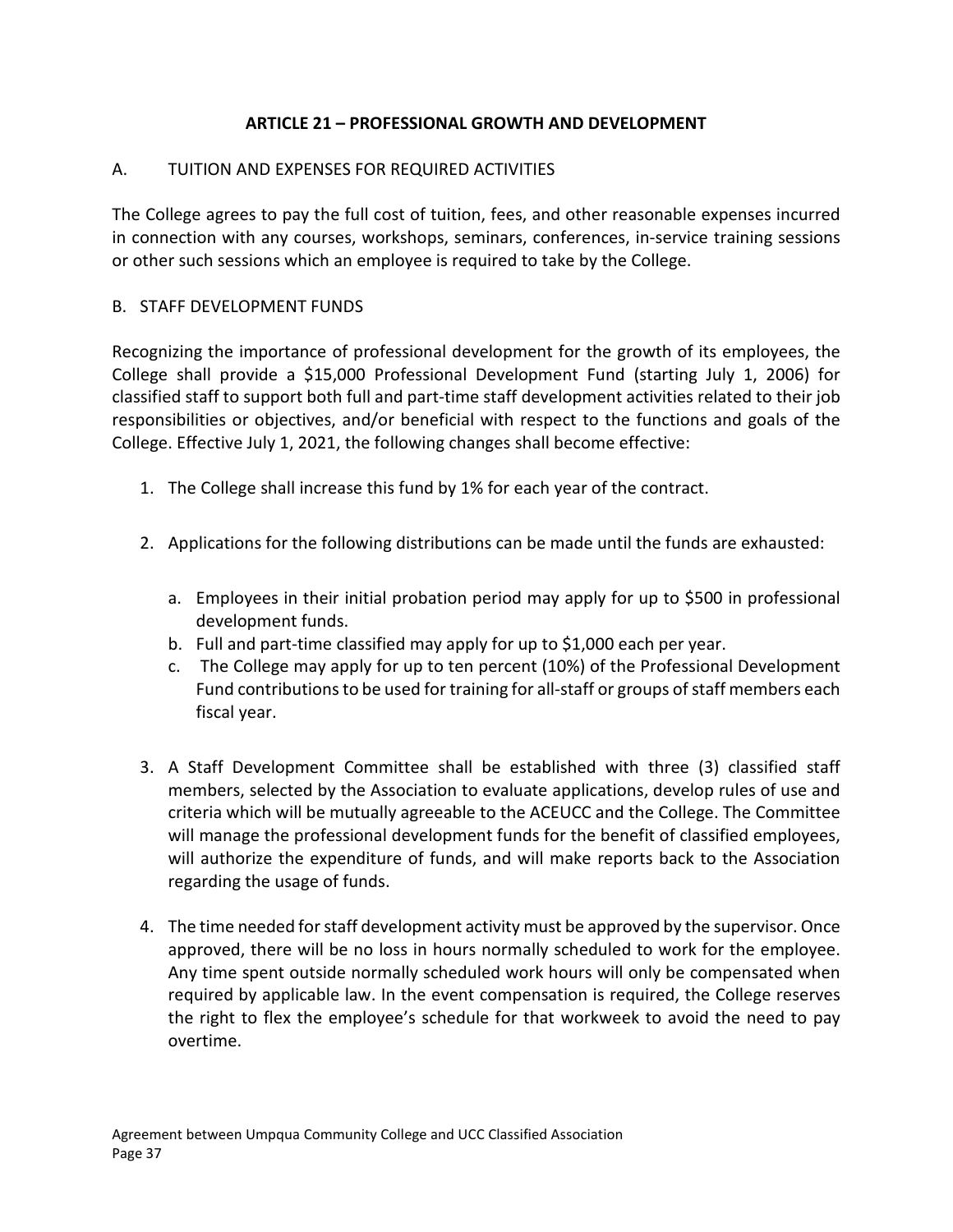## ARTICLE 21 – PROFESSIONAL GROWTH AND DEVELOPMENT

### A. TUITION AND EXPENSES FOR REQUIRED ACTIVITIES

The College agrees to pay the full cost of tuition, fees, and other reasonable expenses incurred in connection with any courses, workshops, seminars, conferences, in-service training sessions or other such sessions which an employee is required to take by the College.

### B. STAFF DEVELOPMENT FUNDS

Recognizing the importance of professional development for the growth of its employees, the College shall provide a $15,000 Professional Development Fund (starting July 1, 2006) for classified staff to support both full and part-time staff development activities related to their job responsibilities or objectives, and/or beneficial with respect to the functions and goals of the College. Effective July 1, 2021, the following changes shall become effective:

1. The College shall increase this fund by 1% for each year of the contract.

2. Applications for the following distributions can be made until the funds are exhausted:

   a. Employees in their initial probation period may apply for up to $500 in professional development funds.
   b. Full and part-time classified may apply for up to $1,000 each per year.
   c. The College may apply for up to ten percent (10%) of the Professional Development Fund contributions to be used for training for all-staff or groups of staff members each fiscal year.

3. A Staff Development Committee shall be established with three (3) classified staff members, selected by the Association to evaluate applications, develop rules of use and criteria which will be mutually agreeable to the ACEUCC and the College. The Committee will manage the professional development funds for the benefit of classified employees, will authorize the expenditure of funds, and will make reports back to the Association regarding the usage of funds.

4. The time needed for staff development activity must be approved by the supervisor. Once approved, there will be no loss in hours normally scheduled to work for the employee. Any time spent outside normally scheduled work hours will only be compensated when required by applicable law. In the event compensation is required, the College reserves the right to flex the employee's schedule for that workweek to avoid the need to pay overtime.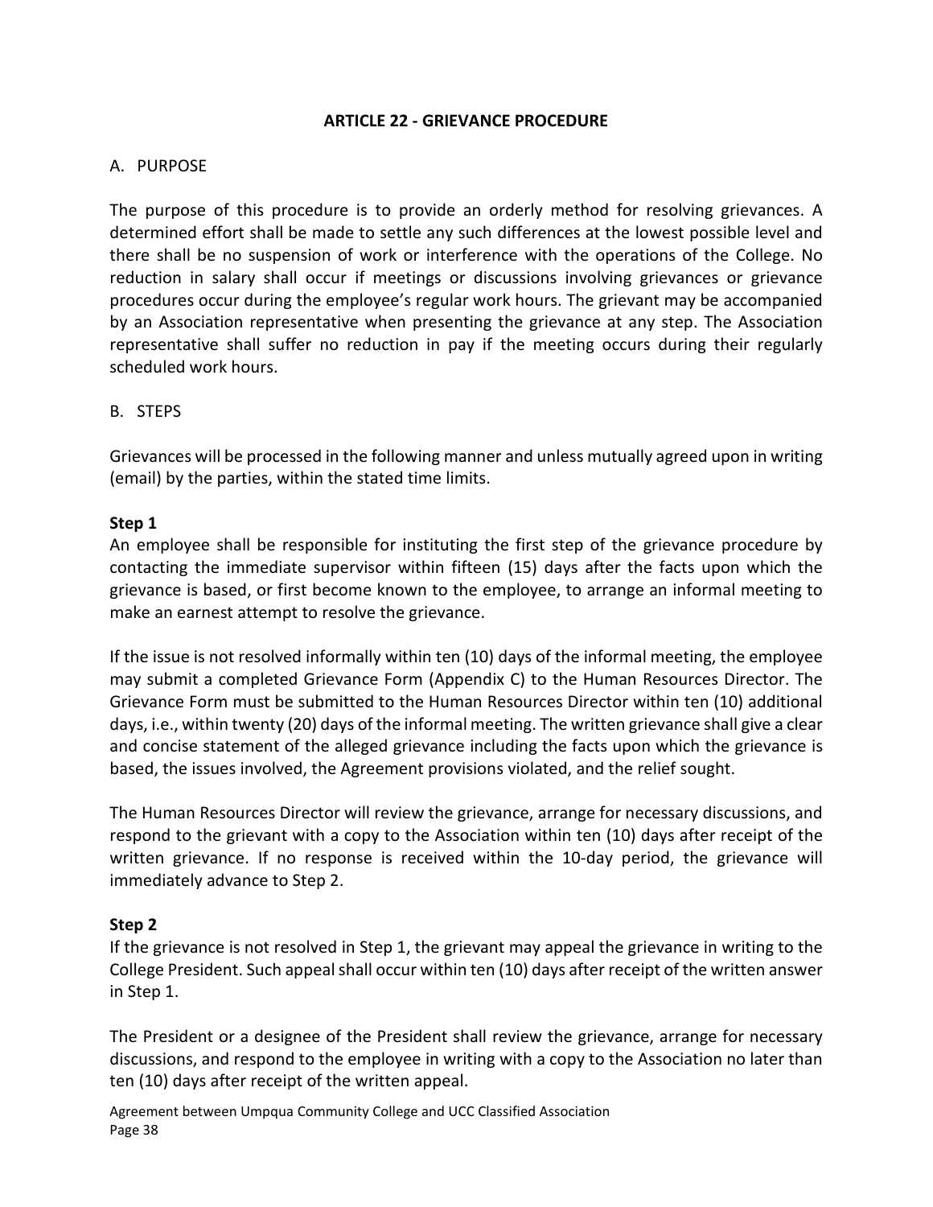# ARTICLE 22 - GRIEVANCE PROCEDURE

## A. PURPOSE

The purpose of this procedure is to provide an orderly method for resolving grievances. A determined effort shall be made to settle any such differences at the lowest possible level and there shall be no suspension of work or interference with the operations of the College. No reduction in salary shall occur if meetings or discussions involving grievances or grievance procedures occur during the employee's regular work hours. The grievant may be accompanied by an Association representative when presenting the grievance at any step. The Association representative shall suffer no reduction in pay if the meeting occurs during their regularly scheduled work hours.

## B. STEPS

Grievances will be processed in the following manner and unless mutually agreed upon in writing (email) by the parties, within the stated time limits.

**Step 1**

An employee shall be responsible for instituting the first step of the grievance procedure by contacting the immediate supervisor within fifteen (15) days after the facts upon which the grievance is based, or first become known to the employee, to arrange an informal meeting to make an earnest attempt to resolve the grievance.

If the issue is not resolved informally within ten (10) days of the informal meeting, the employee may submit a completed Grievance Form (Appendix C) to the Human Resources Director. The Grievance Form must be submitted to the Human Resources Director within ten (10) additional days, i.e., within twenty (20) days of the informal meeting. The written grievance shall give a clear and concise statement of the alleged grievance including the facts upon which the grievance is based, the issues involved, the Agreement provisions violated, and the relief sought.

The Human Resources Director will review the grievance, arrange for necessary discussions, and respond to the grievant with a copy to the Association within ten (10) days after receipt of the written grievance. If no response is received within the 10-day period, the grievance will immediately advance to Step 2.

**Step 2**

If the grievance is not resolved in Step 1, the grievant may appeal the grievance in writing to the College President. Such appeal shall occur within ten (10) days after receipt of the written answer in Step 1.

The President or a designee of the President shall review the grievance, arrange for necessary discussions, and respond to the employee in writing with a copy to the Association no later than ten (10) days after receipt of the written appeal.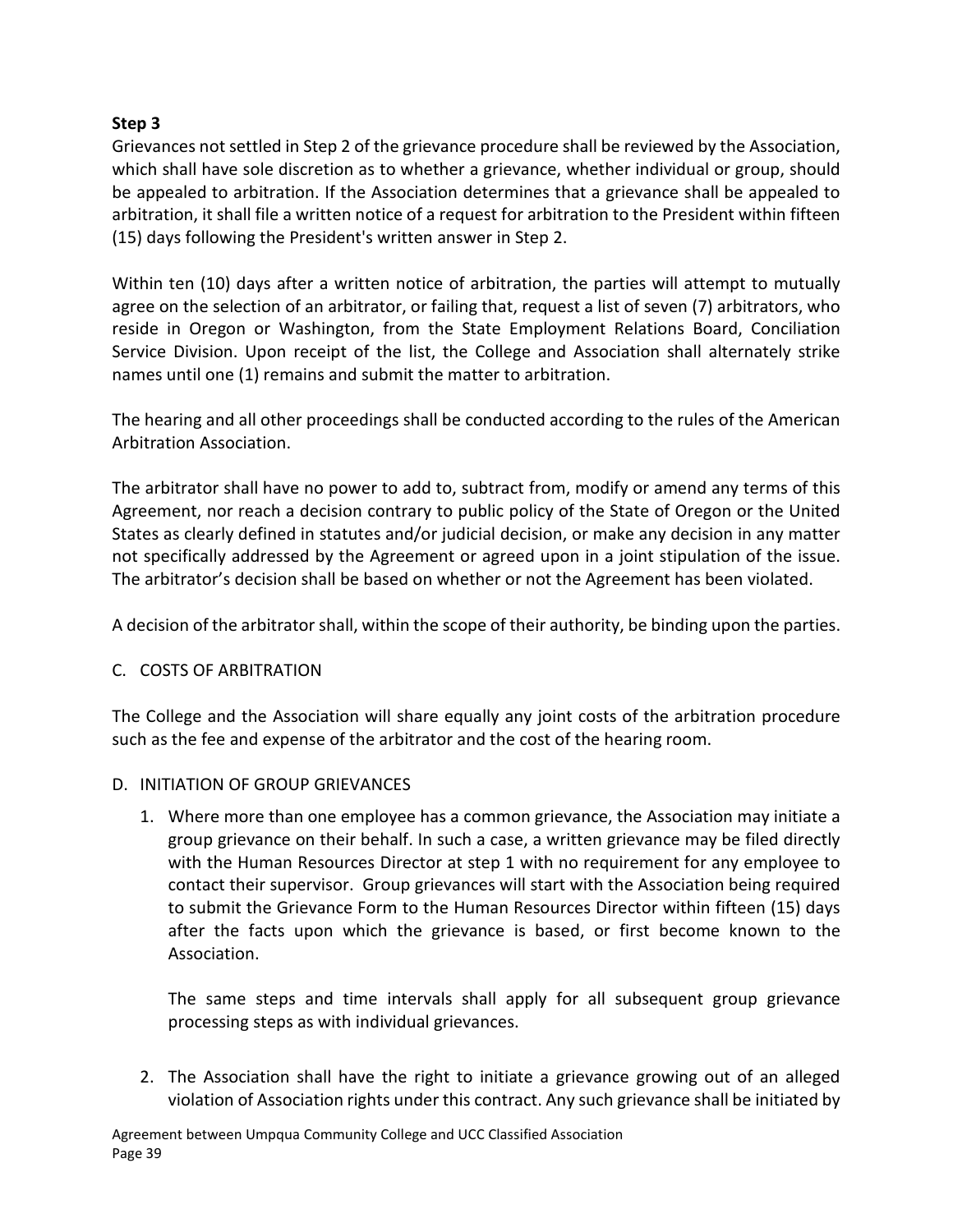**Step 3**

Grievances not settled in Step 2 of the grievance procedure shall be reviewed by the Association, which shall have sole discretion as to whether a grievance, whether individual or group, should be appealed to arbitration. If the Association determines that a grievance shall be appealed to arbitration, it shall file a written notice of a request for arbitration to the President within fifteen (15) days following the President's written answer in Step 2.

Within ten (10) days after a written notice of arbitration, the parties will attempt to mutually agree on the selection of an arbitrator, or failing that, request a list of seven (7) arbitrators, who reside in Oregon or Washington, from the State Employment Relations Board, Conciliation Service Division. Upon receipt of the list, the College and Association shall alternately strike names until one (1) remains and submit the matter to arbitration.

The hearing and all other proceedings shall be conducted according to the rules of the American Arbitration Association.

The arbitrator shall have no power to add to, subtract from, modify or amend any terms of this Agreement, nor reach a decision contrary to public policy of the State of Oregon or the United States as clearly defined in statutes and/or judicial decision, or make any decision in any matter not specifically addressed by the Agreement or agreed upon in a joint stipulation of the issue. The arbitrator's decision shall be based on whether or not the Agreement has been violated.

A decision of the arbitrator shall, within the scope of their authority, be binding upon the parties.

C. COSTS OF ARBITRATION

The College and the Association will share equally any joint costs of the arbitration procedure such as the fee and expense of the arbitrator and the cost of the hearing room.

D. INITIATION OF GROUP GRIEVANCES

1. Where more than one employee has a common grievance, the Association may initiate a group grievance on their behalf. In such a case, a written grievance may be filed directly with the Human Resources Director at step 1 with no requirement for any employee to contact their supervisor. Group grievances will start with the Association being required to submit the Grievance Form to the Human Resources Director within fifteen (15) days after the facts upon which the grievance is based, or first become known to the Association.

   The same steps and time intervals shall apply for all subsequent group grievance processing steps as with individual grievances.

2. The Association shall have the right to initiate a grievance growing out of an alleged violation of Association rights under this contract. Any such grievance shall be initiated by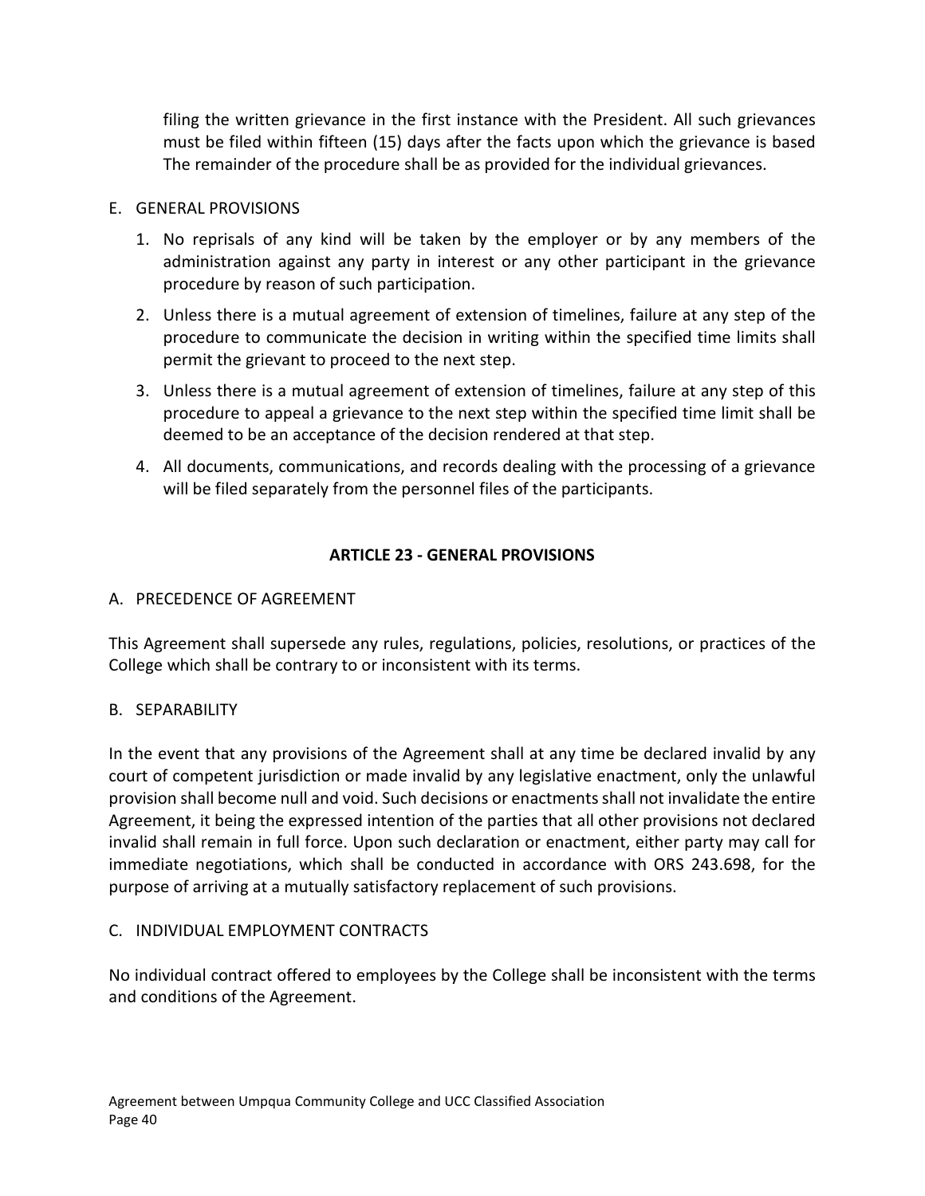filing the written grievance in the first instance with the President. All such grievances must be filed within fifteen (15) days after the facts upon which the grievance is based The remainder of the procedure shall be as provided for the individual grievances.

E. GENERAL PROVISIONS

1. No reprisals of any kind will be taken by the employer or by any members of the administration against any party in interest or any other participant in the grievance procedure by reason of such participation.
2. Unless there is a mutual agreement of extension of timelines, failure at any step of the procedure to communicate the decision in writing within the specified time limits shall permit the grievant to proceed to the next step.
3. Unless there is a mutual agreement of extension of timelines, failure at any step of this procedure to appeal a grievance to the next step within the specified time limit shall be deemed to be an acceptance of the decision rendered at that step.
4. All documents, communications, and records dealing with the processing of a grievance will be filed separately from the personnel files of the participants.

## ARTICLE 23 - GENERAL PROVISIONS

A. PRECEDENCE OF AGREEMENT

This Agreement shall supersede any rules, regulations, policies, resolutions, or practices of the College which shall be contrary to or inconsistent with its terms.

B. SEPARABILITY

In the event that any provisions of the Agreement shall at any time be declared invalid by any court of competent jurisdiction or made invalid by any legislative enactment, only the unlawful provision shall become null and void. Such decisions or enactments shall not invalidate the entire Agreement, it being the expressed intention of the parties that all other provisions not declared invalid shall remain in full force. Upon such declaration or enactment, either party may call for immediate negotiations, which shall be conducted in accordance with ORS 243.698, for the purpose of arriving at a mutually satisfactory replacement of such provisions.

C. INDIVIDUAL EMPLOYMENT CONTRACTS

No individual contract offered to employees by the College shall be inconsistent with the terms and conditions of the Agreement.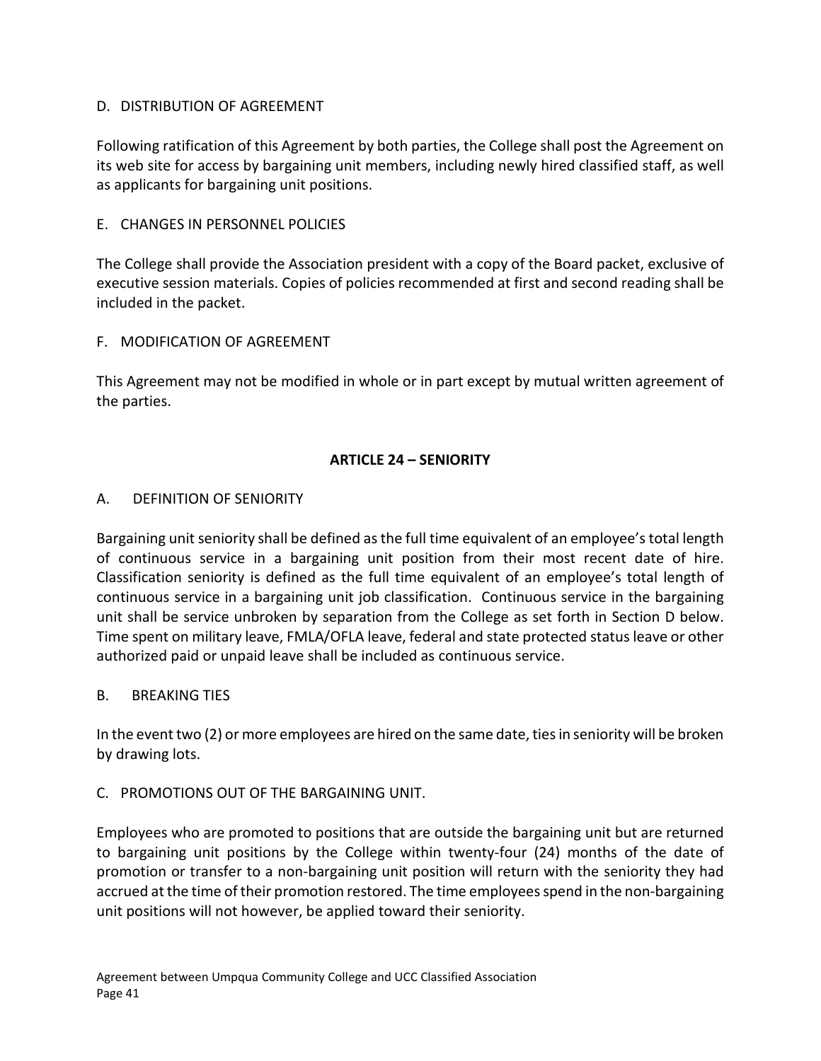D. DISTRIBUTION OF AGREEMENT

Following ratification of this Agreement by both parties, the College shall post the Agreement on its web site for access by bargaining unit members, including newly hired classified staff, as well as applicants for bargaining unit positions.

E. CHANGES IN PERSONNEL POLICIES

The College shall provide the Association president with a copy of the Board packet, exclusive of executive session materials. Copies of policies recommended at first and second reading shall be included in the packet.

F. MODIFICATION OF AGREEMENT

This Agreement may not be modified in whole or in part except by mutual written agreement of the parties.

## ARTICLE 24 – SENIORITY

A. DEFINITION OF SENIORITY

Bargaining unit seniority shall be defined as the full time equivalent of an employee's total length of continuous service in a bargaining unit position from their most recent date of hire. Classification seniority is defined as the full time equivalent of an employee's total length of continuous service in a bargaining unit job classification. Continuous service in the bargaining unit shall be service unbroken by separation from the College as set forth in Section D below. Time spent on military leave, FMLA/OFLA leave, federal and state protected status leave or other authorized paid or unpaid leave shall be included as continuous service.

B. BREAKING TIES

In the event two (2) or more employees are hired on the same date, ties in seniority will be broken by drawing lots.

C. PROMOTIONS OUT OF THE BARGAINING UNIT.

Employees who are promoted to positions that are outside the bargaining unit but are returned to bargaining unit positions by the College within twenty-four (24) months of the date of promotion or transfer to a non-bargaining unit position will return with the seniority they had accrued at the time of their promotion restored. The time employees spend in the non-bargaining unit positions will not however, be applied toward their seniority.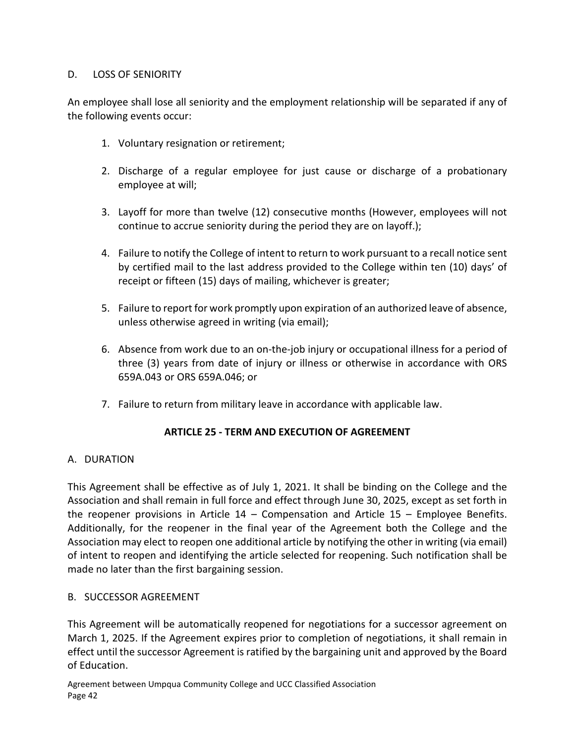### D. LOSS OF SENIORITY

An employee shall lose all seniority and the employment relationship will be separated if any of the following events occur:

1. Voluntary resignation or retirement;
2. Discharge of a regular employee for just cause or discharge of a probationary employee at will;
3. Layoff for more than twelve (12) consecutive months (However, employees will not continue to accrue seniority during the period they are on layoff.);
4. Failure to notify the College of intent to return to work pursuant to a recall notice sent by certified mail to the last address provided to the College within ten (10) days' of receipt or fifteen (15) days of mailing, whichever is greater;
5. Failure to report for work promptly upon expiration of an authorized leave of absence, unless otherwise agreed in writing (via email);
6. Absence from work due to an on-the-job injury or occupational illness for a period of three (3) years from date of injury or illness or otherwise in accordance with ORS 659A.043 or ORS 659A.046; or
7. Failure to return from military leave in accordance with applicable law.

## ARTICLE 25 - TERM AND EXECUTION OF AGREEMENT

### A. DURATION

This Agreement shall be effective as of July 1, 2021. It shall be binding on the College and the Association and shall remain in full force and effect through June 30, 2025, except as set forth in the reopener provisions in Article 14 – Compensation and Article 15 – Employee Benefits. Additionally, for the reopener in the final year of the Agreement both the College and the Association may elect to reopen one additional article by notifying the other in writing (via email) of intent to reopen and identifying the article selected for reopening. Such notification shall be made no later than the first bargaining session.

### B. SUCCESSOR AGREEMENT

This Agreement will be automatically reopened for negotiations for a successor agreement on March 1, 2025. If the Agreement expires prior to completion of negotiations, it shall remain in effect until the successor Agreement is ratified by the bargaining unit and approved by the Board of Education.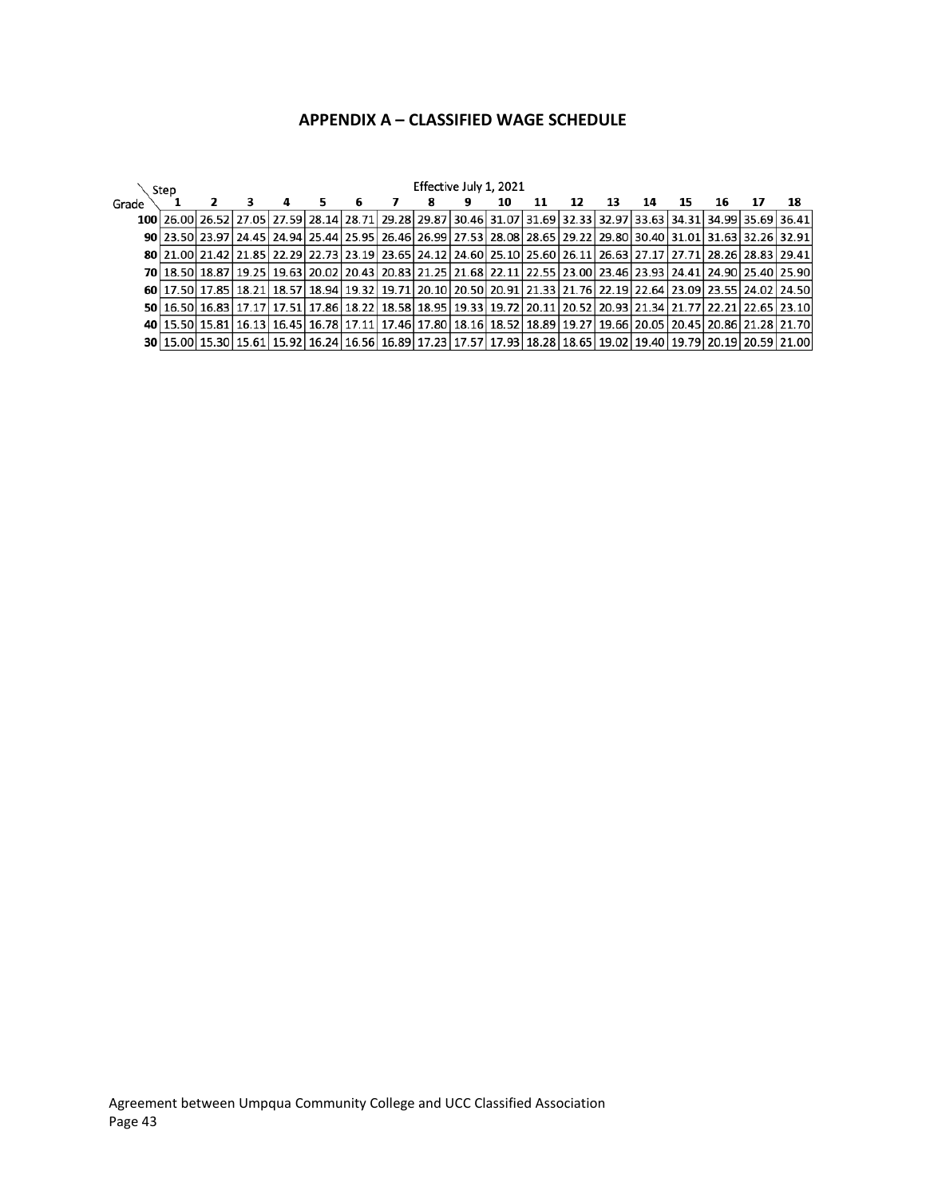## APPENDIX A – CLASSIFIED WAGE SCHEDULE

Effective July 1, 2021

| Grade \ Step | 1 | 2 | 3 | 4 | 5 | 6 | 7 | 8 | 9 | 10 | 11 | 12 | 13 | 14 | 15 | 16 | 17 | 18 |
|---|---|---|---|---|---|---|---|---|---|---|---|---|---|---|---|---|---|---|
| **100** | 26.00 | 26.52 | 27.05 | 27.59 | 28.14 | 28.71 | 29.28 | 29.87 | 30.46 | 31.07 | 31.69 | 32.33 | 32.97 | 33.63 | 34.31 | 34.99 | 35.69 | 36.41 |
| **90** | 23.50 | 23.97 | 24.45 | 24.94 | 25.44 | 25.95 | 26.46 | 26.99 | 27.53 | 28.08 | 28.65 | 29.22 | 29.80 | 30.40 | 31.01 | 31.63 | 32.26 | 32.91 |
| **80** | 21.00 | 21.42 | 21.85 | 22.29 | 22.73 | 23.19 | 23.65 | 24.12 | 24.60 | 25.10 | 25.60 | 26.11 | 26.63 | 27.17 | 27.71 | 28.26 | 28.83 | 29.41 |
| **70** | 18.50 | 18.87 | 19.25 | 19.63 | 20.02 | 20.43 | 20.83 | 21.25 | 21.68 | 22.11 | 22.55 | 23.00 | 23.46 | 23.93 | 24.41 | 24.90 | 25.40 | 25.90 |
| **60** | 17.50 | 17.85 | 18.21 | 18.57 | 18.94 | 19.32 | 19.71 | 20.10 | 20.50 | 20.91 | 21.33 | 21.76 | 22.19 | 22.64 | 23.09 | 23.55 | 24.02 | 24.50 |
| **50** | 16.50 | 16.83 | 17.17 | 17.51 | 17.86 | 18.22 | 18.58 | 18.95 | 19.33 | 19.72 | 20.11 | 20.52 | 20.93 | 21.34 | 21.77 | 22.21 | 22.65 | 23.10 |
| **40** | 15.50 | 15.81 | 16.13 | 16.45 | 16.78 | 17.11 | 17.46 | 17.80 | 18.16 | 18.52 | 18.89 | 19.27 | 19.66 | 20.05 | 20.45 | 20.86 | 21.28 | 21.70 |
| **30** | 15.00 | 15.30 | 15.61 | 15.92 | 16.24 | 16.56 | 16.89 | 17.23 | 17.57 | 17.93 | 18.28 | 18.65 | 19.02 | 19.40 | 19.79 | 20.19 | 20.59 | 21.00 |

Agreement between Umpqua Community College and UCC Classified Association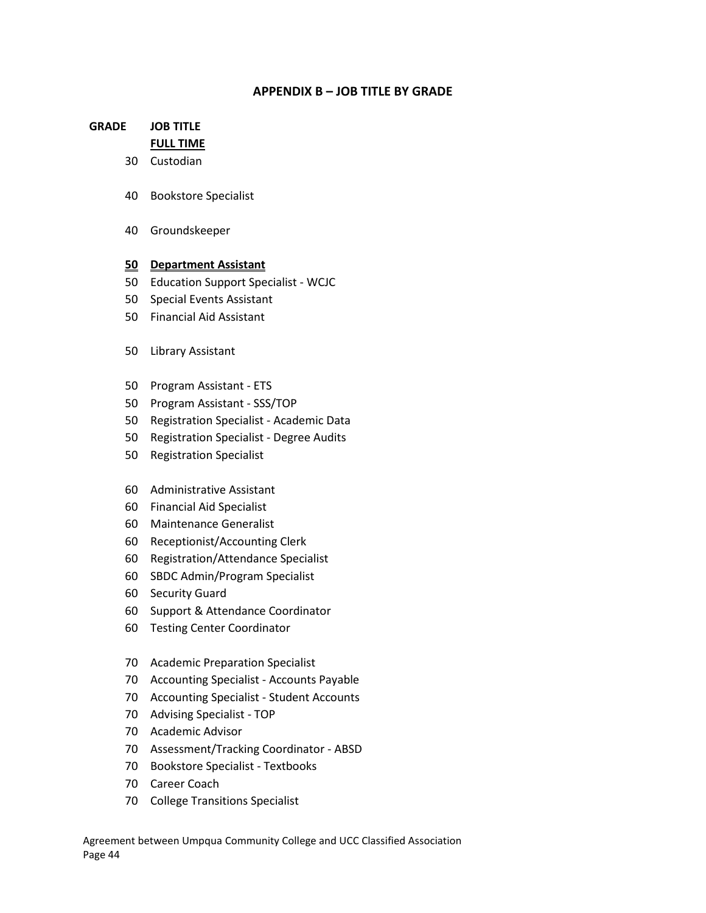## APPENDIX B – JOB TITLE BY GRADE

| GRADE | JOB TITLE |
|---|---|
| | **FULL TIME** |
| 30 | Custodian |
| 40 | Bookstore Specialist |
| 40 | Groundskeeper |
| **50** | **Department Assistant** |
| 50 | Education Support Specialist - WCJC |
| 50 | Special Events Assistant |
| 50 | Financial Aid Assistant |
| 50 | Library Assistant |
| 50 | Program Assistant - ETS |
| 50 | Program Assistant - SSS/TOP |
| 50 | Registration Specialist - Academic Data |
| 50 | Registration Specialist - Degree Audits |
| 50 | Registration Specialist |
| 60 | Administrative Assistant |
| 60 | Financial Aid Specialist |
| 60 | Maintenance Generalist |
| 60 | Receptionist/Accounting Clerk |
| 60 | Registration/Attendance Specialist |
| 60 | SBDC Admin/Program Specialist |
| 60 | Security Guard |
| 60 | Support & Attendance Coordinator |
| 60 | Testing Center Coordinator |
| 70 | Academic Preparation Specialist |
| 70 | Accounting Specialist - Accounts Payable |
| 70 | Accounting Specialist - Student Accounts |
| 70 | Advising Specialist - TOP |
| 70 | Academic Advisor |
| 70 | Assessment/Tracking Coordinator - ABSD |
| 70 | Bookstore Specialist - Textbooks |
| 70 | Career Coach |
| 70 | College Transitions Specialist |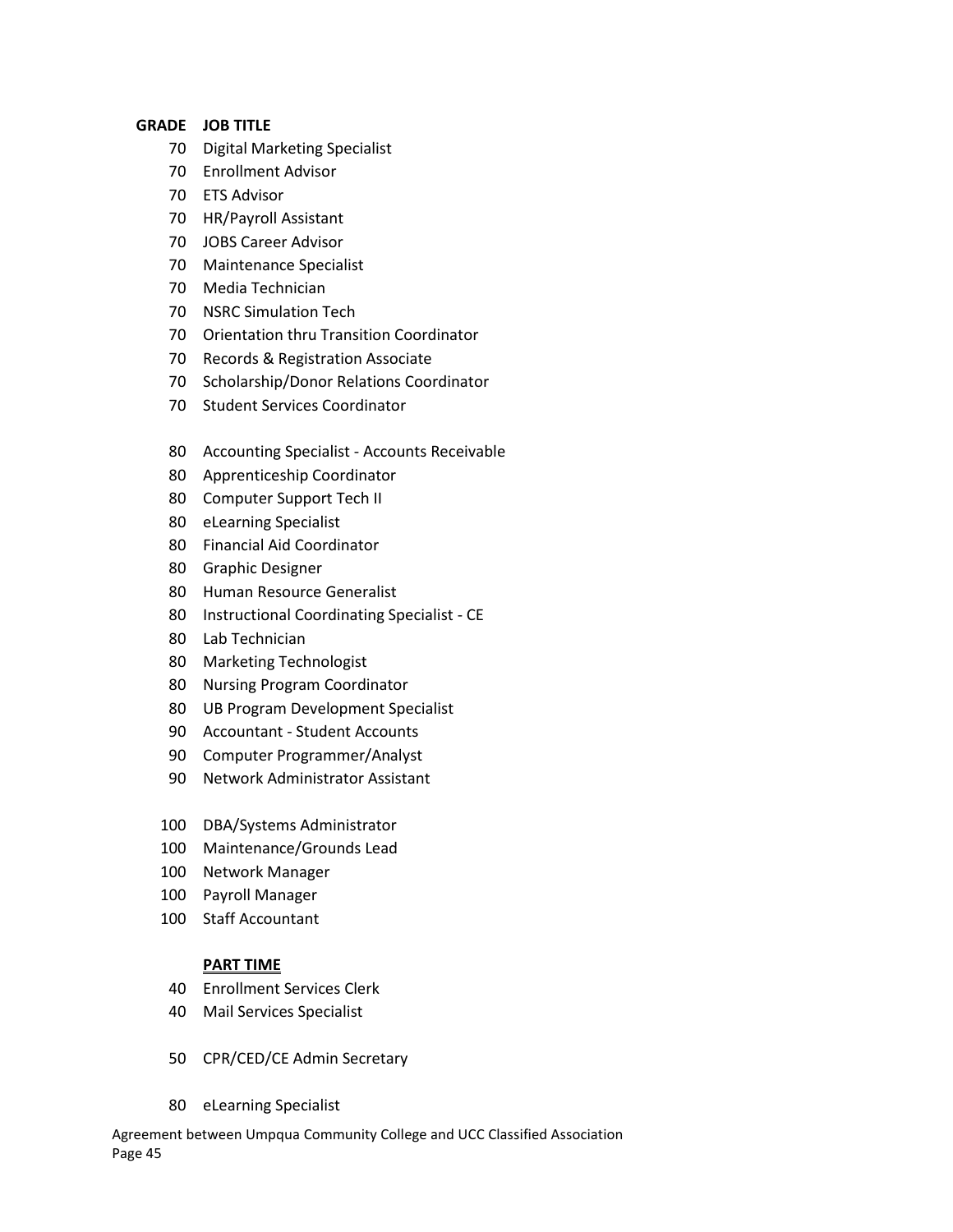| GRADE | JOB TITLE |
|---|---|
| 70 | Digital Marketing Specialist |
| 70 | Enrollment Advisor |
| 70 | ETS Advisor |
| 70 | HR/Payroll Assistant |
| 70 | JOBS Career Advisor |
| 70 | Maintenance Specialist |
| 70 | Media Technician |
| 70 | NSRC Simulation Tech |
| 70 | Orientation thru Transition Coordinator |
| 70 | Records & Registration Associate |
| 70 | Scholarship/Donor Relations Coordinator |
| 70 | Student Services Coordinator |
| | |
| 80 | Accounting Specialist - Accounts Receivable |
| 80 | Apprenticeship Coordinator |
| 80 | Computer Support Tech II |
| 80 | eLearning Specialist |
| 80 | Financial Aid Coordinator |
| 80 | Graphic Designer |
| 80 | Human Resource Generalist |
| 80 | Instructional Coordinating Specialist - CE |
| 80 | Lab Technician |
| 80 | Marketing Technologist |
| 80 | Nursing Program Coordinator |
| 80 | UB Program Development Specialist |
| 90 | Accountant - Student Accounts |
| 90 | Computer Programmer/Analyst |
| 90 | Network Administrator Assistant |
| | |
| 100 | DBA/Systems Administrator |
| 100 | Maintenance/Grounds Lead |
| 100 | Network Manager |
| 100 | Payroll Manager |
| 100 | Staff Accountant |
| | |
| | **PART TIME** |
| 40 | Enrollment Services Clerk |
| 40 | Mail Services Specialist |
| | |
| 50 | CPR/CED/CE Admin Secretary |
| | |
| 80 | eLearning Specialist |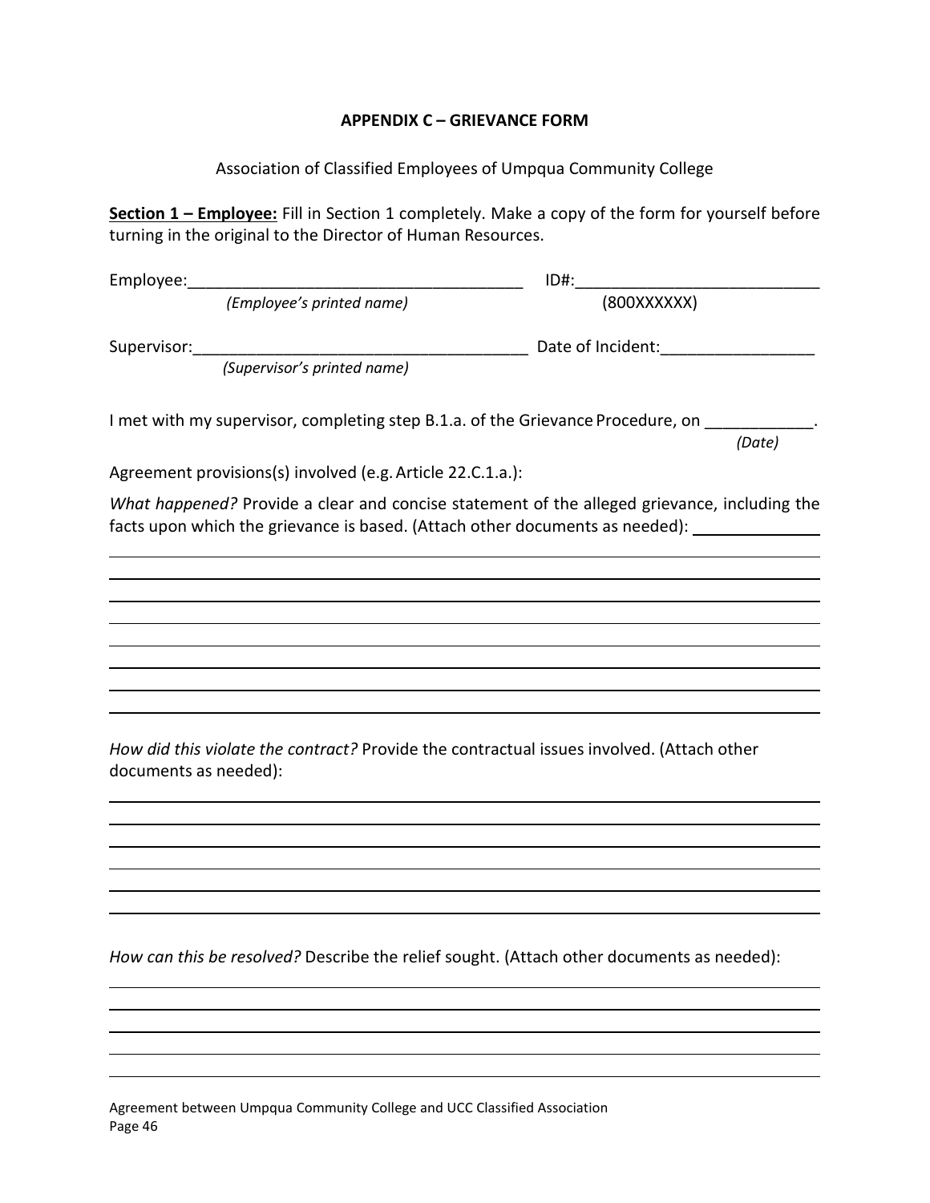## APPENDIX C – GRIEVANCE FORM

Association of Classified Employees of Umpqua Community College

**Section 1 – Employee:** Fill in Section 1 completely. Make a copy of the form for yourself before turning in the original to the Director of Human Resources.

Employee:_____________________________________ ID#:___________________________

*(Employee's printed name)* (800XXXXXX)

Supervisor:_____________________________________ Date of Incident:_________________

*(Supervisor's printed name)*

I met with my supervisor, completing step B.1.a. of the Grievance Procedure, on ____________.

*(Date)*

Agreement provisions(s) involved (e.g. Article 22.C.1.a.):

*What happened?* Provide a clear and concise statement of the alleged grievance, including the facts upon which the grievance is based. (Attach other documents as needed): ______________

_______________________________________________________________________________

_______________________________________________________________________________

_______________________________________________________________________________

_______________________________________________________________________________

_______________________________________________________________________________

_______________________________________________________________________________

_______________________________________________________________________________

_______________________________________________________________________________

*How did this violate the contract?* Provide the contractual issues involved. (Attach other documents as needed):

_______________________________________________________________________________

_______________________________________________________________________________

_______________________________________________________________________________

_______________________________________________________________________________

_______________________________________________________________________________

_______________________________________________________________________________

*How can this be resolved?* Describe the relief sought. (Attach other documents as needed):

_______________________________________________________________________________

_______________________________________________________________________________

_______________________________________________________________________________

_______________________________________________________________________________

_______________________________________________________________________________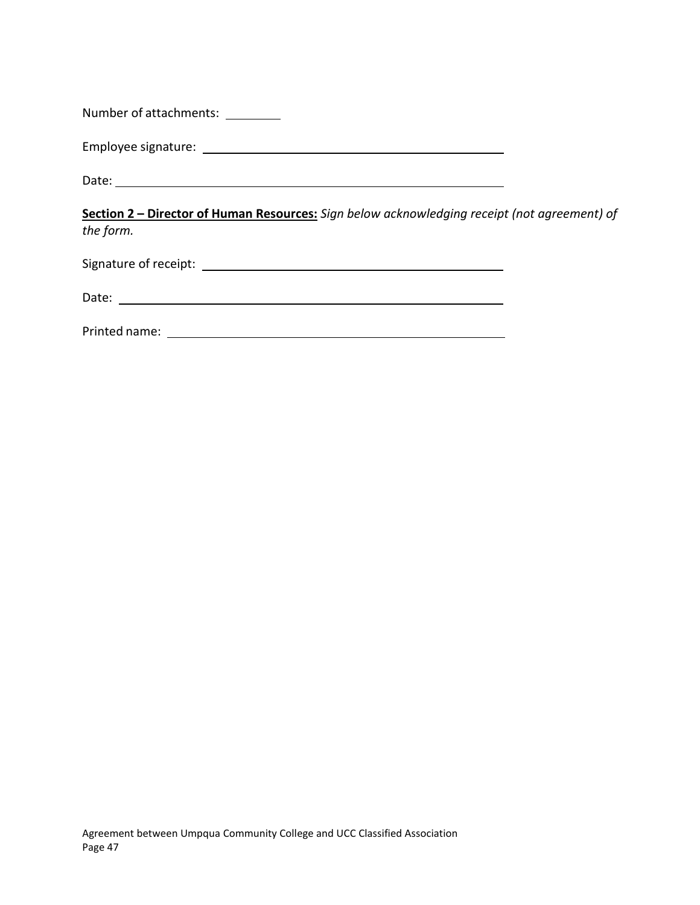Number of attachments: ________

Employee signature: ____________________________________________

Date: ____________________________________________________

**Section 2 – Director of Human Resources:** *Sign below acknowledging receipt (not agreement) of the form.*

Signature of receipt: ____________________________________________

Date: ____________________________________________________

Printed name: ____________________________________________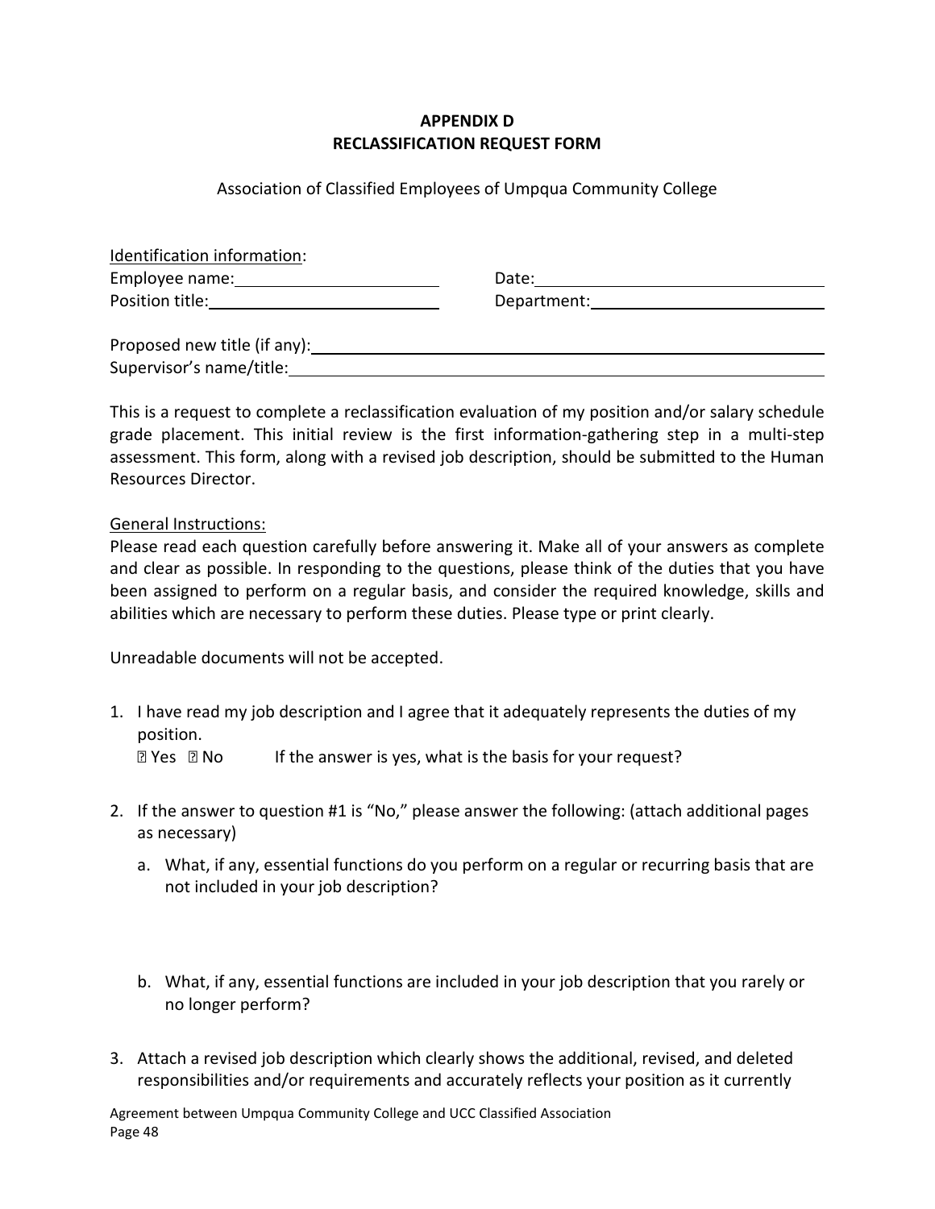**APPENDIX D**
**RECLASSIFICATION REQUEST FORM**

Association of Classified Employees of Umpqua Community College

Identification information:

Employee name:\_\_\_\_\_\_\_\_\_\_\_\_\_\_\_\_\_\_\_\_\_\_\_\_ Date:\_\_\_\_\_\_\_\_\_\_\_\_\_\_\_\_\_\_\_\_\_\_\_\_\_\_\_\_\_\_

Position title:\_\_\_\_\_\_\_\_\_\_\_\_\_\_\_\_\_\_\_\_\_\_\_\_\_\_ Department:\_\_\_\_\_\_\_\_\_\_\_\_\_\_\_\_\_\_\_\_\_\_\_\_\_\_

Proposed new title (if any):\_\_\_\_\_\_\_\_\_\_\_\_\_\_\_\_\_\_\_\_\_\_\_\_\_\_\_\_\_\_\_\_\_\_\_\_\_\_\_\_\_\_\_\_\_\_\_\_\_\_\_\_\_\_\_\_\_\_

Supervisor's name/title:\_\_\_\_\_\_\_\_\_\_\_\_\_\_\_\_\_\_\_\_\_\_\_\_\_\_\_\_\_\_\_\_\_\_\_\_\_\_\_\_\_\_\_\_\_\_\_\_\_\_\_\_\_\_\_\_\_\_\_\_\_\_

This is a request to complete a reclassification evaluation of my position and/or salary schedule grade placement. This initial review is the first information-gathering step in a multi-step assessment. This form, along with a revised job description, should be submitted to the Human Resources Director.

General Instructions:

Please read each question carefully before answering it. Make all of your answers as complete and clear as possible. In responding to the questions, please think of the duties that you have been assigned to perform on a regular basis, and consider the required knowledge, skills and abilities which are necessary to perform these duties. Please type or print clearly.

Unreadable documents will not be accepted.

1. I have read my job description and I agree that it adequately represents the duties of my position.

   ☐ Yes ☐ No    If the answer is yes, what is the basis for your request?

2. If the answer to question #1 is "No," please answer the following: (attach additional pages as necessary)

   a. What, if any, essential functions do you perform on a regular or recurring basis that are not included in your job description?

   b. What, if any, essential functions are included in your job description that you rarely or no longer perform?

3. Attach a revised job description which clearly shows the additional, revised, and deleted responsibilities and/or requirements and accurately reflects your position as it currently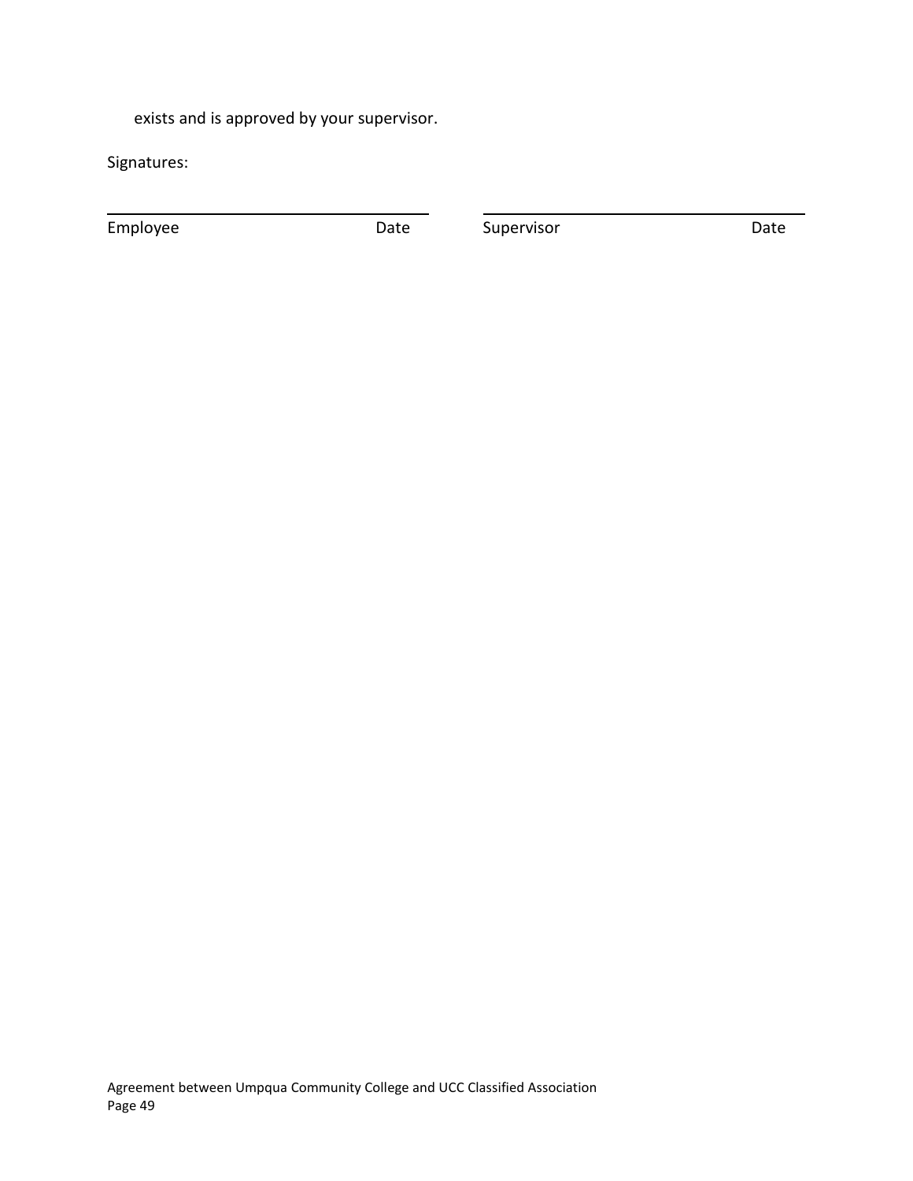exists and is approved by your supervisor.

Signatures:

| ______________________________ | | ______________________________ | |
|---|---|---|---|
| Employee | Date | Supervisor | Date |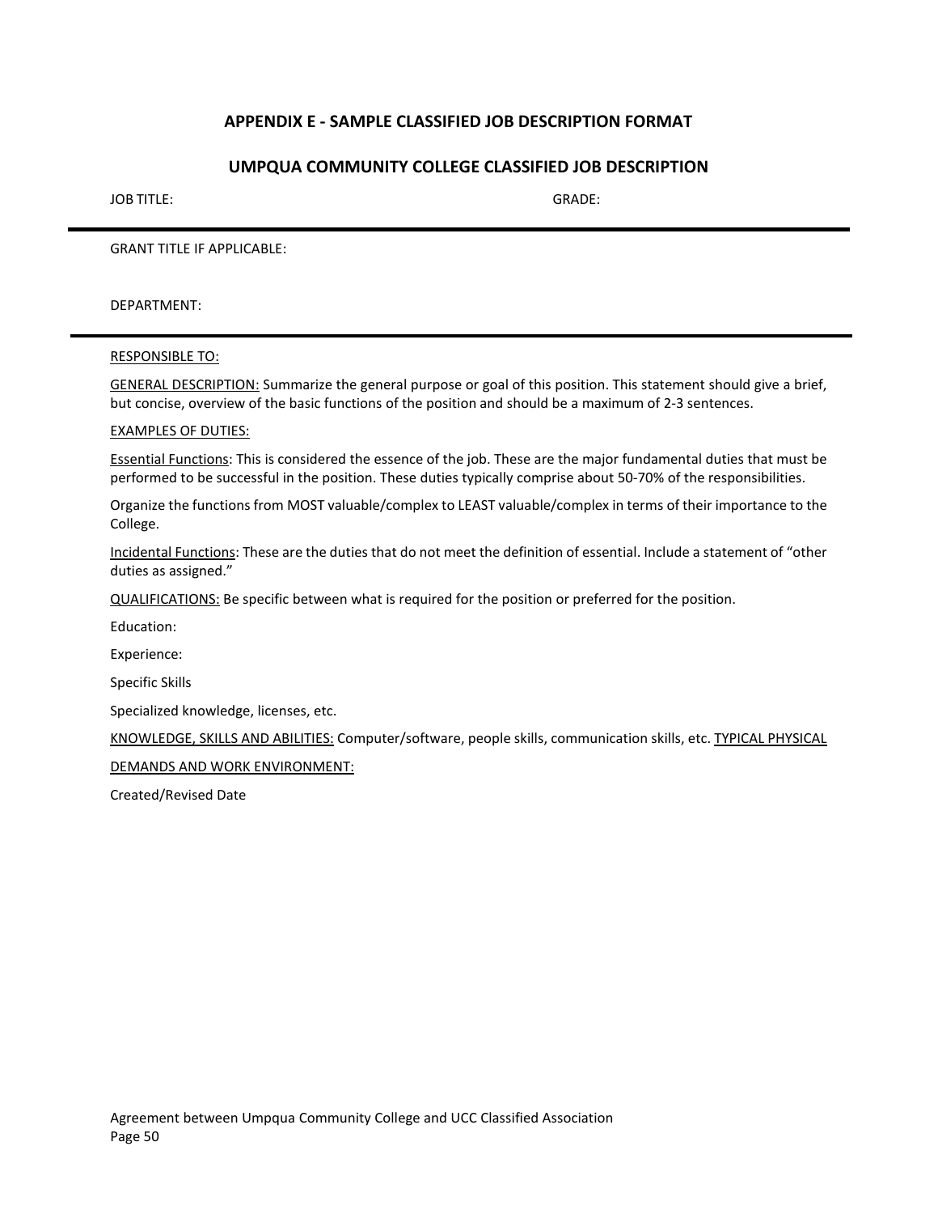## APPENDIX E - SAMPLE CLASSIFIED JOB DESCRIPTION FORMAT

## UMPQUA COMMUNITY COLLEGE CLASSIFIED JOB DESCRIPTION

JOB TITLE: GRADE:

---

GRANT TITLE IF APPLICABLE:

DEPARTMENT:

---

RESPONSIBLE TO:

GENERAL DESCRIPTION: Summarize the general purpose or goal of this position. This statement should give a brief, but concise, overview of the basic functions of the position and should be a maximum of 2-3 sentences.

EXAMPLES OF DUTIES:

Essential Functions: This is considered the essence of the job. These are the major fundamental duties that must be performed to be successful in the position. These duties typically comprise about 50-70% of the responsibilities.

Organize the functions from MOST valuable/complex to LEAST valuable/complex in terms of their importance to the College.

Incidental Functions: These are the duties that do not meet the definition of essential. Include a statement of "other duties as assigned."

QUALIFICATIONS: Be specific between what is required for the position or preferred for the position.

Education:

Experience:

Specific Skills

Specialized knowledge, licenses, etc.

KNOWLEDGE, SKILLS AND ABILITIES: Computer/software, people skills, communication skills, etc. TYPICAL PHYSICAL DEMANDS AND WORK ENVIRONMENT:

Created/Revised Date